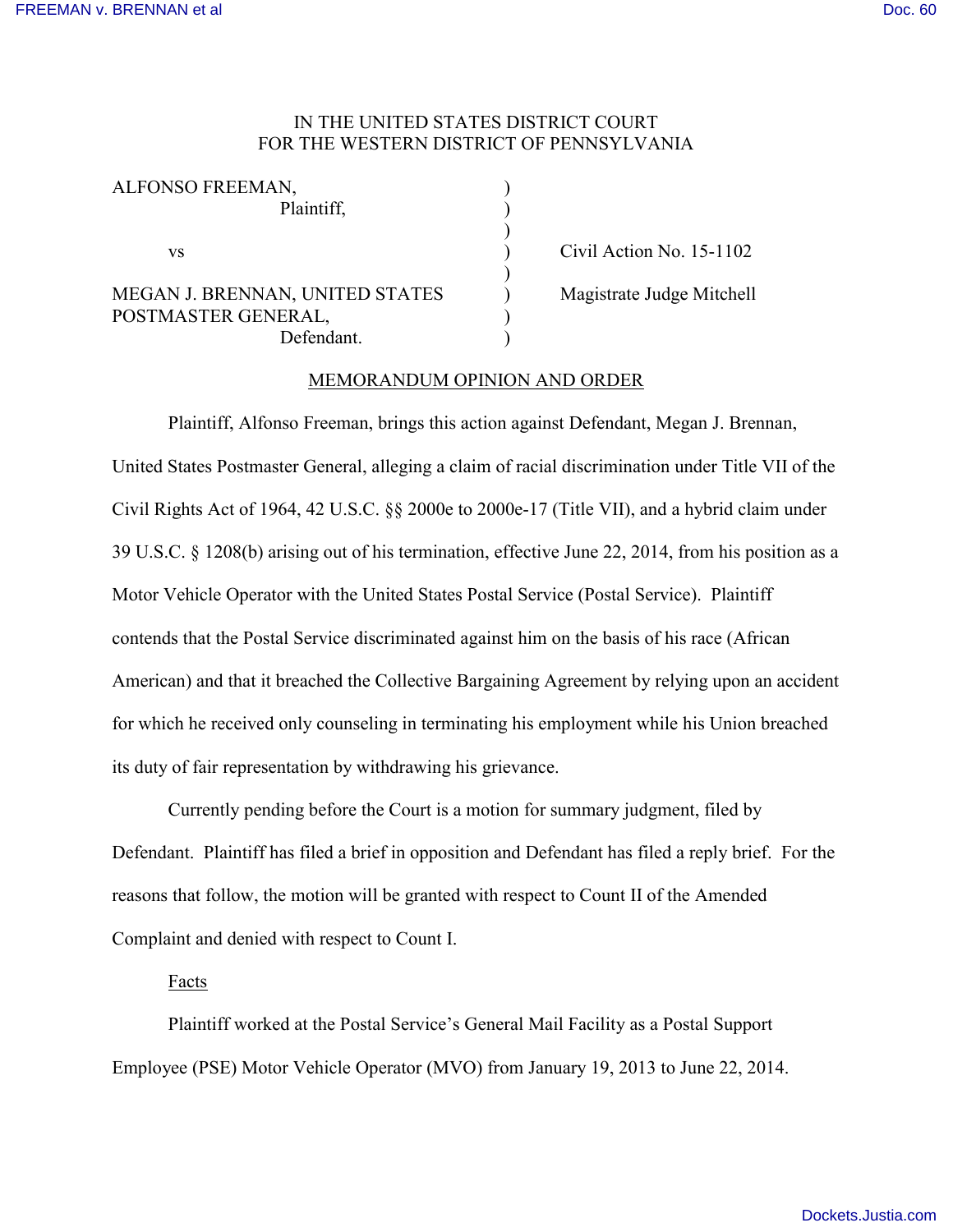IN THE UNITED STATES DISTRICT COURT
FOR THE WESTERN DISTRICT OF PENNSYLVANIA

| | | |
|---|---|---|
| ALFONSO FREEMAN, Plaintiff, | ) | |
| vs | ) | Civil Action No. 15-1102 |
| MEGAN J. BRENNAN, UNITED STATES POSTMASTER GENERAL, Defendant. | ) | Magistrate Judge Mitchell |

MEMORANDUM OPINION AND ORDER

Plaintiff, Alfonso Freeman, brings this action against Defendant, Megan J. Brennan, United States Postmaster General, alleging a claim of racial discrimination under Title VII of the Civil Rights Act of 1964, 42 U.S.C. §§ 2000e to 2000e-17 (Title VII), and a hybrid claim under 39 U.S.C. § 1208(b) arising out of his termination, effective June 22, 2014, from his position as a Motor Vehicle Operator with the United States Postal Service (Postal Service). Plaintiff contends that the Postal Service discriminated against him on the basis of his race (African American) and that it breached the Collective Bargaining Agreement by relying upon an accident for which he received only counseling in terminating his employment while his Union breached its duty of fair representation by withdrawing his grievance.

Currently pending before the Court is a motion for summary judgment, filed by Defendant. Plaintiff has filed a brief in opposition and Defendant has filed a reply brief. For the reasons that follow, the motion will be granted with respect to Count II of the Amended Complaint and denied with respect to Count I.

Facts

Plaintiff worked at the Postal Service's General Mail Facility as a Postal Support Employee (PSE) Motor Vehicle Operator (MVO) from January 19, 2013 to June 22, 2014.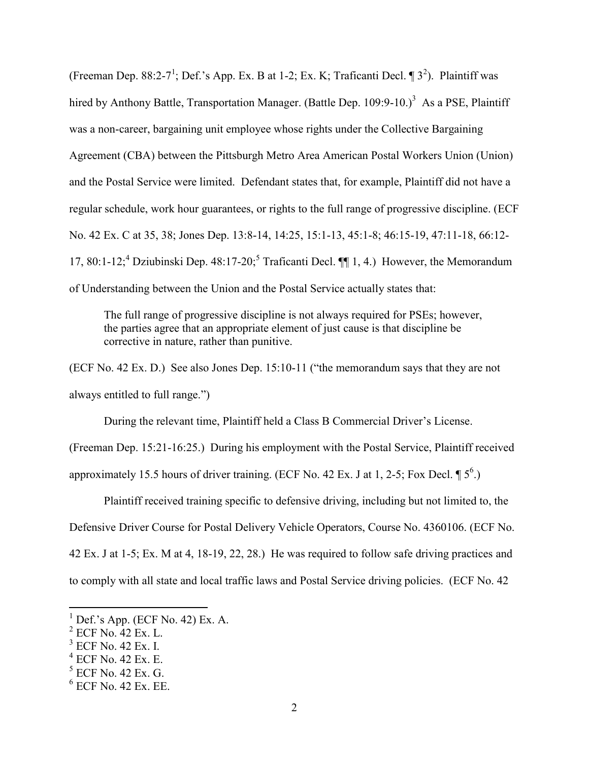(Freeman Dep. 88:2-7[1]; Def.'s App. Ex. B at 1-2; Ex. K; Traficanti Decl. ¶ 3[2]). Plaintiff was hired by Anthony Battle, Transportation Manager. (Battle Dep. 109:9-10.)[3] As a PSE, Plaintiff was a non-career, bargaining unit employee whose rights under the Collective Bargaining Agreement (CBA) between the Pittsburgh Metro Area American Postal Workers Union (Union) and the Postal Service were limited. Defendant states that, for example, Plaintiff did not have a regular schedule, work hour guarantees, or rights to the full range of progressive discipline. (ECF No. 42 Ex. C at 35, 38; Jones Dep. 13:8-14, 14:25, 15:1-13, 45:1-8; 46:15-19, 47:11-18, 66:12-17, 80:1-12;[4] Dziubinski Dep. 48:17-20;[5] Traficanti Decl. ¶¶ 1, 4.) However, the Memorandum of Understanding between the Union and the Postal Service actually states that:

> The full range of progressive discipline is not always required for PSEs; however, the parties agree that an appropriate element of just cause is that discipline be corrective in nature, rather than punitive.

(ECF No. 42 Ex. D.) See also Jones Dep. 15:10-11 ("the memorandum says that they are not always entitled to full range.")

During the relevant time, Plaintiff held a Class B Commercial Driver's License. (Freeman Dep. 15:21-16:25.) During his employment with the Postal Service, Plaintiff received approximately 15.5 hours of driver training. (ECF No. 42 Ex. J at 1, 2-5; Fox Decl. ¶ 5[6].)

Plaintiff received training specific to defensive driving, including but not limited to, the Defensive Driver Course for Postal Delivery Vehicle Operators, Course No. 4360106. (ECF No. 42 Ex. J at 1-5; Ex. M at 4, 18-19, 22, 28.) He was required to follow safe driving practices and to comply with all state and local traffic laws and Postal Service driving policies. (ECF No. 42

---

[1] Def.'s App. (ECF No. 42) Ex. A.

[2] ECF No. 42 Ex. L.

[3] ECF No. 42 Ex. I.

[4] ECF No. 42 Ex. E.

[5] ECF No. 42 Ex. G.

[6] ECF No. 42 Ex. EE.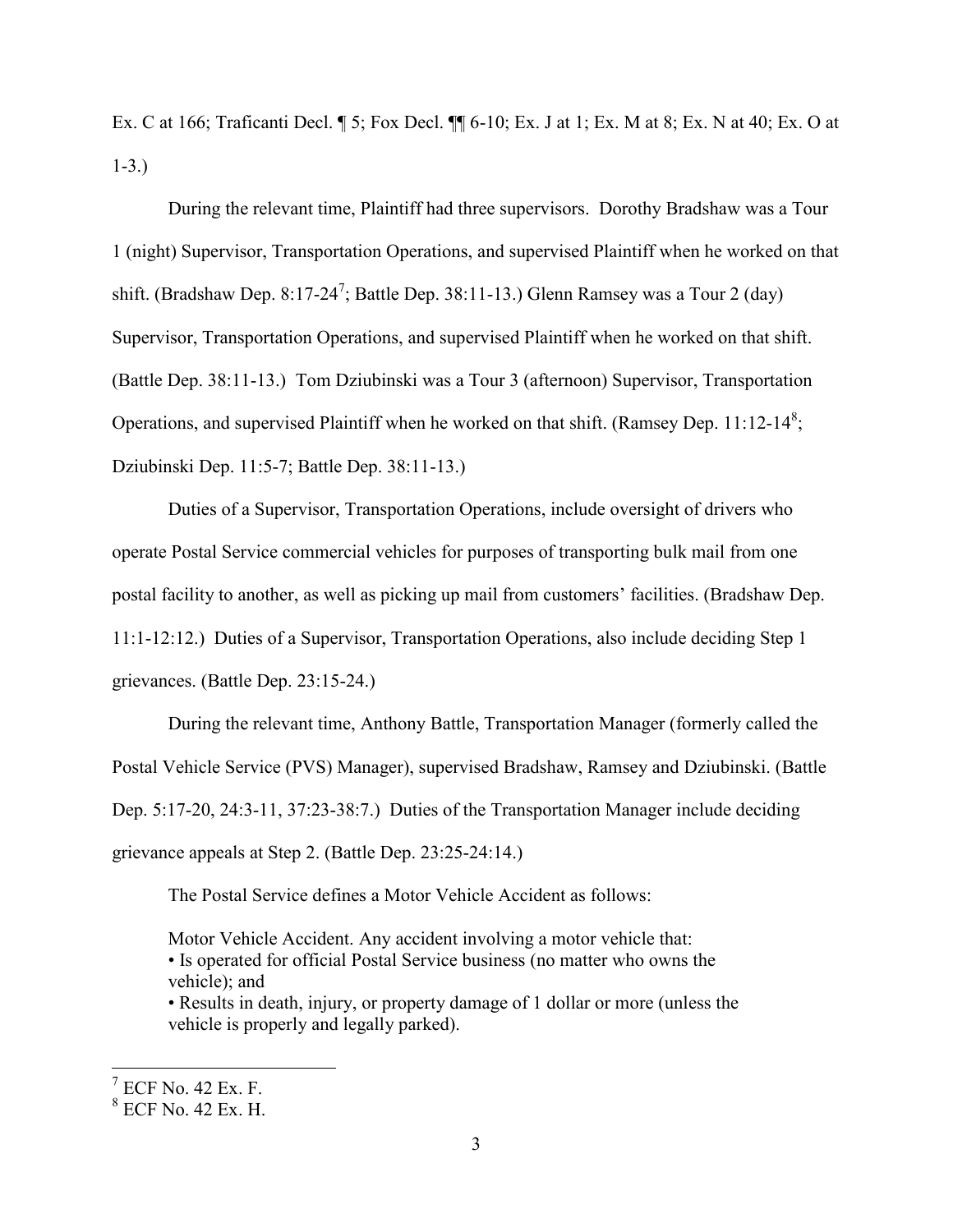Ex. C at 166; Traficanti Decl. ¶ 5; Fox Decl. ¶¶ 6-10; Ex. J at 1; Ex. M at 8; Ex. N at 40; Ex. O at 1-3.)

During the relevant time, Plaintiff had three supervisors. Dorothy Bradshaw was a Tour 1 (night) Supervisor, Transportation Operations, and supervised Plaintiff when he worked on that shift. (Bradshaw Dep. 8:17-24[7]; Battle Dep. 38:11-13.) Glenn Ramsey was a Tour 2 (day) Supervisor, Transportation Operations, and supervised Plaintiff when he worked on that shift. (Battle Dep. 38:11-13.) Tom Dziubinski was a Tour 3 (afternoon) Supervisor, Transportation Operations, and supervised Plaintiff when he worked on that shift. (Ramsey Dep. 11:12-14[8]; Dziubinski Dep. 11:5-7; Battle Dep. 38:11-13.)

Duties of a Supervisor, Transportation Operations, include oversight of drivers who operate Postal Service commercial vehicles for purposes of transporting bulk mail from one postal facility to another, as well as picking up mail from customers' facilities. (Bradshaw Dep. 11:1-12:12.) Duties of a Supervisor, Transportation Operations, also include deciding Step 1 grievances. (Battle Dep. 23:15-24.)

During the relevant time, Anthony Battle, Transportation Manager (formerly called the Postal Vehicle Service (PVS) Manager), supervised Bradshaw, Ramsey and Dziubinski. (Battle Dep. 5:17-20, 24:3-11, 37:23-38:7.) Duties of the Transportation Manager include deciding grievance appeals at Step 2. (Battle Dep. 23:25-24:14.)

The Postal Service defines a Motor Vehicle Accident as follows:

> Motor Vehicle Accident. Any accident involving a motor vehicle that:
> - Is operated for official Postal Service business (no matter who owns the vehicle); and
> - Results in death, injury, or property damage of 1 dollar or more (unless the vehicle is properly and legally parked).

---

[7] ECF No. 42 Ex. F.

[8] ECF No. 42 Ex. H.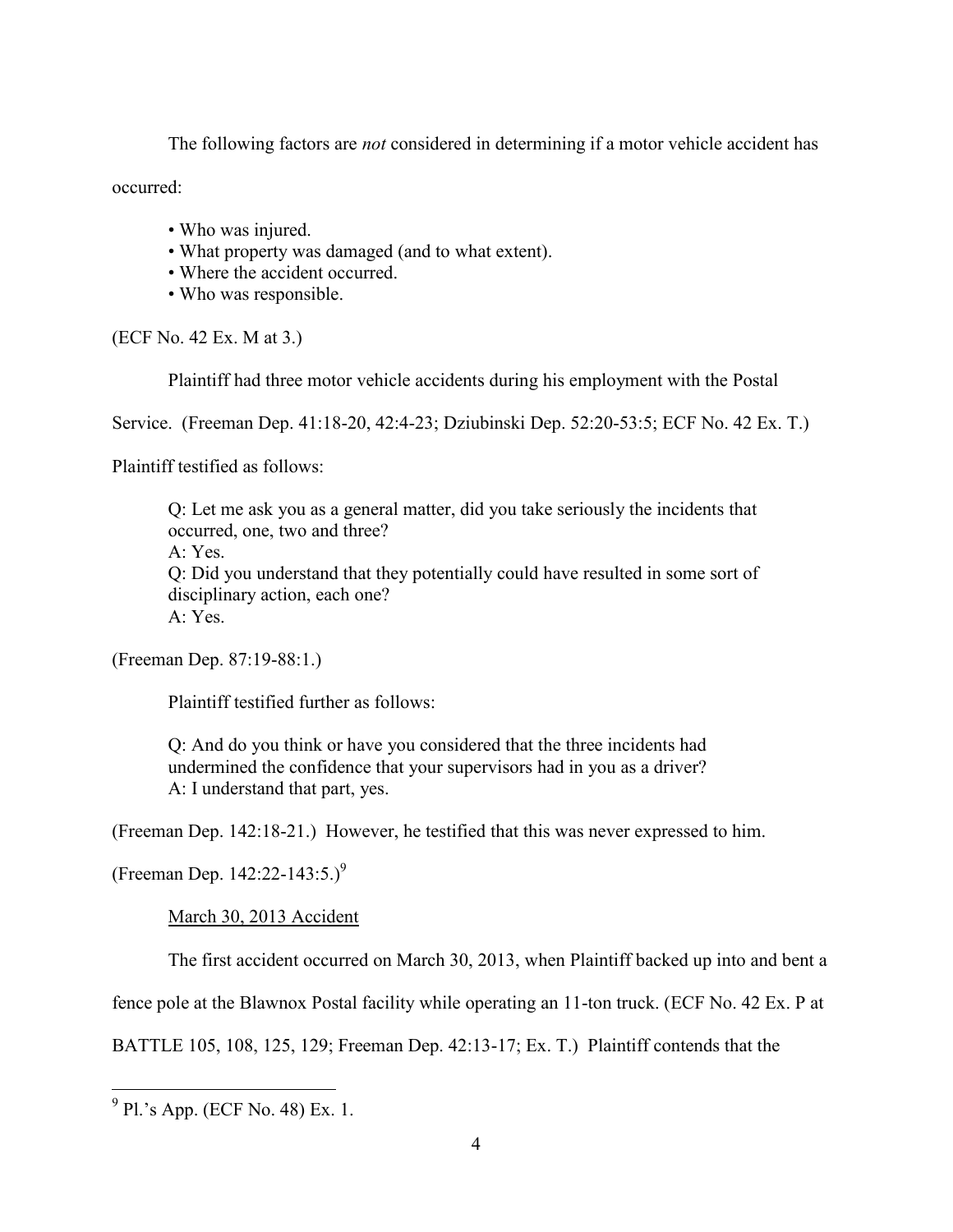The following factors are *not* considered in determining if a motor vehicle accident has occurred:

- Who was injured.
- What property was damaged (and to what extent).
- Where the accident occurred.
- Who was responsible.

(ECF No. 42 Ex. M at 3.)

Plaintiff had three motor vehicle accidents during his employment with the Postal Service. (Freeman Dep. 41:18-20, 42:4-23; Dziubinski Dep. 52:20-53:5; ECF No. 42 Ex. T.)

Plaintiff testified as follows:

> Q: Let me ask you as a general matter, did you take seriously the incidents that occurred, one, two and three?
> A: Yes.
> Q: Did you understand that they potentially could have resulted in some sort of disciplinary action, each one?
> A: Yes.

(Freeman Dep. 87:19-88:1.)

Plaintiff testified further as follows:

> Q: And do you think or have you considered that the three incidents had undermined the confidence that your supervisors had in you as a driver?
> A: I understand that part, yes.

(Freeman Dep. 142:18-21.) However, he testified that this was never expressed to him. (Freeman Dep. 142:22-143:5.)[9]

<u>March 30, 2013 Accident</u>

The first accident occurred on March 30, 2013, when Plaintiff backed up into and bent a fence pole at the Blawnox Postal facility while operating an 11-ton truck. (ECF No. 42 Ex. P at BATTLE 105, 108, 125, 129; Freeman Dep. 42:13-17; Ex. T.) Plaintiff contends that the

---

[9] Pl.'s App. (ECF No. 48) Ex. 1.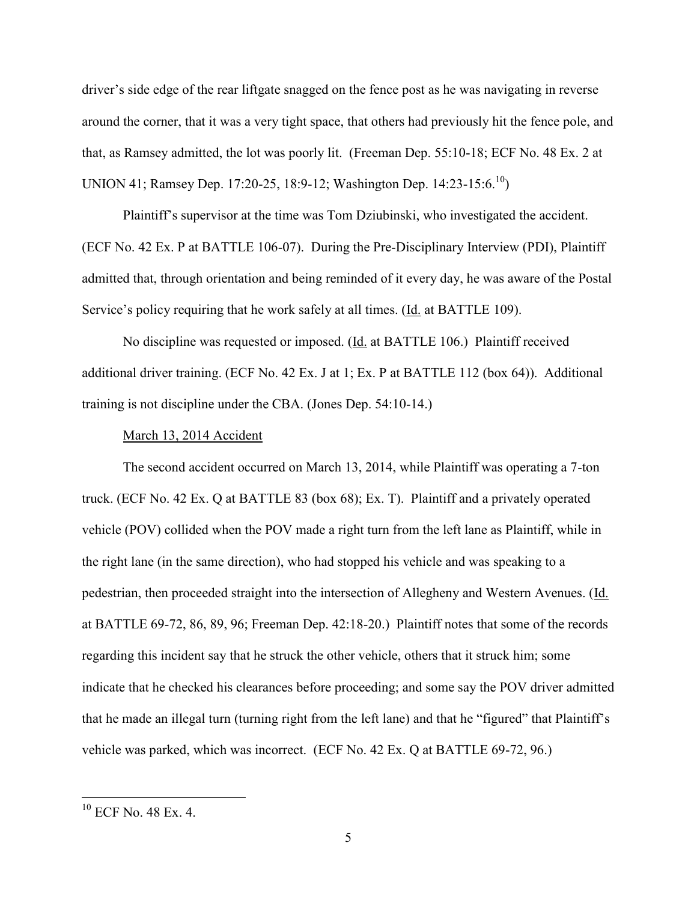driver's side edge of the rear liftgate snagged on the fence post as he was navigating in reverse around the corner, that it was a very tight space, that others had previously hit the fence pole, and that, as Ramsey admitted, the lot was poorly lit. (Freeman Dep. 55:10-18; ECF No. 48 Ex. 2 at UNION 41; Ramsey Dep. 17:20-25, 18:9-12; Washington Dep. 14:23-15:6.[10])

Plaintiff's supervisor at the time was Tom Dziubinski, who investigated the accident. (ECF No. 42 Ex. P at BATTLE 106-07). During the Pre-Disciplinary Interview (PDI), Plaintiff admitted that, through orientation and being reminded of it every day, he was aware of the Postal Service's policy requiring that he work safely at all times. (Id. at BATTLE 109).

No discipline was requested or imposed. (Id. at BATTLE 106.) Plaintiff received additional driver training. (ECF No. 42 Ex. J at 1; Ex. P at BATTLE 112 (box 64)). Additional training is not discipline under the CBA. (Jones Dep. 54:10-14.)

March 13, 2014 Accident

The second accident occurred on March 13, 2014, while Plaintiff was operating a 7-ton truck. (ECF No. 42 Ex. Q at BATTLE 83 (box 68); Ex. T). Plaintiff and a privately operated vehicle (POV) collided when the POV made a right turn from the left lane as Plaintiff, while in the right lane (in the same direction), who had stopped his vehicle and was speaking to a pedestrian, then proceeded straight into the intersection of Allegheny and Western Avenues. (Id. at BATTLE 69-72, 86, 89, 96; Freeman Dep. 42:18-20.) Plaintiff notes that some of the records regarding this incident say that he struck the other vehicle, others that it struck him; some indicate that he checked his clearances before proceeding; and some say the POV driver admitted that he made an illegal turn (turning right from the left lane) and that he "figured" that Plaintiff's vehicle was parked, which was incorrect. (ECF No. 42 Ex. Q at BATTLE 69-72, 96.)

---

[10] ECF No. 48 Ex. 4.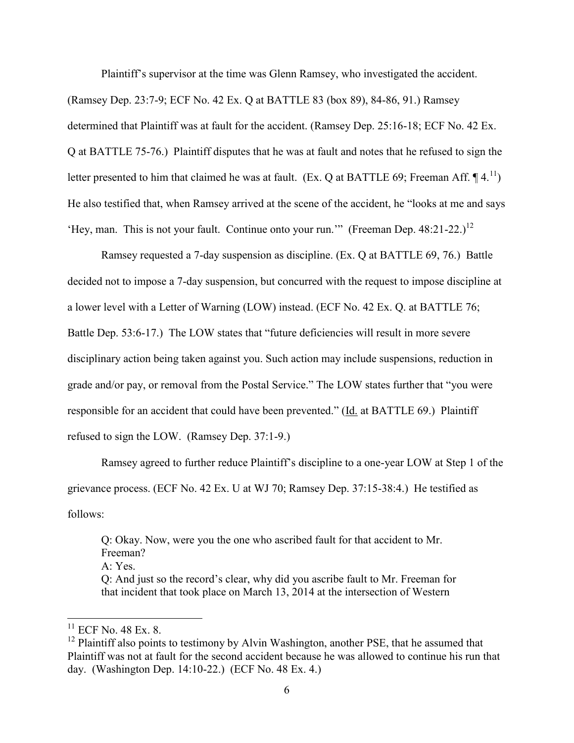Plaintiff's supervisor at the time was Glenn Ramsey, who investigated the accident. (Ramsey Dep. 23:7-9; ECF No. 42 Ex. Q at BATTLE 83 (box 89), 84-86, 91.) Ramsey determined that Plaintiff was at fault for the accident. (Ramsey Dep. 25:16-18; ECF No. 42 Ex. Q at BATTLE 75-76.) Plaintiff disputes that he was at fault and notes that he refused to sign the letter presented to him that claimed he was at fault. (Ex. Q at BATTLE 69; Freeman Aff. ¶ 4.[11]) He also testified that, when Ramsey arrived at the scene of the accident, he "looks at me and says 'Hey, man. This is not your fault. Continue onto your run.'" (Freeman Dep. 48:21-22.)[12]

Ramsey requested a 7-day suspension as discipline. (Ex. Q at BATTLE 69, 76.) Battle decided not to impose a 7-day suspension, but concurred with the request to impose discipline at a lower level with a Letter of Warning (LOW) instead. (ECF No. 42 Ex. Q. at BATTLE 76; Battle Dep. 53:6-17.) The LOW states that "future deficiencies will result in more severe disciplinary action being taken against you. Such action may include suspensions, reduction in grade and/or pay, or removal from the Postal Service." The LOW states further that "you were responsible for an accident that could have been prevented." (Id. at BATTLE 69.) Plaintiff refused to sign the LOW. (Ramsey Dep. 37:1-9.)

Ramsey agreed to further reduce Plaintiff's discipline to a one-year LOW at Step 1 of the grievance process. (ECF No. 42 Ex. U at WJ 70; Ramsey Dep. 37:15-38:4.) He testified as follows:

> Q: Okay. Now, were you the one who ascribed fault for that accident to Mr. Freeman?
> A: Yes.
> Q: And just so the record's clear, why did you ascribe fault to Mr. Freeman for that incident that took place on March 13, 2014 at the intersection of Western

---

[11] ECF No. 48 Ex. 8.

[12] Plaintiff also points to testimony by Alvin Washington, another PSE, that he assumed that Plaintiff was not at fault for the second accident because he was allowed to continue his run that day. (Washington Dep. 14:10-22.) (ECF No. 48 Ex. 4.)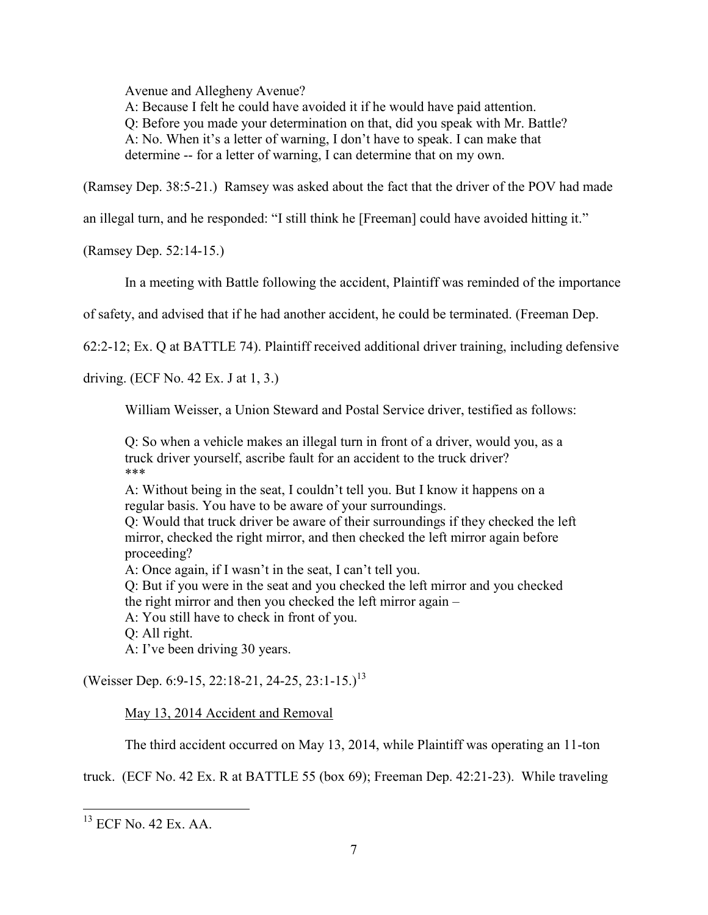Avenue and Allegheny Avenue?

A: Because I felt he could have avoided it if he would have paid attention.

Q: Before you made your determination on that, did you speak with Mr. Battle?

A: No. When it's a letter of warning, I don't have to speak. I can make that determine -- for a letter of warning, I can determine that on my own.

(Ramsey Dep. 38:5-21.) Ramsey was asked about the fact that the driver of the POV had made an illegal turn, and he responded: "I still think he [Freeman] could have avoided hitting it." (Ramsey Dep. 52:14-15.)

In a meeting with Battle following the accident, Plaintiff was reminded of the importance of safety, and advised that if he had another accident, he could be terminated. (Freeman Dep. 62:2-12; Ex. Q at BATTLE 74). Plaintiff received additional driver training, including defensive driving. (ECF No. 42 Ex. J at 1, 3.)

William Weisser, a Union Steward and Postal Service driver, testified as follows:

Q: So when a vehicle makes an illegal turn in front of a driver, would you, as a truck driver yourself, ascribe fault for an accident to the truck driver?

***

A: Without being in the seat, I couldn't tell you. But I know it happens on a regular basis. You have to be aware of your surroundings.

Q: Would that truck driver be aware of their surroundings if they checked the left mirror, checked the right mirror, and then checked the left mirror again before proceeding?

A: Once again, if I wasn't in the seat, I can't tell you.

Q: But if you were in the seat and you checked the left mirror and you checked the right mirror and then you checked the left mirror again –

A: You still have to check in front of you.

Q: All right.

A: I've been driving 30 years.

(Weisser Dep. 6:9-15, 22:18-21, 24-25, 23:1-15.)[13]

<u>May 13, 2014 Accident and Removal</u>

The third accident occurred on May 13, 2014, while Plaintiff was operating an 11-ton truck. (ECF No. 42 Ex. R at BATTLE 55 (box 69); Freeman Dep. 42:21-23). While traveling

[13] ECF No. 42 Ex. AA.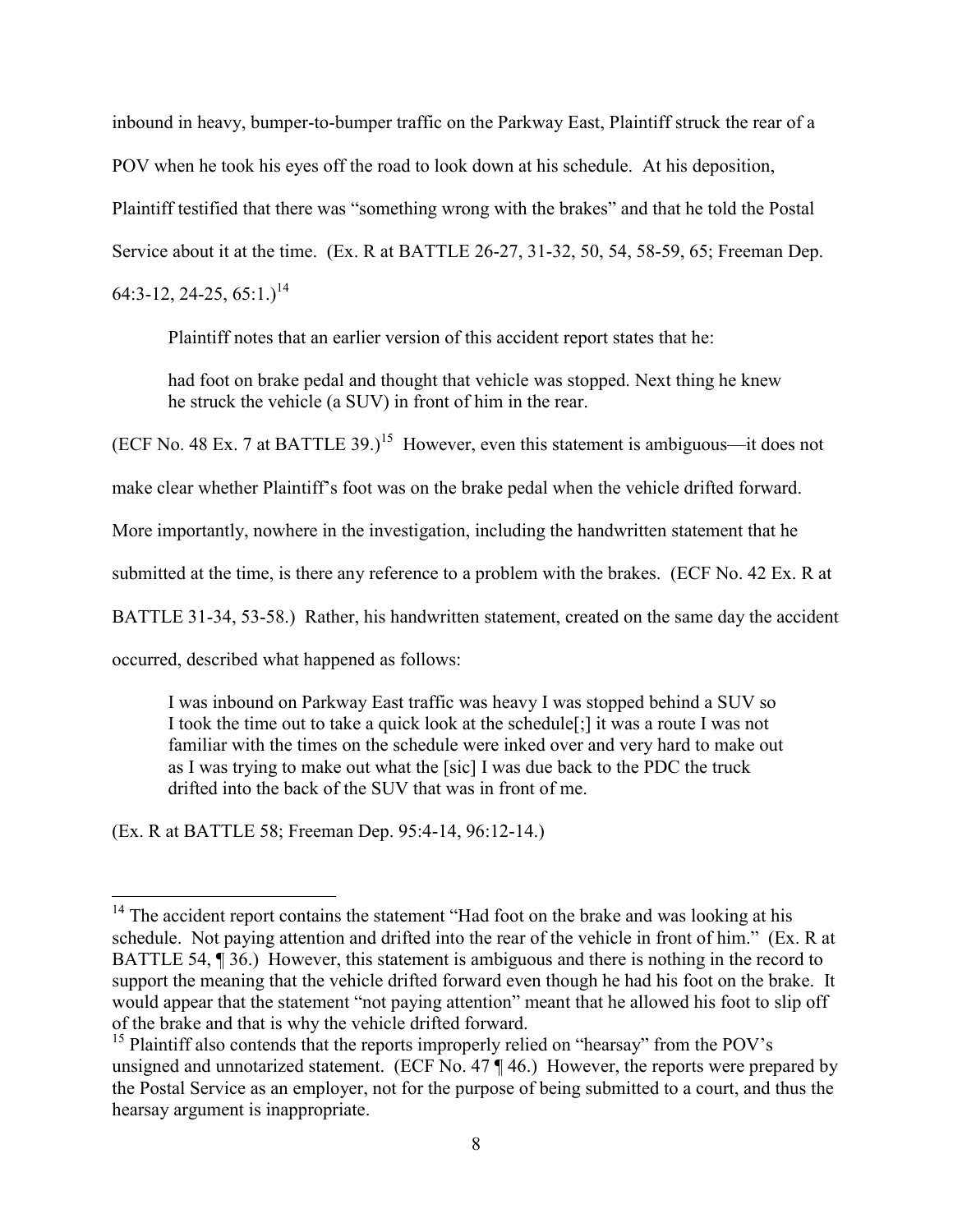inbound in heavy, bumper-to-bumper traffic on the Parkway East, Plaintiff struck the rear of a POV when he took his eyes off the road to look down at his schedule. At his deposition, Plaintiff testified that there was "something wrong with the brakes" and that he told the Postal Service about it at the time. (Ex. R at BATTLE 26-27, 31-32, 50, 54, 58-59, 65; Freeman Dep. 64:3-12, 24-25, 65:1.)[14]

Plaintiff notes that an earlier version of this accident report states that he:

> had foot on brake pedal and thought that vehicle was stopped. Next thing he knew he struck the vehicle (a SUV) in front of him in the rear.

(ECF No. 48 Ex. 7 at BATTLE 39.)[15] However, even this statement is ambiguous—it does not make clear whether Plaintiff's foot was on the brake pedal when the vehicle drifted forward. More importantly, nowhere in the investigation, including the handwritten statement that he submitted at the time, is there any reference to a problem with the brakes. (ECF No. 42 Ex. R at BATTLE 31-34, 53-58.) Rather, his handwritten statement, created on the same day the accident occurred, described what happened as follows:

> I was inbound on Parkway East traffic was heavy I was stopped behind a SUV so I took the time out to take a quick look at the schedule[;] it was a route I was not familiar with the times on the schedule were inked over and very hard to make out as I was trying to make out what the [sic] I was due back to the PDC the truck drifted into the back of the SUV that was in front of me.

(Ex. R at BATTLE 58; Freeman Dep. 95:4-14, 96:12-14.)

---

[14] The accident report contains the statement "Had foot on the brake and was looking at his schedule. Not paying attention and drifted into the rear of the vehicle in front of him." (Ex. R at BATTLE 54, ¶ 36.) However, this statement is ambiguous and there is nothing in the record to support the meaning that the vehicle drifted forward even though he had his foot on the brake. It would appear that the statement "not paying attention" meant that he allowed his foot to slip off of the brake and that is why the vehicle drifted forward.

[15] Plaintiff also contends that the reports improperly relied on "hearsay" from the POV's unsigned and unnotarized statement. (ECF No. 47 ¶ 46.) However, the reports were prepared by the Postal Service as an employer, not for the purpose of being submitted to a court, and thus the hearsay argument is inappropriate.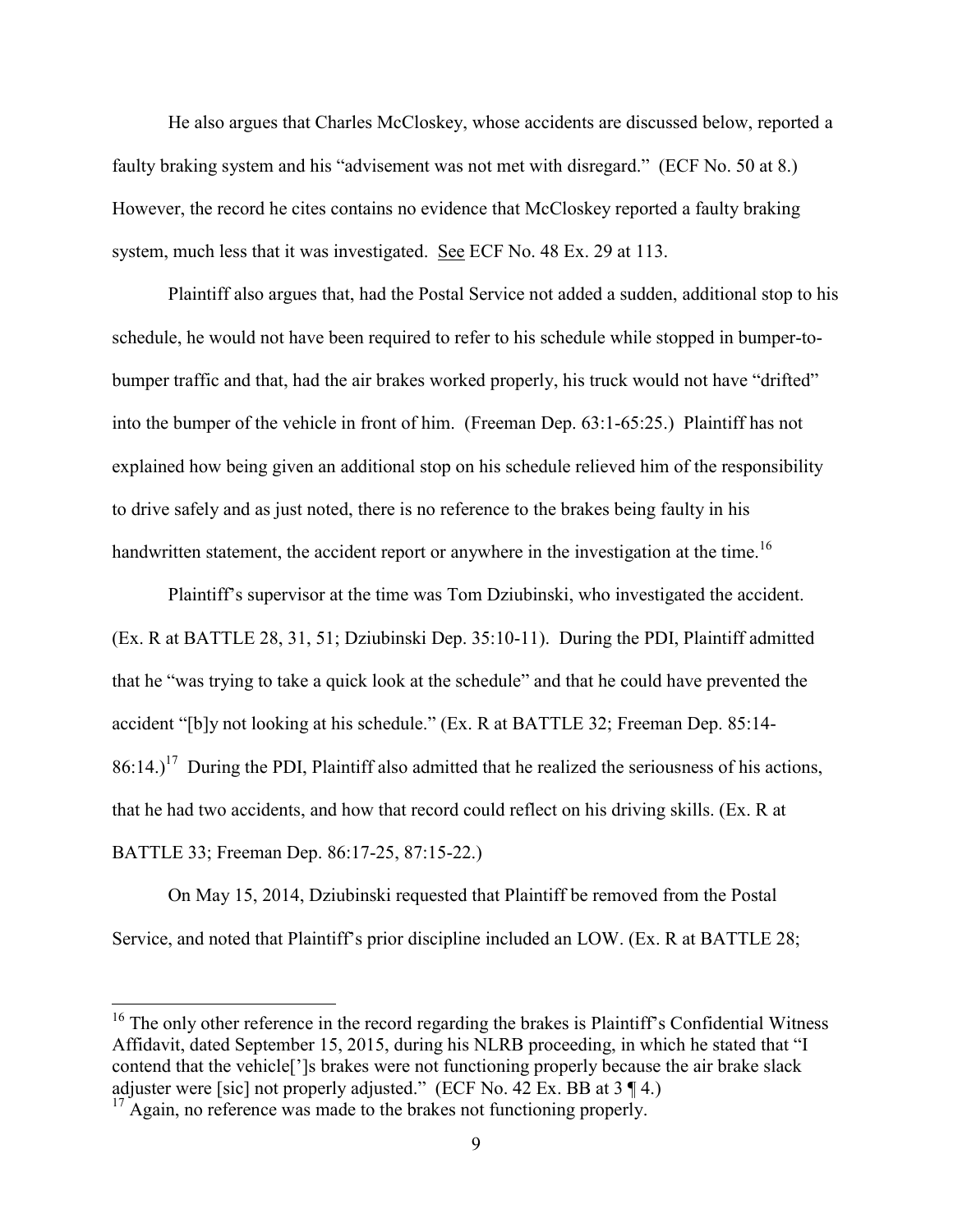He also argues that Charles McCloskey, whose accidents are discussed below, reported a faulty braking system and his "advisement was not met with disregard." (ECF No. 50 at 8.) However, the record he cites contains no evidence that McCloskey reported a faulty braking system, much less that it was investigated. See ECF No. 48 Ex. 29 at 113.

Plaintiff also argues that, had the Postal Service not added a sudden, additional stop to his schedule, he would not have been required to refer to his schedule while stopped in bumper-to-bumper traffic and that, had the air brakes worked properly, his truck would not have "drifted" into the bumper of the vehicle in front of him. (Freeman Dep. 63:1-65:25.) Plaintiff has not explained how being given an additional stop on his schedule relieved him of the responsibility to drive safely and as just noted, there is no reference to the brakes being faulty in his handwritten statement, the accident report or anywhere in the investigation at the time.[16]

Plaintiff's supervisor at the time was Tom Dziubinski, who investigated the accident. (Ex. R at BATTLE 28, 31, 51; Dziubinski Dep. 35:10-11). During the PDI, Plaintiff admitted that he "was trying to take a quick look at the schedule" and that he could have prevented the accident "[b]y not looking at his schedule." (Ex. R at BATTLE 32; Freeman Dep. 85:14-86:14.)[17] During the PDI, Plaintiff also admitted that he realized the seriousness of his actions, that he had two accidents, and how that record could reflect on his driving skills. (Ex. R at BATTLE 33; Freeman Dep. 86:17-25, 87:15-22.)

On May 15, 2014, Dziubinski requested that Plaintiff be removed from the Postal Service, and noted that Plaintiff's prior discipline included an LOW. (Ex. R at BATTLE 28;

---

[16] The only other reference in the record regarding the brakes is Plaintiff's Confidential Witness Affidavit, dated September 15, 2015, during his NLRB proceeding, in which he stated that "I contend that the vehicle[']s brakes were not functioning properly because the air brake slack adjuster were [sic] not properly adjusted." (ECF No. 42 Ex. BB at 3 ¶ 4.)

[17] Again, no reference was made to the brakes not functioning properly.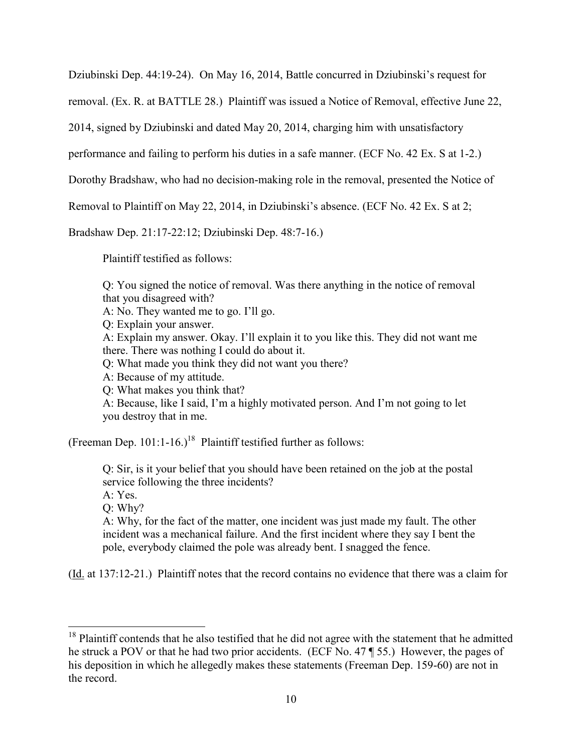Dziubinski Dep. 44:19-24). On May 16, 2014, Battle concurred in Dziubinski's request for removal. (Ex. R. at BATTLE 28.) Plaintiff was issued a Notice of Removal, effective June 22, 2014, signed by Dziubinski and dated May 20, 2014, charging him with unsatisfactory performance and failing to perform his duties in a safe manner. (ECF No. 42 Ex. S at 1-2.) Dorothy Bradshaw, who had no decision-making role in the removal, presented the Notice of Removal to Plaintiff on May 22, 2014, in Dziubinski's absence. (ECF No. 42 Ex. S at 2; Bradshaw Dep. 21:17-22:12; Dziubinski Dep. 48:7-16.)

Plaintiff testified as follows:

> Q: You signed the notice of removal. Was there anything in the notice of removal that you disagreed with?
> A: No. They wanted me to go. I'll go.
> Q: Explain your answer.
> A: Explain my answer. Okay. I'll explain it to you like this. They did not want me there. There was nothing I could do about it.
> Q: What made you think they did not want you there?
> A: Because of my attitude.
> Q: What makes you think that?
> A: Because, like I said, I'm a highly motivated person. And I'm not going to let you destroy that in me.

(Freeman Dep. 101:1-16.)[18] Plaintiff testified further as follows:

> Q: Sir, is it your belief that you should have been retained on the job at the postal service following the three incidents?
> A: Yes.
> Q: Why?
> A: Why, for the fact of the matter, one incident was just made my fault. The other incident was a mechanical failure. And the first incident where they say I bent the pole, everybody claimed the pole was already bent. I snagged the fence.

(Id. at 137:12-21.) Plaintiff notes that the record contains no evidence that there was a claim for

[18] Plaintiff contends that he also testified that he did not agree with the statement that he admitted he struck a POV or that he had two prior accidents. (ECF No. 47 ¶ 55.) However, the pages of his deposition in which he allegedly makes these statements (Freeman Dep. 159-60) are not in the record.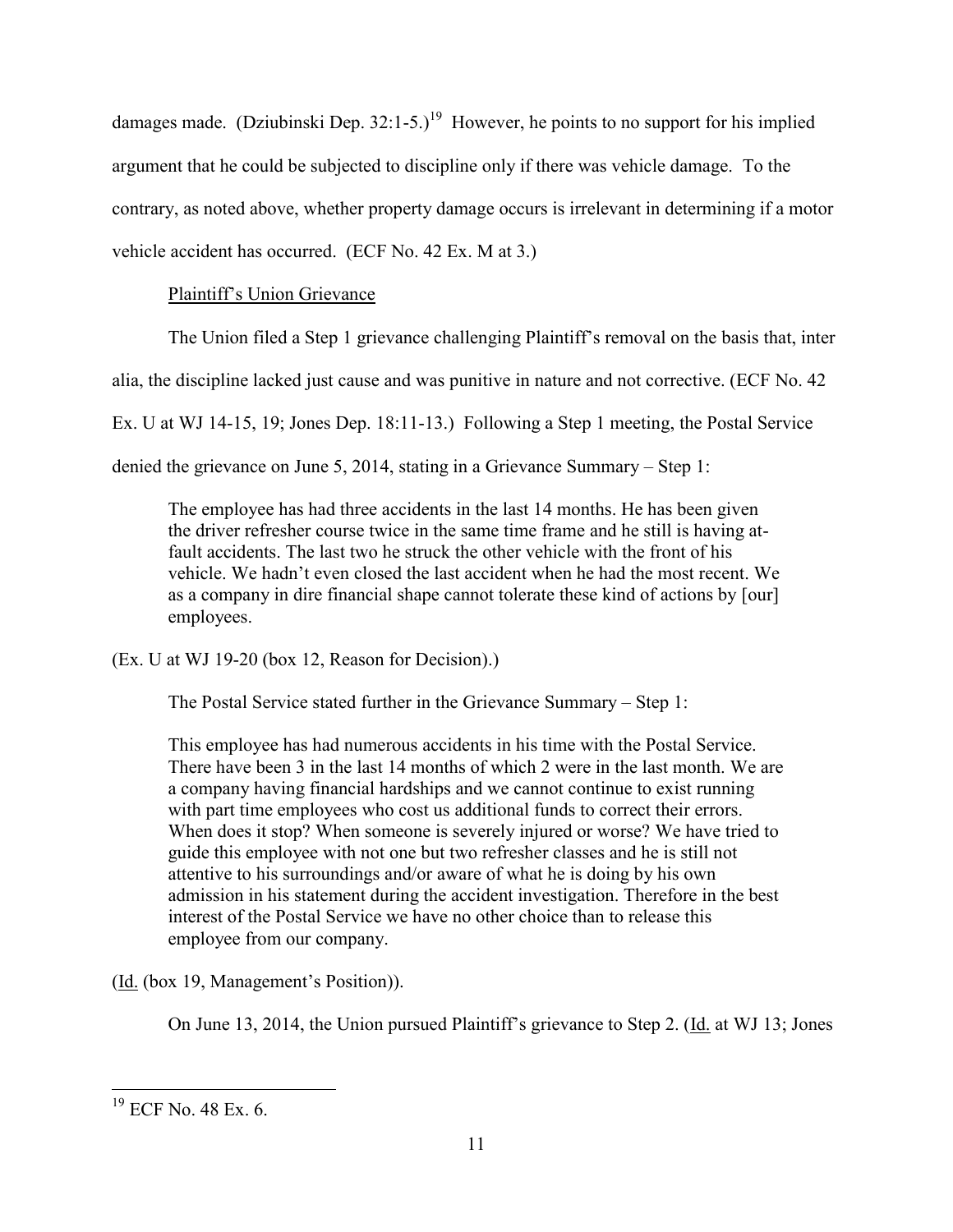damages made. (Dziubinski Dep. 32:1-5.)[19] However, he points to no support for his implied argument that he could be subjected to discipline only if there was vehicle damage. To the contrary, as noted above, whether property damage occurs is irrelevant in determining if a motor vehicle accident has occurred. (ECF No. 42 Ex. M at 3.)

Plaintiff's Union Grievance

The Union filed a Step 1 grievance challenging Plaintiff's removal on the basis that, inter alia, the discipline lacked just cause and was punitive in nature and not corrective. (ECF No. 42 Ex. U at WJ 14-15, 19; Jones Dep. 18:11-13.) Following a Step 1 meeting, the Postal Service denied the grievance on June 5, 2014, stating in a Grievance Summary – Step 1:

> The employee has had three accidents in the last 14 months. He has been given the driver refresher course twice in the same time frame and he still is having at-fault accidents. The last two he struck the other vehicle with the front of his vehicle. We hadn't even closed the last accident when he had the most recent. We as a company in dire financial shape cannot tolerate these kind of actions by [our] employees.

(Ex. U at WJ 19-20 (box 12, Reason for Decision).)

The Postal Service stated further in the Grievance Summary – Step 1:

> This employee has had numerous accidents in his time with the Postal Service. There have been 3 in the last 14 months of which 2 were in the last month. We are a company having financial hardships and we cannot continue to exist running with part time employees who cost us additional funds to correct their errors. When does it stop? When someone is severely injured or worse? We have tried to guide this employee with not one but two refresher classes and he is still not attentive to his surroundings and/or aware of what he is doing by his own admission in his statement during the accident investigation. Therefore in the best interest of the Postal Service we have no other choice than to release this employee from our company.

(Id. (box 19, Management's Position)).

On June 13, 2014, the Union pursued Plaintiff's grievance to Step 2. (Id. at WJ 13; Jones

---

[19] ECF No. 48 Ex. 6.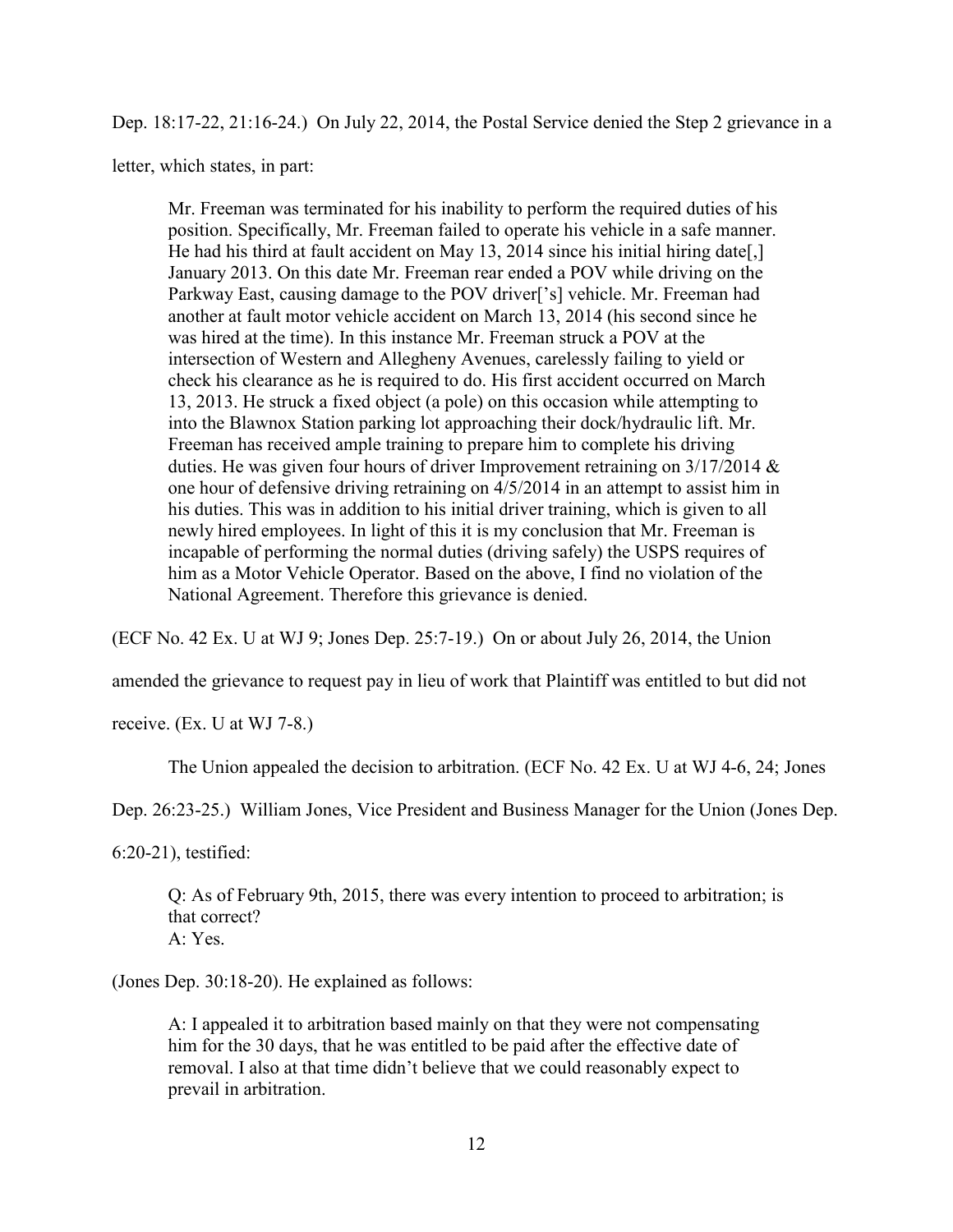Dep. 18:17-22, 21:16-24.) On July 22, 2014, the Postal Service denied the Step 2 grievance in a letter, which states, in part:

> Mr. Freeman was terminated for his inability to perform the required duties of his position. Specifically, Mr. Freeman failed to operate his vehicle in a safe manner. He had his third at fault accident on May 13, 2014 since his initial hiring date[,] January 2013. On this date Mr. Freeman rear ended a POV while driving on the Parkway East, causing damage to the POV driver['s] vehicle. Mr. Freeman had another at fault motor vehicle accident on March 13, 2014 (his second since he was hired at the time). In this instance Mr. Freeman struck a POV at the intersection of Western and Allegheny Avenues, carelessly failing to yield or check his clearance as he is required to do. His first accident occurred on March 13, 2013. He struck a fixed object (a pole) on this occasion while attempting to into the Blawnox Station parking lot approaching their dock/hydraulic lift. Mr. Freeman has received ample training to prepare him to complete his driving duties. He was given four hours of driver Improvement retraining on 3/17/2014 & one hour of defensive driving retraining on 4/5/2014 in an attempt to assist him in his duties. This was in addition to his initial driver training, which is given to all newly hired employees. In light of this it is my conclusion that Mr. Freeman is incapable of performing the normal duties (driving safely) the USPS requires of him as a Motor Vehicle Operator. Based on the above, I find no violation of the National Agreement. Therefore this grievance is denied.

(ECF No. 42 Ex. U at WJ 9; Jones Dep. 25:7-19.) On or about July 26, 2014, the Union amended the grievance to request pay in lieu of work that Plaintiff was entitled to but did not receive. (Ex. U at WJ 7-8.)

The Union appealed the decision to arbitration. (ECF No. 42 Ex. U at WJ 4-6, 24; Jones Dep. 26:23-25.) William Jones, Vice President and Business Manager for the Union (Jones Dep. 6:20-21), testified:

> Q: As of February 9th, 2015, there was every intention to proceed to arbitration; is that correct?
> A: Yes.

(Jones Dep. 30:18-20). He explained as follows:

> A: I appealed it to arbitration based mainly on that they were not compensating him for the 30 days, that he was entitled to be paid after the effective date of removal. I also at that time didn't believe that we could reasonably expect to prevail in arbitration.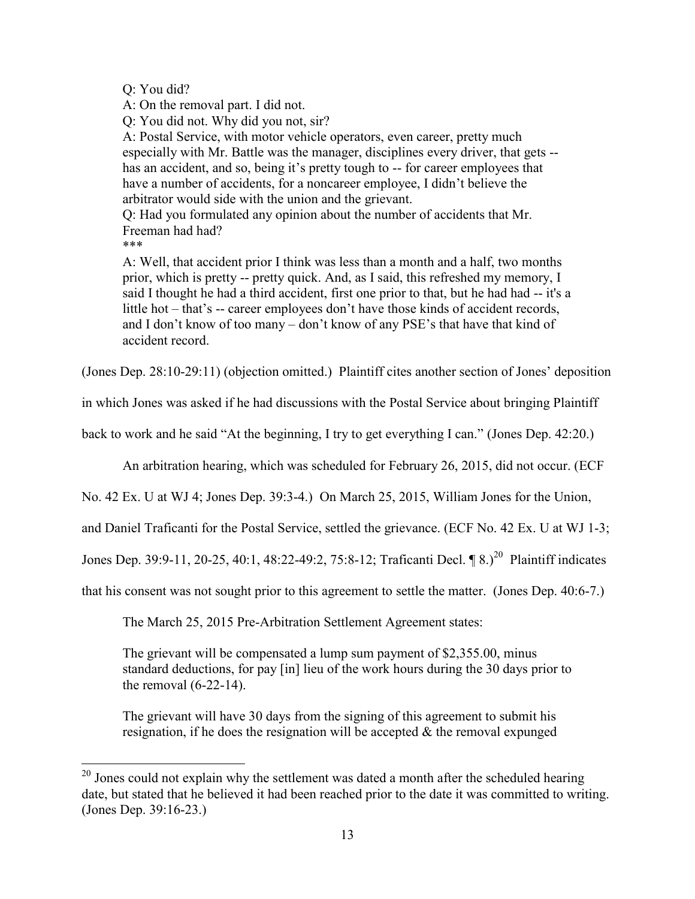> Q: You did?
>
> A: On the removal part. I did not.
>
> Q: You did not. Why did you not, sir?
>
> A: Postal Service, with motor vehicle operators, even career, pretty much especially with Mr. Battle was the manager, disciplines every driver, that gets -- has an accident, and so, being it's pretty tough to -- for career employees that have a number of accidents, for a noncareer employee, I didn't believe the arbitrator would side with the union and the grievant.
>
> Q: Had you formulated any opinion about the number of accidents that Mr. Freeman had had?
>
> ***
>
> A: Well, that accident prior I think was less than a month and a half, two months prior, which is pretty -- pretty quick. And, as I said, this refreshed my memory, I said I thought he had a third accident, first one prior to that, but he had had -- it's a little hot – that's -- career employees don't have those kinds of accident records, and I don't know of too many – don't know of any PSE's that have that kind of accident record.

(Jones Dep. 28:10-29:11) (objection omitted.) Plaintiff cites another section of Jones' deposition in which Jones was asked if he had discussions with the Postal Service about bringing Plaintiff back to work and he said "At the beginning, I try to get everything I can." (Jones Dep. 42:20.)

An arbitration hearing, which was scheduled for February 26, 2015, did not occur. (ECF No. 42 Ex. U at WJ 4; Jones Dep. 39:3-4.) On March 25, 2015, William Jones for the Union, and Daniel Traficanti for the Postal Service, settled the grievance. (ECF No. 42 Ex. U at WJ 1-3; Jones Dep. 39:9-11, 20-25, 40:1, 48:22-49:2, 75:8-12; Traficanti Decl. ¶ 8.)[20] Plaintiff indicates that his consent was not sought prior to this agreement to settle the matter. (Jones Dep. 40:6-7.)

The March 25, 2015 Pre-Arbitration Settlement Agreement states:

> The grievant will be compensated a lump sum payment of $2,355.00, minus standard deductions, for pay [in] lieu of the work hours during the 30 days prior to the removal (6-22-14).
>
> The grievant will have 30 days from the signing of this agreement to submit his resignation, if he does the resignation will be accepted & the removal expunged

---

[20] Jones could not explain why the settlement was dated a month after the scheduled hearing date, but stated that he believed it had been reached prior to the date it was committed to writing. (Jones Dep. 39:16-23.)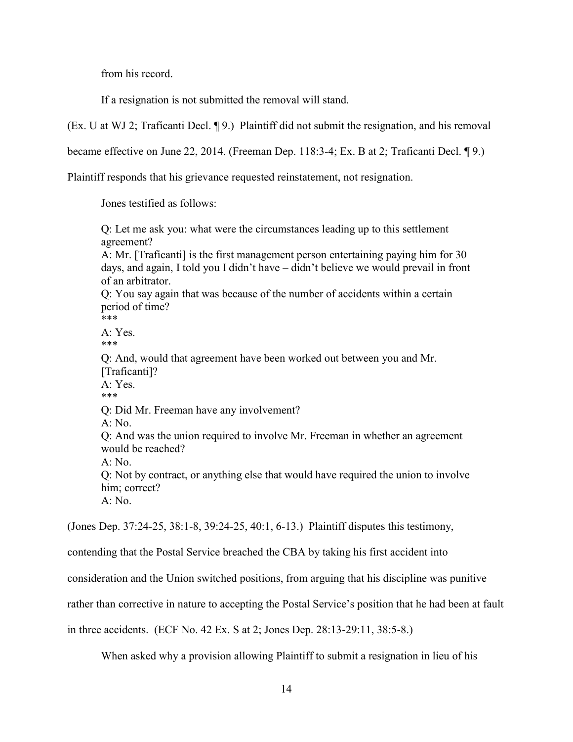from his record.

If a resignation is not submitted the removal will stand.

(Ex. U at WJ 2; Traficanti Decl. ¶ 9.) Plaintiff did not submit the resignation, and his removal became effective on June 22, 2014. (Freeman Dep. 118:3-4; Ex. B at 2; Traficanti Decl. ¶ 9.) Plaintiff responds that his grievance requested reinstatement, not resignation.

Jones testified as follows:

> Q: Let me ask you: what were the circumstances leading up to this settlement agreement?
> A: Mr. [Traficanti] is the first management person entertaining paying him for 30 days, and again, I told you I didn't have – didn't believe we would prevail in front of an arbitrator.
> Q: You say again that was because of the number of accidents within a certain period of time?
> ***
> A: Yes.
> ***
> Q: And, would that agreement have been worked out between you and Mr. [Traficanti]?
> A: Yes.
> ***
> Q: Did Mr. Freeman have any involvement?
> A: No.
> Q: And was the union required to involve Mr. Freeman in whether an agreement would be reached?
> A: No.
> Q: Not by contract, or anything else that would have required the union to involve him; correct?
> A: No.

(Jones Dep. 37:24-25, 38:1-8, 39:24-25, 40:1, 6-13.) Plaintiff disputes this testimony, contending that the Postal Service breached the CBA by taking his first accident into consideration and the Union switched positions, from arguing that his discipline was punitive rather than corrective in nature to accepting the Postal Service's position that he had been at fault in three accidents. (ECF No. 42 Ex. S at 2; Jones Dep. 28:13-29:11, 38:5-8.)

When asked why a provision allowing Plaintiff to submit a resignation in lieu of his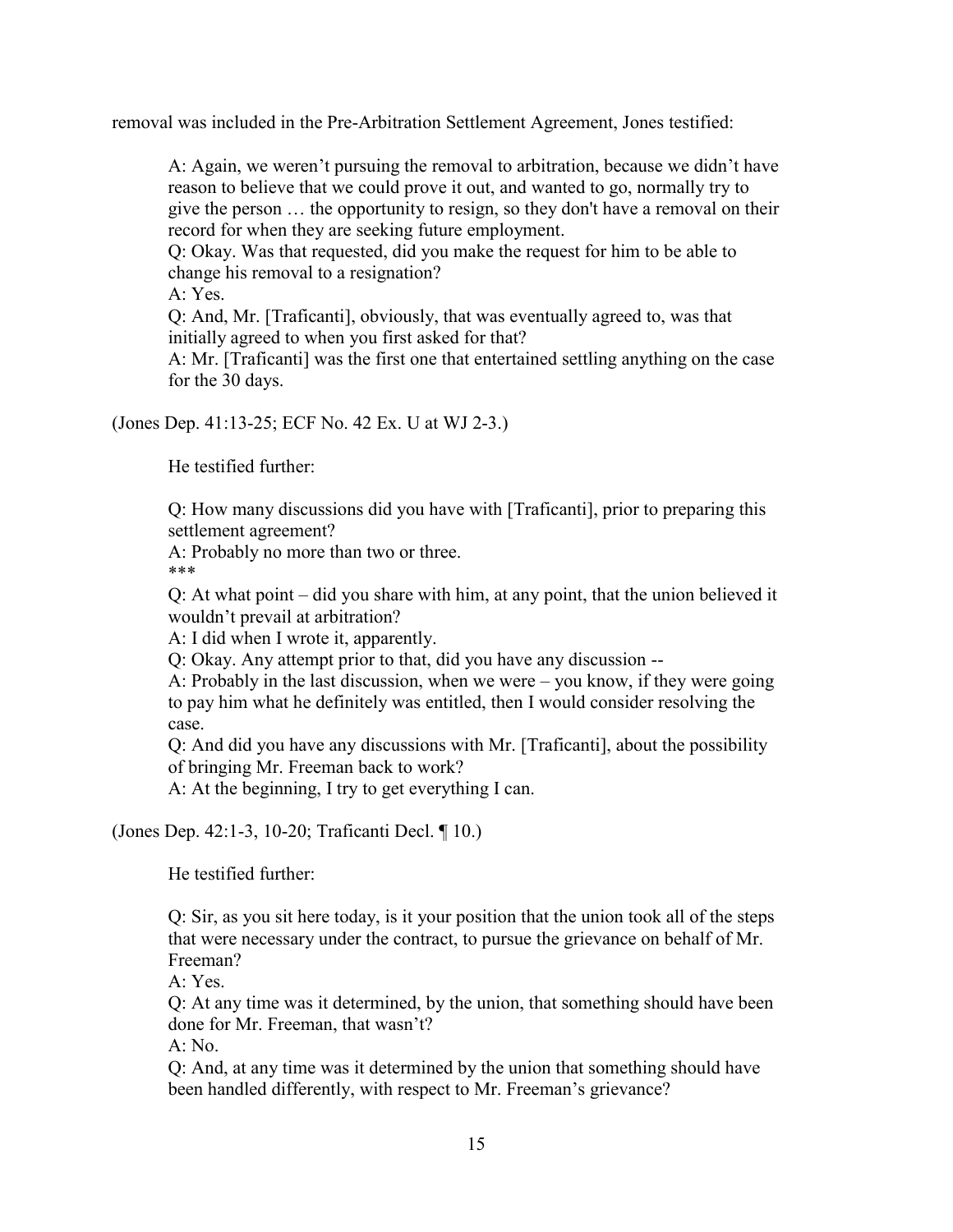removal was included in the Pre-Arbitration Settlement Agreement, Jones testified:

> A: Again, we weren't pursuing the removal to arbitration, because we didn't have reason to believe that we could prove it out, and wanted to go, normally try to give the person … the opportunity to resign, so they don't have a removal on their record for when they are seeking future employment.
> Q: Okay. Was that requested, did you make the request for him to be able to change his removal to a resignation?
> A: Yes.
> Q: And, Mr. [Traficanti], obviously, that was eventually agreed to, was that initially agreed to when you first asked for that?
> A: Mr. [Traficanti] was the first one that entertained settling anything on the case for the 30 days.

(Jones Dep. 41:13-25; ECF No. 42 Ex. U at WJ 2-3.)

He testified further:

> Q: How many discussions did you have with [Traficanti], prior to preparing this settlement agreement?
> A: Probably no more than two or three.
> ***
> Q: At what point – did you share with him, at any point, that the union believed it wouldn't prevail at arbitration?
> A: I did when I wrote it, apparently.
> Q: Okay. Any attempt prior to that, did you have any discussion --
> A: Probably in the last discussion, when we were – you know, if they were going to pay him what he definitely was entitled, then I would consider resolving the case.
> Q: And did you have any discussions with Mr. [Traficanti], about the possibility of bringing Mr. Freeman back to work?
> A: At the beginning, I try to get everything I can.

(Jones Dep. 42:1-3, 10-20; Traficanti Decl. ¶ 10.)

He testified further:

> Q: Sir, as you sit here today, is it your position that the union took all of the steps that were necessary under the contract, to pursue the grievance on behalf of Mr. Freeman?
> A: Yes.
> Q: At any time was it determined, by the union, that something should have been done for Mr. Freeman, that wasn't?
> A: No.
> Q: And, at any time was it determined by the union that something should have been handled differently, with respect to Mr. Freeman's grievance?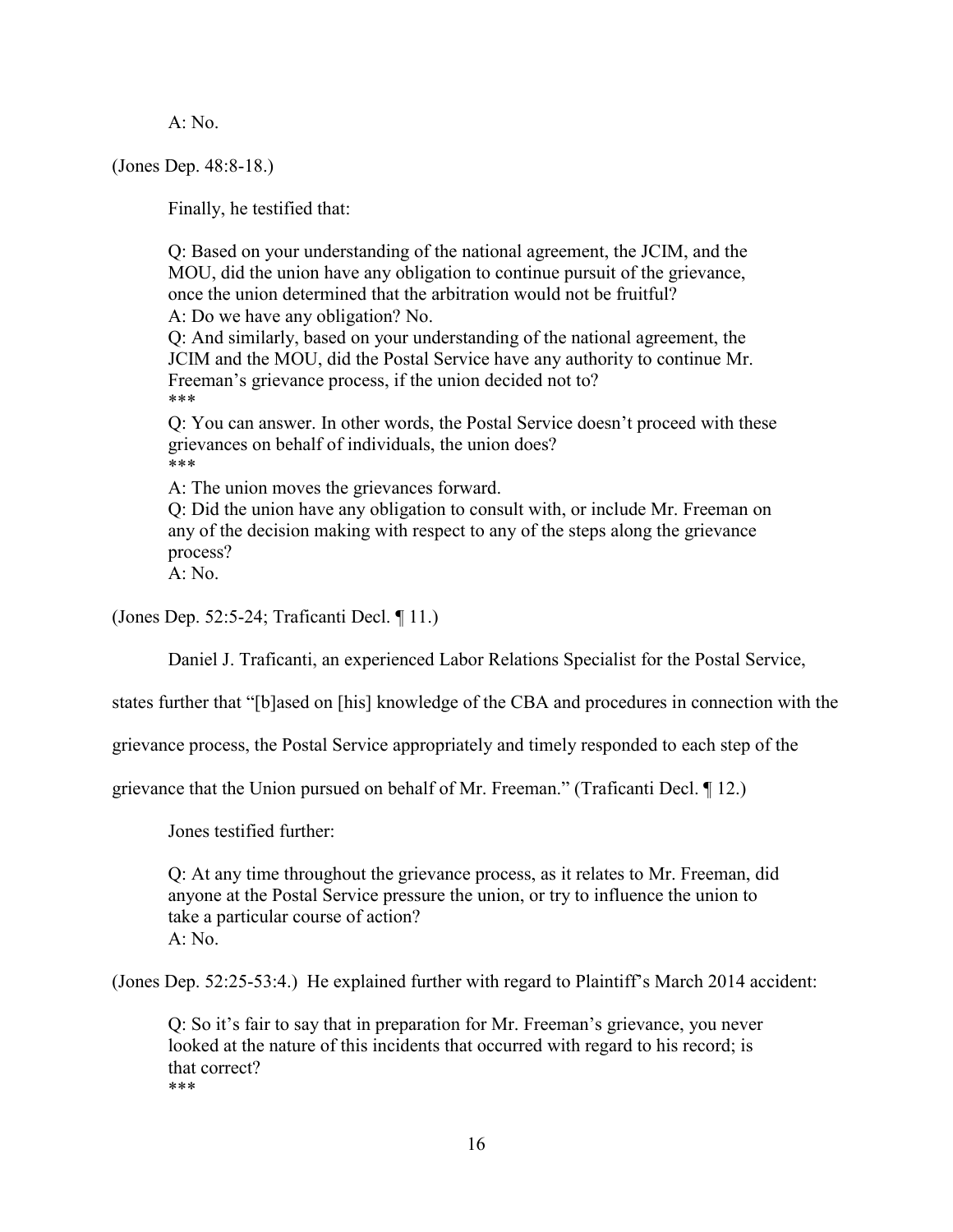A: No.

(Jones Dep. 48:8-18.)

Finally, he testified that:

> Q: Based on your understanding of the national agreement, the JCIM, and the MOU, did the union have any obligation to continue pursuit of the grievance, once the union determined that the arbitration would not be fruitful?
> A: Do we have any obligation? No.
> Q: And similarly, based on your understanding of the national agreement, the JCIM and the MOU, did the Postal Service have any authority to continue Mr. Freeman's grievance process, if the union decided not to?
> ***
> Q: You can answer. In other words, the Postal Service doesn't proceed with these grievances on behalf of individuals, the union does?
> ***
> A: The union moves the grievances forward.
> Q: Did the union have any obligation to consult with, or include Mr. Freeman on any of the decision making with respect to any of the steps along the grievance process?
> A: No.

(Jones Dep. 52:5-24; Traficanti Decl. ¶ 11.)

Daniel J. Traficanti, an experienced Labor Relations Specialist for the Postal Service, states further that "[b]ased on [his] knowledge of the CBA and procedures in connection with the grievance process, the Postal Service appropriately and timely responded to each step of the grievance that the Union pursued on behalf of Mr. Freeman." (Traficanti Decl. ¶ 12.)

Jones testified further:

> Q: At any time throughout the grievance process, as it relates to Mr. Freeman, did anyone at the Postal Service pressure the union, or try to influence the union to take a particular course of action?
> A: No.

(Jones Dep. 52:25-53:4.) He explained further with regard to Plaintiff's March 2014 accident:

> Q: So it's fair to say that in preparation for Mr. Freeman's grievance, you never looked at the nature of this incidents that occurred with regard to his record; is that correct?
> ***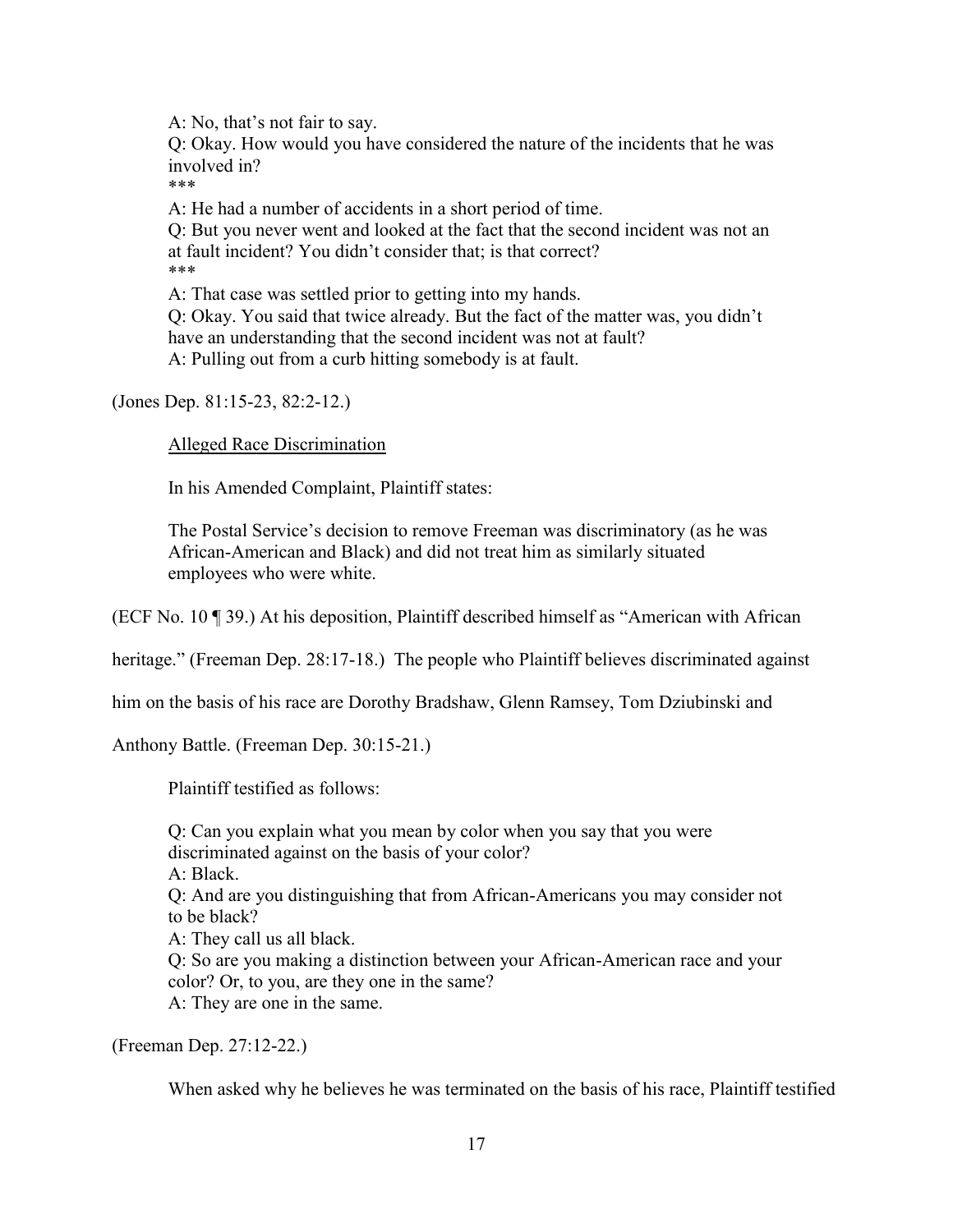> A: No, that's not fair to say.
> Q: Okay. How would you have considered the nature of the incidents that he was involved in?
> ***
> A: He had a number of accidents in a short period of time.
> Q: But you never went and looked at the fact that the second incident was not an at fault incident? You didn't consider that; is that correct?
> ***
> A: That case was settled prior to getting into my hands.
> Q: Okay. You said that twice already. But the fact of the matter was, you didn't have an understanding that the second incident was not at fault?
> A: Pulling out from a curb hitting somebody is at fault.

(Jones Dep. 81:15-23, 82:2-12.)

<u>Alleged Race Discrimination</u>

In his Amended Complaint, Plaintiff states:

> The Postal Service's decision to remove Freeman was discriminatory (as he was African-American and Black) and did not treat him as similarly situated employees who were white.

(ECF No. 10 ¶ 39.) At his deposition, Plaintiff described himself as "American with African heritage." (Freeman Dep. 28:17-18.) The people who Plaintiff believes discriminated against him on the basis of his race are Dorothy Bradshaw, Glenn Ramsey, Tom Dziubinski and Anthony Battle. (Freeman Dep. 30:15-21.)

Plaintiff testified as follows:

> Q: Can you explain what you mean by color when you say that you were discriminated against on the basis of your color?
> A: Black.
> Q: And are you distinguishing that from African-Americans you may consider not to be black?
> A: They call us all black.
> Q: So are you making a distinction between your African-American race and your color? Or, to you, are they one in the same?
> A: They are one in the same.

(Freeman Dep. 27:12-22.)

When asked why he believes he was terminated on the basis of his race, Plaintiff testified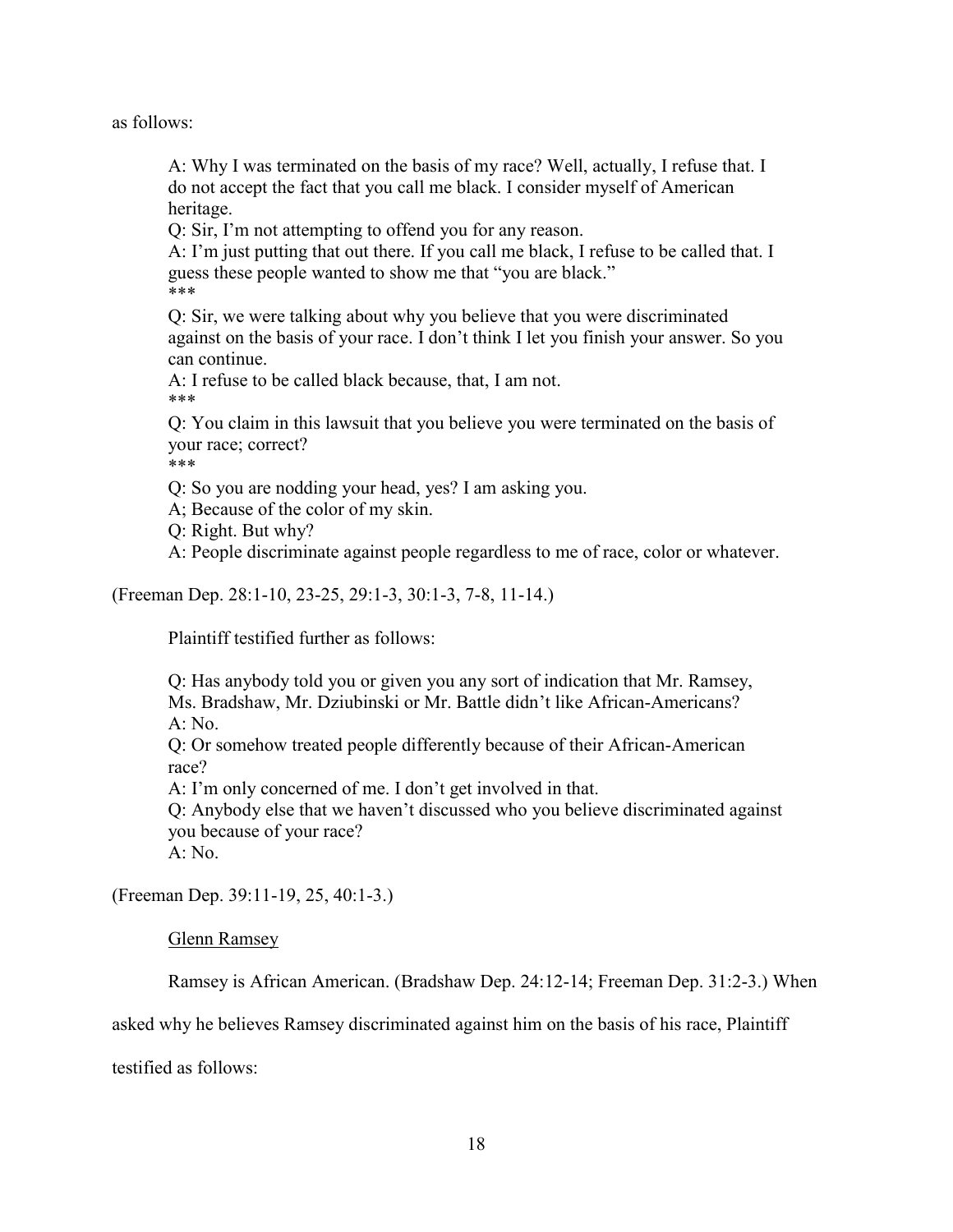as follows:

> A: Why I was terminated on the basis of my race? Well, actually, I refuse that. I do not accept the fact that you call me black. I consider myself of American heritage.
>
> Q: Sir, I'm not attempting to offend you for any reason.
>
> A: I'm just putting that out there. If you call me black, I refuse to be called that. I guess these people wanted to show me that "you are black."
>
> ***
>
> Q: Sir, we were talking about why you believe that you were discriminated against on the basis of your race. I don't think I let you finish your answer. So you can continue.
>
> A: I refuse to be called black because, that, I am not.
>
> ***
>
> Q: You claim in this lawsuit that you believe you were terminated on the basis of your race; correct?
>
> ***
>
> Q: So you are nodding your head, yes? I am asking you.
>
> A; Because of the color of my skin.
>
> Q: Right. But why?
>
> A: People discriminate against people regardless to me of race, color or whatever.

(Freeman Dep. 28:1-10, 23-25, 29:1-3, 30:1-3, 7-8, 11-14.)

Plaintiff testified further as follows:

> Q: Has anybody told you or given you any sort of indication that Mr. Ramsey, Ms. Bradshaw, Mr. Dziubinski or Mr. Battle didn't like African-Americans?
>
> A: No.
>
> Q: Or somehow treated people differently because of their African-American race?
>
> A: I'm only concerned of me. I don't get involved in that.
>
> Q: Anybody else that we haven't discussed who you believe discriminated against you because of your race?
>
> A: No.

(Freeman Dep. 39:11-19, 25, 40:1-3.)

<u>Glenn Ramsey</u>

Ramsey is African American. (Bradshaw Dep. 24:12-14; Freeman Dep. 31:2-3.) When asked why he believes Ramsey discriminated against him on the basis of his race, Plaintiff testified as follows: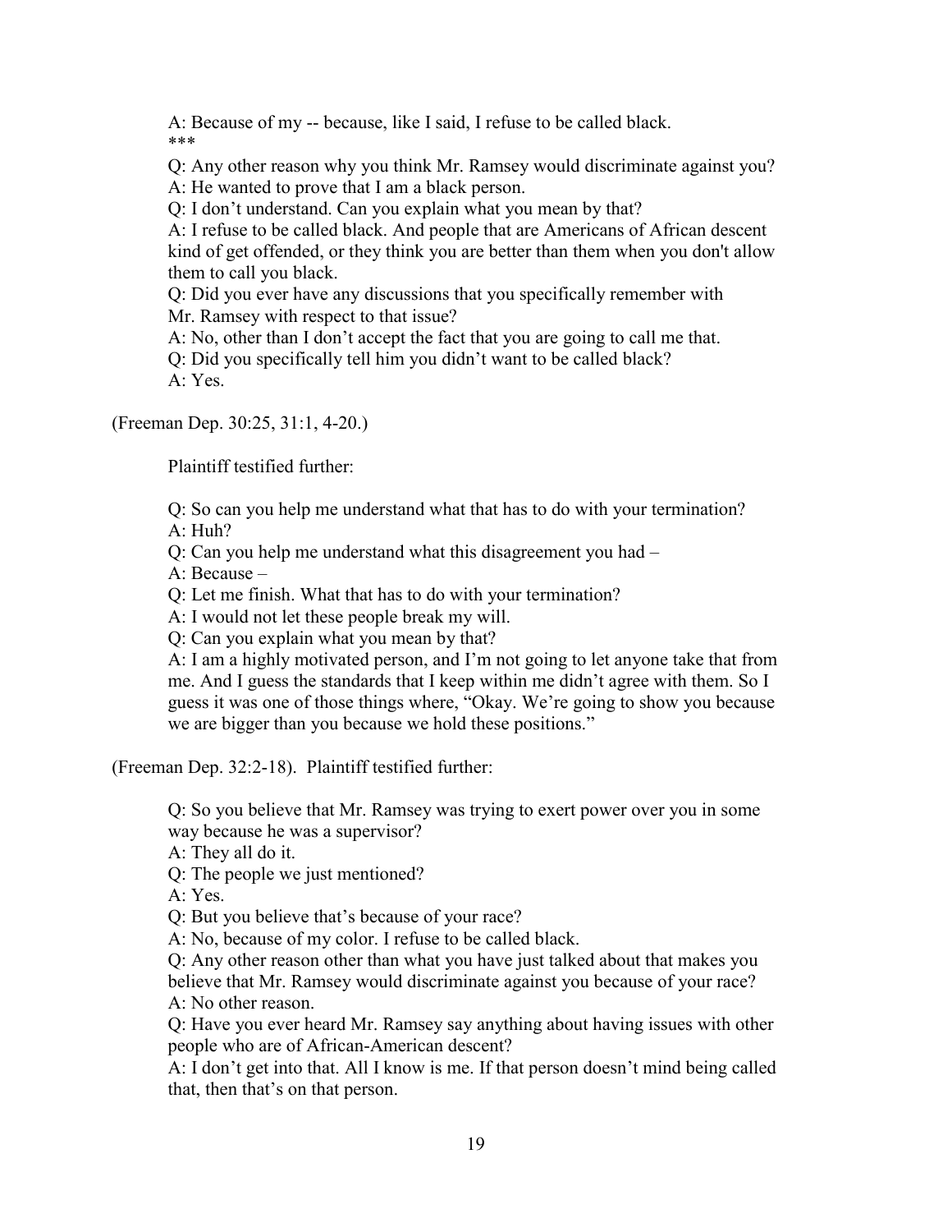> A: Because of my -- because, like I said, I refuse to be called black.
> ***
> Q: Any other reason why you think Mr. Ramsey would discriminate against you?
> A: He wanted to prove that I am a black person.
> Q: I don't understand. Can you explain what you mean by that?
> A: I refuse to be called black. And people that are Americans of African descent kind of get offended, or they think you are better than them when you don't allow them to call you black.
> Q: Did you ever have any discussions that you specifically remember with Mr. Ramsey with respect to that issue?
> A: No, other than I don't accept the fact that you are going to call me that.
> Q: Did you specifically tell him you didn't want to be called black?
> A: Yes.

(Freeman Dep. 30:25, 31:1, 4-20.)

Plaintiff testified further:

> Q: So can you help me understand what that has to do with your termination?
> A: Huh?
> Q: Can you help me understand what this disagreement you had –
> A: Because –
> Q: Let me finish. What that has to do with your termination?
> A: I would not let these people break my will.
> Q: Can you explain what you mean by that?
> A: I am a highly motivated person, and I'm not going to let anyone take that from me. And I guess the standards that I keep within me didn't agree with them. So I guess it was one of those things where, "Okay. We're going to show you because we are bigger than you because we hold these positions."

(Freeman Dep. 32:2-18). Plaintiff testified further:

> Q: So you believe that Mr. Ramsey was trying to exert power over you in some way because he was a supervisor?
> A: They all do it.
> Q: The people we just mentioned?
> A: Yes.
> Q: But you believe that's because of your race?
> A: No, because of my color. I refuse to be called black.
> Q: Any other reason other than what you have just talked about that makes you believe that Mr. Ramsey would discriminate against you because of your race?
> A: No other reason.
> Q: Have you ever heard Mr. Ramsey say anything about having issues with other people who are of African-American descent?
> A: I don't get into that. All I know is me. If that person doesn't mind being called that, then that's on that person.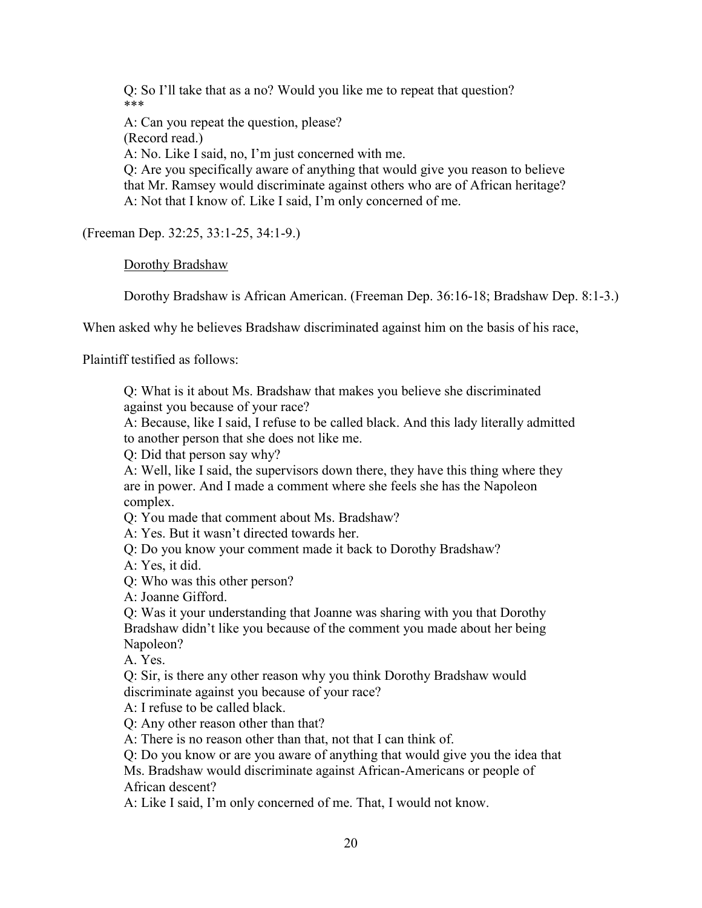> Q: So I'll take that as a no? Would you like me to repeat that question?
> ***
> A: Can you repeat the question, please?
> (Record read.)
> A: No. Like I said, no, I'm just concerned with me.
> Q: Are you specifically aware of anything that would give you reason to believe that Mr. Ramsey would discriminate against others who are of African heritage?
> A: Not that I know of. Like I said, I'm only concerned of me.

(Freeman Dep. 32:25, 33:1-25, 34:1-9.)

<u>Dorothy Bradshaw</u>

Dorothy Bradshaw is African American. (Freeman Dep. 36:16-18; Bradshaw Dep. 8:1-3.)

When asked why he believes Bradshaw discriminated against him on the basis of his race, Plaintiff testified as follows:

> Q: What is it about Ms. Bradshaw that makes you believe she discriminated against you because of your race?
> A: Because, like I said, I refuse to be called black. And this lady literally admitted to another person that she does not like me.
> Q: Did that person say why?
> A: Well, like I said, the supervisors down there, they have this thing where they are in power. And I made a comment where she feels she has the Napoleon complex.
> Q: You made that comment about Ms. Bradshaw?
> A: Yes. But it wasn't directed towards her.
> Q: Do you know your comment made it back to Dorothy Bradshaw?
> A: Yes, it did.
> Q: Who was this other person?
> A: Joanne Gifford.
> Q: Was it your understanding that Joanne was sharing with you that Dorothy Bradshaw didn't like you because of the comment you made about her being Napoleon?
> A. Yes.
> Q: Sir, is there any other reason why you think Dorothy Bradshaw would discriminate against you because of your race?
> A: I refuse to be called black.
> Q: Any other reason other than that?
> A: There is no reason other than that, not that I can think of.
> Q: Do you know or are you aware of anything that would give you the idea that Ms. Bradshaw would discriminate against African-Americans or people of African descent?
> A: Like I said, I'm only concerned of me. That, I would not know.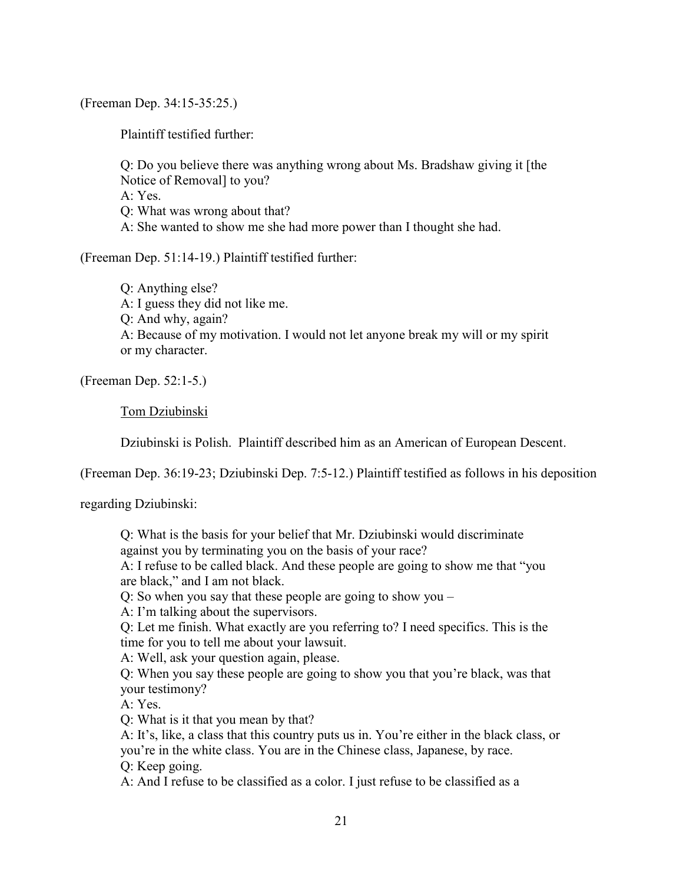(Freeman Dep. 34:15-35:25.)

Plaintiff testified further:

> Q: Do you believe there was anything wrong about Ms. Bradshaw giving it [the Notice of Removal] to you?
> A: Yes.
> Q: What was wrong about that?
> A: She wanted to show me she had more power than I thought she had.

(Freeman Dep. 51:14-19.) Plaintiff testified further:

> Q: Anything else?
> A: I guess they did not like me.
> Q: And why, again?
> A: Because of my motivation. I would not let anyone break my will or my spirit or my character.

(Freeman Dep. 52:1-5.)

<u>Tom Dziubinski</u>

Dziubinski is Polish. Plaintiff described him as an American of European Descent.

(Freeman Dep. 36:19-23; Dziubinski Dep. 7:5-12.) Plaintiff testified as follows in his deposition regarding Dziubinski:

> Q: What is the basis for your belief that Mr. Dziubinski would discriminate against you by terminating you on the basis of your race?
> A: I refuse to be called black. And these people are going to show me that "you are black," and I am not black.
> Q: So when you say that these people are going to show you –
> A: I'm talking about the supervisors.
> Q: Let me finish. What exactly are you referring to? I need specifics. This is the time for you to tell me about your lawsuit.
> A: Well, ask your question again, please.
> Q: When you say these people are going to show you that you're black, was that your testimony?
> A: Yes.
> Q: What is it that you mean by that?
> A: It's, like, a class that this country puts us in. You're either in the black class, or you're in the white class. You are in the Chinese class, Japanese, by race.
> Q: Keep going.
> A: And I refuse to be classified as a color. I just refuse to be classified as a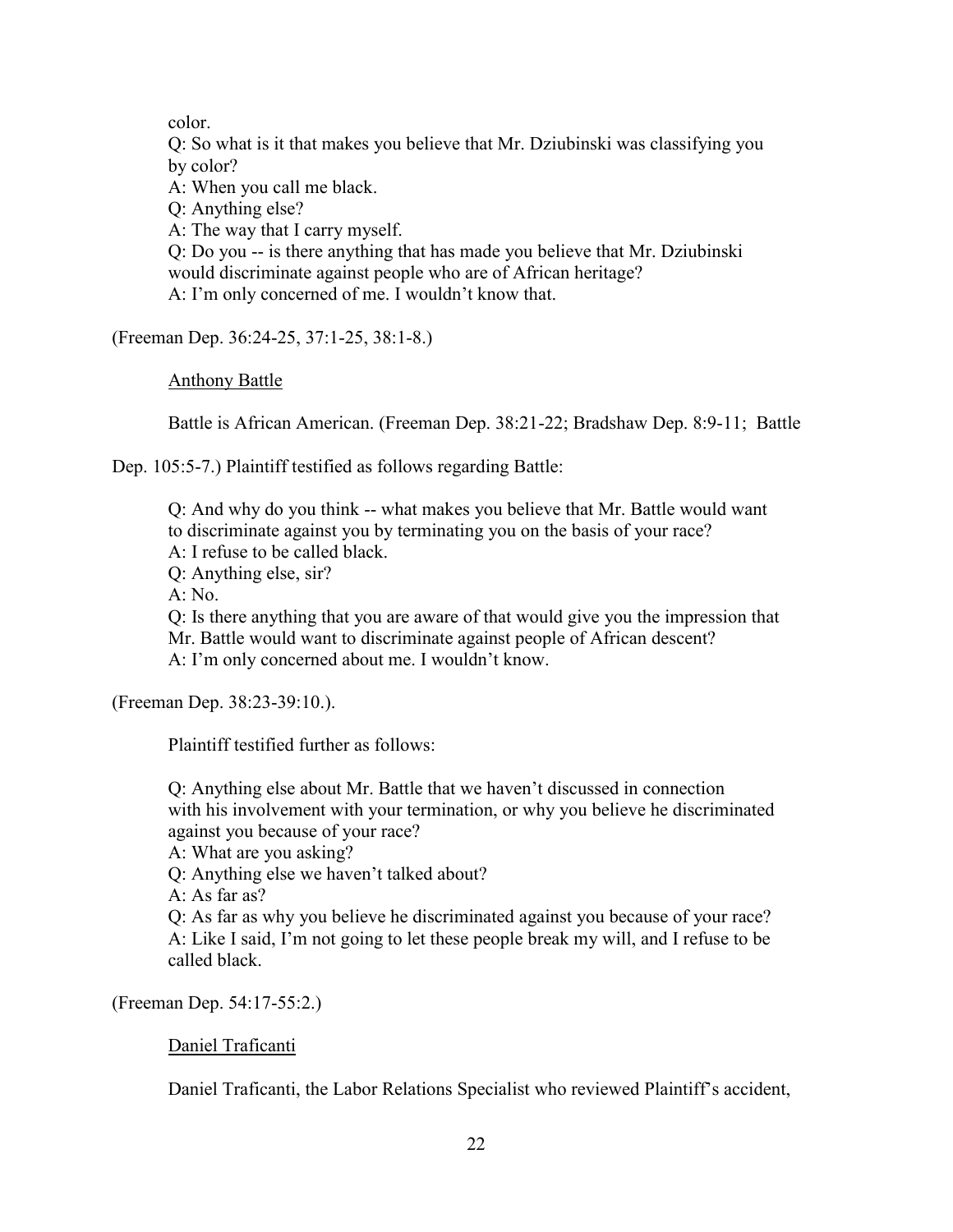color.

Q: So what is it that makes you believe that Mr. Dziubinski was classifying you by color?

A: When you call me black.

Q: Anything else?

A: The way that I carry myself.

Q: Do you -- is there anything that has made you believe that Mr. Dziubinski would discriminate against people who are of African heritage?

A: I'm only concerned of me. I wouldn't know that.

(Freeman Dep. 36:24-25, 37:1-25, 38:1-8.)

Anthony Battle

Battle is African American. (Freeman Dep. 38:21-22; Bradshaw Dep. 8:9-11; Battle Dep. 105:5-7.) Plaintiff testified as follows regarding Battle:

Q: And why do you think -- what makes you believe that Mr. Battle would want to discriminate against you by terminating you on the basis of your race?

A: I refuse to be called black.

Q: Anything else, sir?

A: No.

Q: Is there anything that you are aware of that would give you the impression that Mr. Battle would want to discriminate against people of African descent?

A: I'm only concerned about me. I wouldn't know.

(Freeman Dep. 38:23-39:10.).

Plaintiff testified further as follows:

Q: Anything else about Mr. Battle that we haven't discussed in connection with his involvement with your termination, or why you believe he discriminated against you because of your race?

A: What are you asking?

Q: Anything else we haven't talked about?

A: As far as?

Q: As far as why you believe he discriminated against you because of your race?

A: Like I said, I'm not going to let these people break my will, and I refuse to be called black.

(Freeman Dep. 54:17-55:2.)

Daniel Traficanti

Daniel Traficanti, the Labor Relations Specialist who reviewed Plaintiff's accident,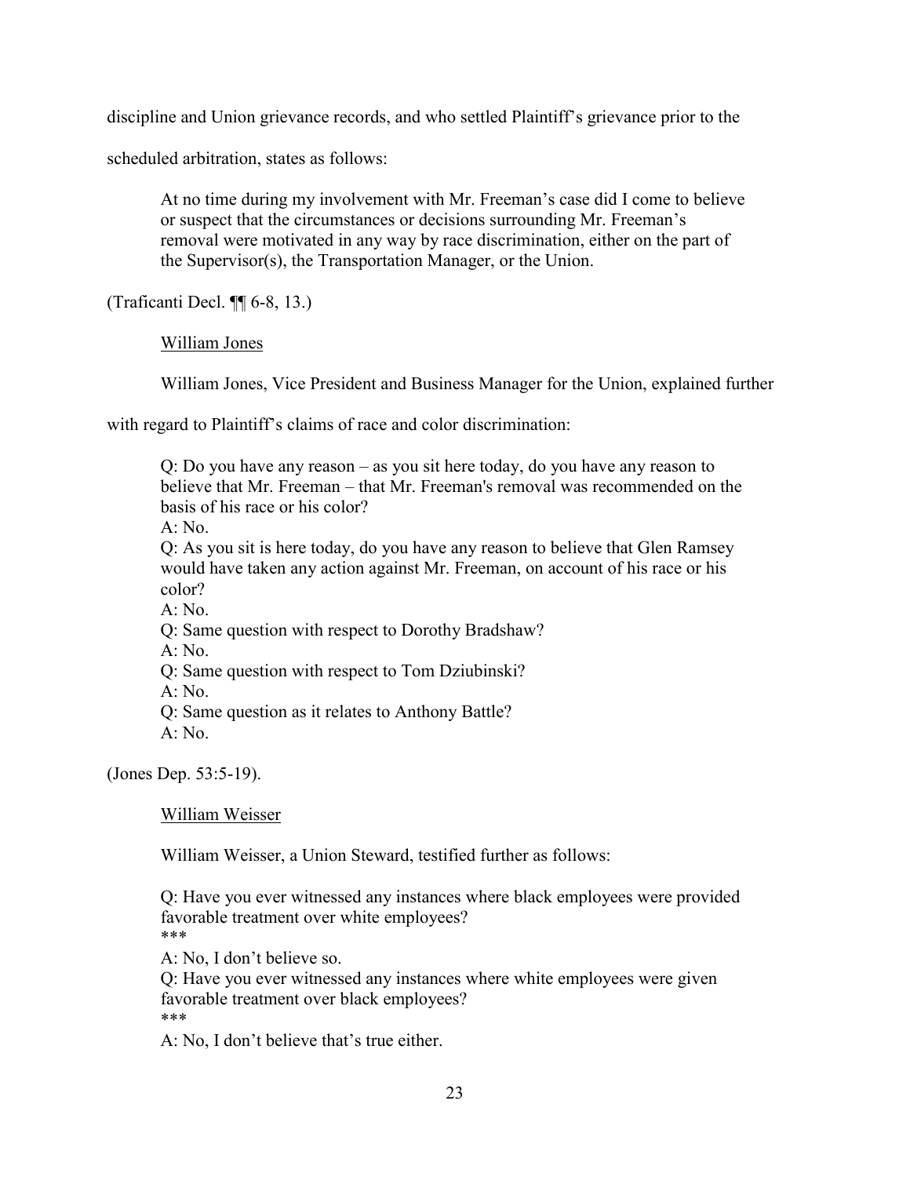discipline and Union grievance records, and who settled Plaintiff's grievance prior to the scheduled arbitration, states as follows:

> At no time during my involvement with Mr. Freeman's case did I come to believe or suspect that the circumstances or decisions surrounding Mr. Freeman's removal were motivated in any way by race discrimination, either on the part of the Supervisor(s), the Transportation Manager, or the Union.

(Traficanti Decl. ¶¶ 6-8, 13.)

<u>William Jones</u>

William Jones, Vice President and Business Manager for the Union, explained further with regard to Plaintiff's claims of race and color discrimination:

> Q: Do you have any reason – as you sit here today, do you have any reason to believe that Mr. Freeman – that Mr. Freeman's removal was recommended on the basis of his race or his color?
> A: No.
> Q: As you sit is here today, do you have any reason to believe that Glen Ramsey would have taken any action against Mr. Freeman, on account of his race or his color?
> A: No.
> Q: Same question with respect to Dorothy Bradshaw?
> A: No.
> Q: Same question with respect to Tom Dziubinski?
> A: No.
> Q: Same question as it relates to Anthony Battle?
> A: No.

(Jones Dep. 53:5-19).

<u>William Weisser</u>

William Weisser, a Union Steward, testified further as follows:

> Q: Have you ever witnessed any instances where black employees were provided favorable treatment over white employees?
> \*\*\*
> A: No, I don't believe so.
> Q: Have you ever witnessed any instances where white employees were given favorable treatment over black employees?
> \*\*\*
> A: No, I don't believe that's true either.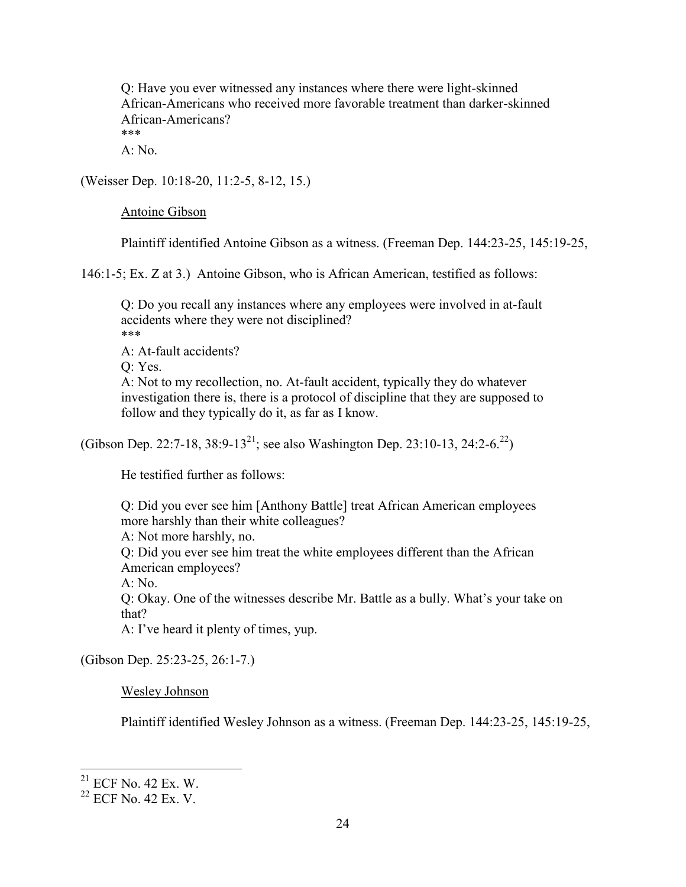> Q: Have you ever witnessed any instances where there were light-skinned African-Americans who received more favorable treatment than darker-skinned African-Americans?
> ***
> A: No.

(Weisser Dep. 10:18-20, 11:2-5, 8-12, 15.)

Antoine Gibson

Plaintiff identified Antoine Gibson as a witness. (Freeman Dep. 144:23-25, 145:19-25, 146:1-5; Ex. Z at 3.) Antoine Gibson, who is African American, testified as follows:

> Q: Do you recall any instances where any employees were involved in at-fault accidents where they were not disciplined?
> ***
> A: At-fault accidents?
> Q: Yes.
> A: Not to my recollection, no. At-fault accident, typically they do whatever investigation there is, there is a protocol of discipline that they are supposed to follow and they typically do it, as far as I know.

(Gibson Dep. 22:7-18, 38:9-13[21]; see also Washington Dep. 23:10-13, 24:2-6.[22])

He testified further as follows:

> Q: Did you ever see him [Anthony Battle] treat African American employees more harshly than their white colleagues?
> A: Not more harshly, no.
> Q: Did you ever see him treat the white employees different than the African American employees?
> A: No.
> Q: Okay. One of the witnesses describe Mr. Battle as a bully. What's your take on that?
> A: I've heard it plenty of times, yup.

(Gibson Dep. 25:23-25, 26:1-7.)

Wesley Johnson

Plaintiff identified Wesley Johnson as a witness. (Freeman Dep. 144:23-25, 145:19-25,

---

[21] ECF No. 42 Ex. W.

[22] ECF No. 42 Ex. V.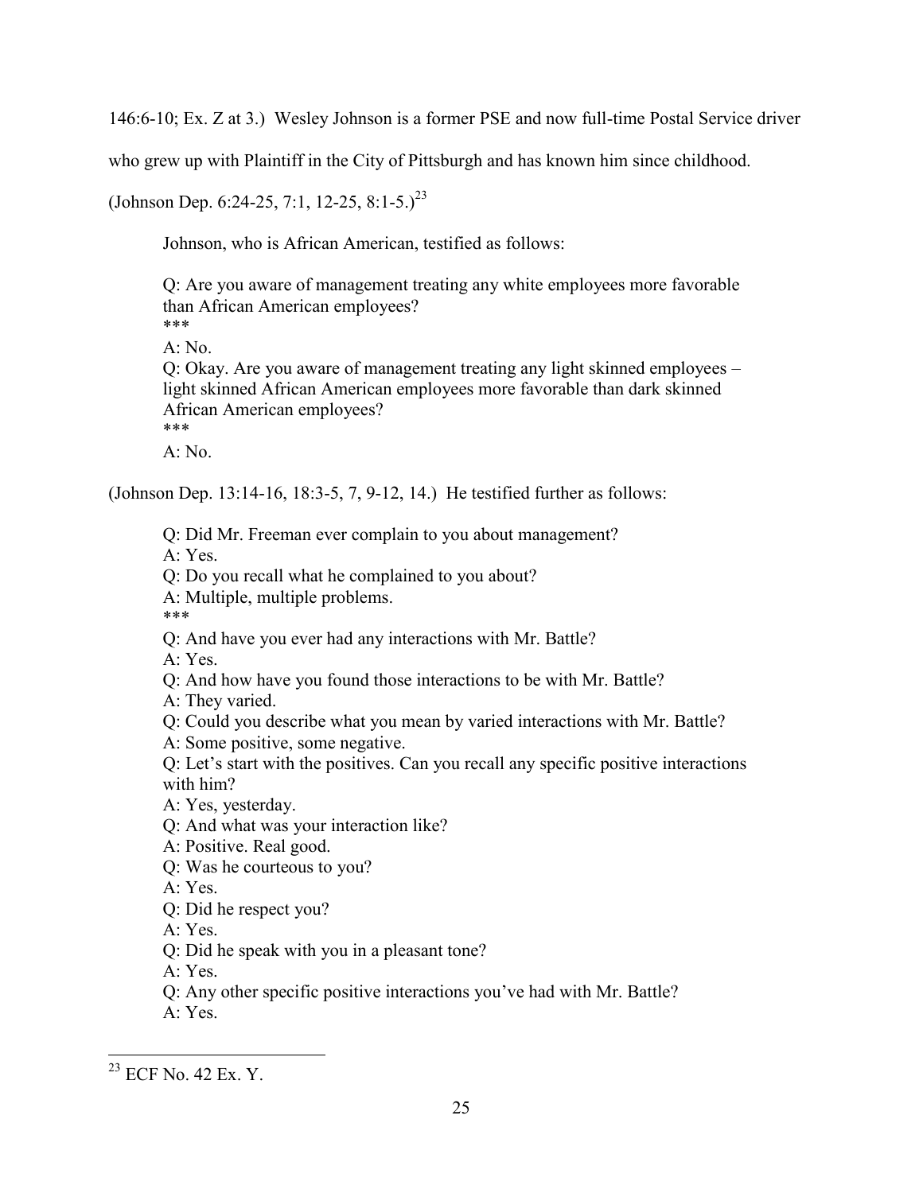146:6-10; Ex. Z at 3.) Wesley Johnson is a former PSE and now full-time Postal Service driver who grew up with Plaintiff in the City of Pittsburgh and has known him since childhood. (Johnson Dep. 6:24-25, 7:1, 12-25, 8:1-5.)[23]

Johnson, who is African American, testified as follows:

> Q: Are you aware of management treating any white employees more favorable than African American employees?
> \*\*\*
> A: No.
> Q: Okay. Are you aware of management treating any light skinned employees – light skinned African American employees more favorable than dark skinned African American employees?
> \*\*\*
> A: No.

(Johnson Dep. 13:14-16, 18:3-5, 7, 9-12, 14.) He testified further as follows:

> Q: Did Mr. Freeman ever complain to you about management?
> A: Yes.
> Q: Do you recall what he complained to you about?
> A: Multiple, multiple problems.
> \*\*\*
> Q: And have you ever had any interactions with Mr. Battle?
> A: Yes.
> Q: And how have you found those interactions to be with Mr. Battle?
> A: They varied.
> Q: Could you describe what you mean by varied interactions with Mr. Battle?
> A: Some positive, some negative.
> Q: Let's start with the positives. Can you recall any specific positive interactions with him?
> A: Yes, yesterday.
> Q: And what was your interaction like?
> A: Positive. Real good.
> Q: Was he courteous to you?
> A: Yes.
> Q: Did he respect you?
> A: Yes.
> Q: Did he speak with you in a pleasant tone?
> A: Yes.
> Q: Any other specific positive interactions you've had with Mr. Battle?
> A: Yes.

---

[23] ECF No. 42 Ex. Y.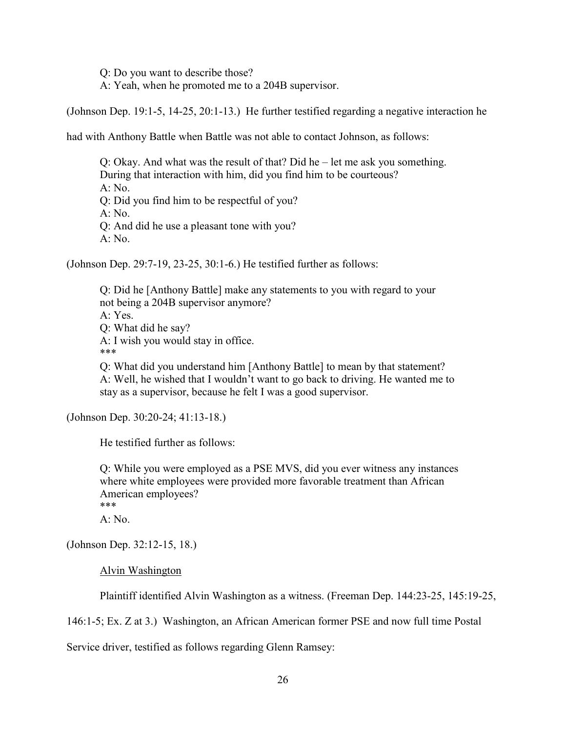Q: Do you want to describe those?
A: Yeah, when he promoted me to a 204B supervisor.

(Johnson Dep. 19:1-5, 14-25, 20:1-13.) He further testified regarding a negative interaction he had with Anthony Battle when Battle was not able to contact Johnson, as follows:

> Q: Okay. And what was the result of that? Did he – let me ask you something. During that interaction with him, did you find him to be courteous?
> A: No.
> Q: Did you find him to be respectful of you?
> A: No.
> Q: And did he use a pleasant tone with you?
> A: No.

(Johnson Dep. 29:7-19, 23-25, 30:1-6.) He testified further as follows:

> Q: Did he [Anthony Battle] make any statements to you with regard to your not being a 204B supervisor anymore?
> A: Yes.
> Q: What did he say?
> A: I wish you would stay in office.
> ***
> Q: What did you understand him [Anthony Battle] to mean by that statement?
> A: Well, he wished that I wouldn't want to go back to driving. He wanted me to stay as a supervisor, because he felt I was a good supervisor.

(Johnson Dep. 30:20-24; 41:13-18.)

He testified further as follows:

> Q: While you were employed as a PSE MVS, did you ever witness any instances where white employees were provided more favorable treatment than African American employees?
> ***
> A: No.

(Johnson Dep. 32:12-15, 18.)

<u>Alvin Washington</u>

Plaintiff identified Alvin Washington as a witness. (Freeman Dep. 144:23-25, 145:19-25, 146:1-5; Ex. Z at 3.) Washington, an African American former PSE and now full time Postal Service driver, testified as follows regarding Glenn Ramsey: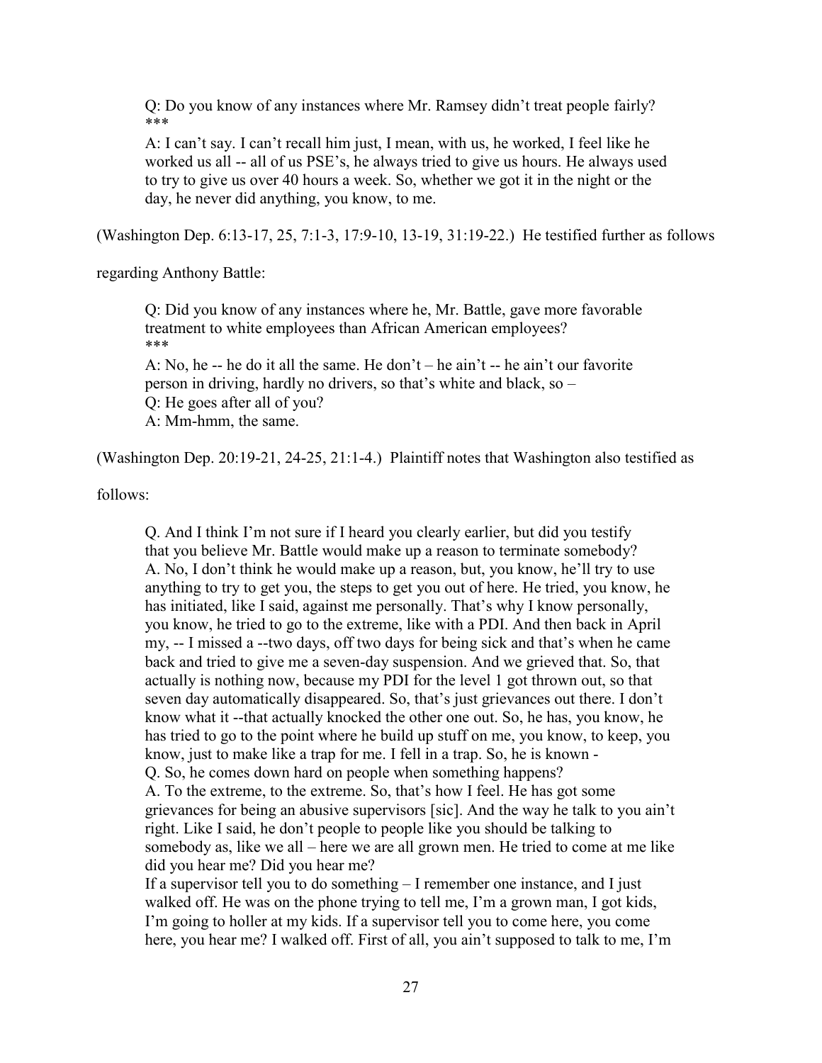> Q: Do you know of any instances where Mr. Ramsey didn't treat people fairly?
> ***
> A: I can't say. I can't recall him just, I mean, with us, he worked, I feel like he worked us all -- all of us PSE's, he always tried to give us hours. He always used to try to give us over 40 hours a week. So, whether we got it in the night or the day, he never did anything, you know, to me.

(Washington Dep. 6:13-17, 25, 7:1-3, 17:9-10, 13-19, 31:19-22.) He testified further as follows regarding Anthony Battle:

> Q: Did you know of any instances where he, Mr. Battle, gave more favorable treatment to white employees than African American employees?
> ***
> A: No, he -- he do it all the same. He don't – he ain't -- he ain't our favorite person in driving, hardly no drivers, so that's white and black, so –
> Q: He goes after all of you?
> A: Mm-hmm, the same.

(Washington Dep. 20:19-21, 24-25, 21:1-4.) Plaintiff notes that Washington also testified as follows:

> Q. And I think I'm not sure if I heard you clearly earlier, but did you testify that you believe Mr. Battle would make up a reason to terminate somebody?
> A. No, I don't think he would make up a reason, but, you know, he'll try to use anything to try to get you, the steps to get you out of here. He tried, you know, he has initiated, like I said, against me personally. That's why I know personally, you know, he tried to go to the extreme, like with a PDI. And then back in April my, -- I missed a --two days, off two days for being sick and that's when he came back and tried to give me a seven-day suspension. And we grieved that. So, that actually is nothing now, because my PDI for the level 1 got thrown out, so that seven day automatically disappeared. So, that's just grievances out there. I don't know what it --that actually knocked the other one out. So, he has, you know, he has tried to go to the point where he build up stuff on me, you know, to keep, you know, just to make like a trap for me. I fell in a trap. So, he is known -
> Q. So, he comes down hard on people when something happens?
> A. To the extreme, to the extreme. So, that's how I feel. He has got some grievances for being an abusive supervisors [sic]. And the way he talk to you ain't right. Like I said, he don't people to people like you should be talking to somebody as, like we all – here we are all grown men. He tried to come at me like did you hear me? Did you hear me?
> If a supervisor tell you to do something – I remember one instance, and I just walked off. He was on the phone trying to tell me, I'm a grown man, I got kids, I'm going to holler at my kids. If a supervisor tell you to come here, you come here, you hear me? I walked off. First of all, you ain't supposed to talk to me, I'm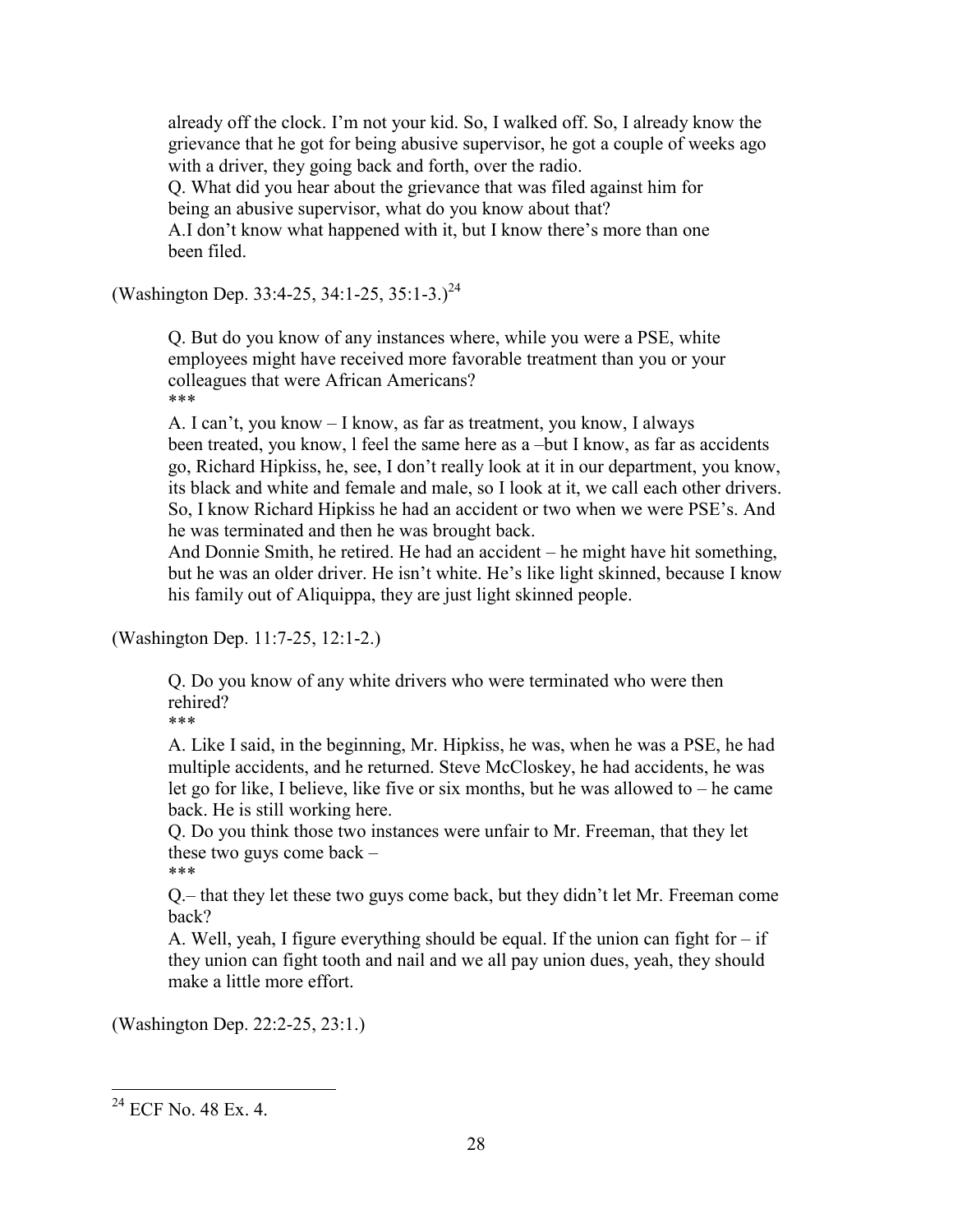> already off the clock. I'm not your kid. So, I walked off. So, I already know the grievance that he got for being abusive supervisor, he got a couple of weeks ago with a driver, they going back and forth, over the radio.
> Q. What did you hear about the grievance that was filed against him for being an abusive supervisor, what do you know about that?
> A.I don't know what happened with it, but I know there's more than one been filed.

(Washington Dep. 33:4-25, 34:1-25, 35:1-3.)[24]

> Q. But do you know of any instances where, while you were a PSE, white employees might have received more favorable treatment than you or your colleagues that were African Americans?
> ***
> A. I can't, you know – I know, as far as treatment, you know, I always been treated, you know, l feel the same here as a –but I know, as far as accidents go, Richard Hipkiss, he, see, I don't really look at it in our department, you know, its black and white and female and male, so I look at it, we call each other drivers. So, I know Richard Hipkiss he had an accident or two when we were PSE's. And he was terminated and then he was brought back.
> And Donnie Smith, he retired. He had an accident – he might have hit something, but he was an older driver. He isn't white. He's like light skinned, because I know his family out of Aliquippa, they are just light skinned people.

(Washington Dep. 11:7-25, 12:1-2.)

> Q. Do you know of any white drivers who were terminated who were then rehired?
> ***
> A. Like I said, in the beginning, Mr. Hipkiss, he was, when he was a PSE, he had multiple accidents, and he returned. Steve McCloskey, he had accidents, he was let go for like, I believe, like five or six months, but he was allowed to – he came back. He is still working here.
> Q. Do you think those two instances were unfair to Mr. Freeman, that they let these two guys come back –
> ***
> Q.– that they let these two guys come back, but they didn't let Mr. Freeman come back?
> A. Well, yeah, I figure everything should be equal. If the union can fight for – if they union can fight tooth and nail and we all pay union dues, yeah, they should make a little more effort.

(Washington Dep. 22:2-25, 23:1.)

---

[24] ECF No. 48 Ex. 4.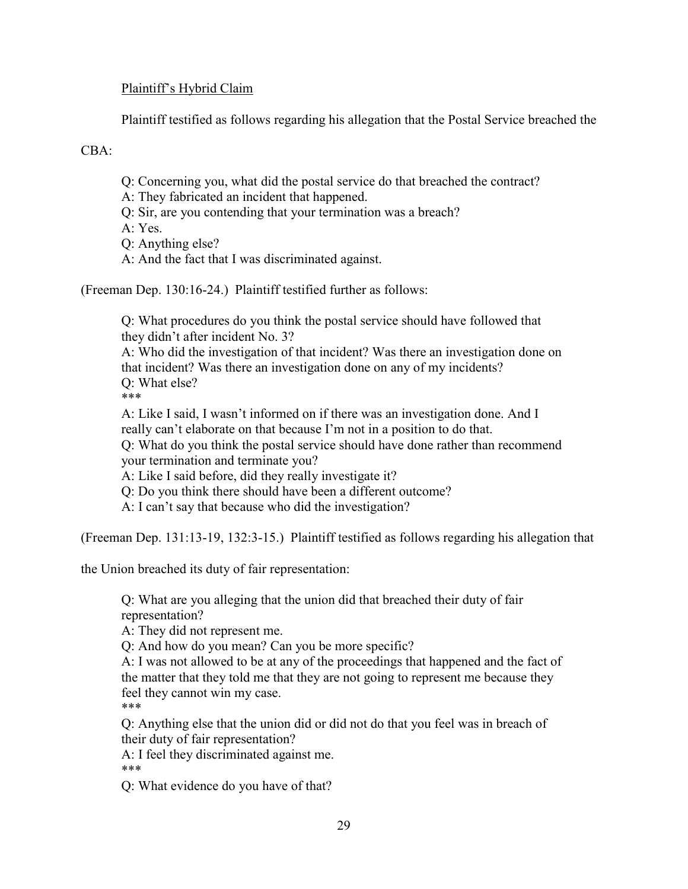Plaintiff's Hybrid Claim

Plaintiff testified as follows regarding his allegation that the Postal Service breached the CBA:

> Q: Concerning you, what did the postal service do that breached the contract?
> A: They fabricated an incident that happened.
> Q: Sir, are you contending that your termination was a breach?
> A: Yes.
> Q: Anything else?
> A: And the fact that I was discriminated against.

(Freeman Dep. 130:16-24.) Plaintiff testified further as follows:

> Q: What procedures do you think the postal service should have followed that they didn't after incident No. 3?
> A: Who did the investigation of that incident? Was there an investigation done on that incident? Was there an investigation done on any of my incidents?
> Q: What else?
> ***
> A: Like I said, I wasn't informed on if there was an investigation done. And I really can't elaborate on that because I'm not in a position to do that.
> Q: What do you think the postal service should have done rather than recommend your termination and terminate you?
> A: Like I said before, did they really investigate it?
> Q: Do you think there should have been a different outcome?
> A: I can't say that because who did the investigation?

(Freeman Dep. 131:13-19, 132:3-15.) Plaintiff testified as follows regarding his allegation that the Union breached its duty of fair representation:

> Q: What are you alleging that the union did that breached their duty of fair representation?
> A: They did not represent me.
> Q: And how do you mean? Can you be more specific?
> A: I was not allowed to be at any of the proceedings that happened and the fact of the matter that they told me that they are not going to represent me because they feel they cannot win my case.
> ***
> Q: Anything else that the union did or did not do that you feel was in breach of their duty of fair representation?
> A: I feel they discriminated against me.
> ***
> Q: What evidence do you have of that?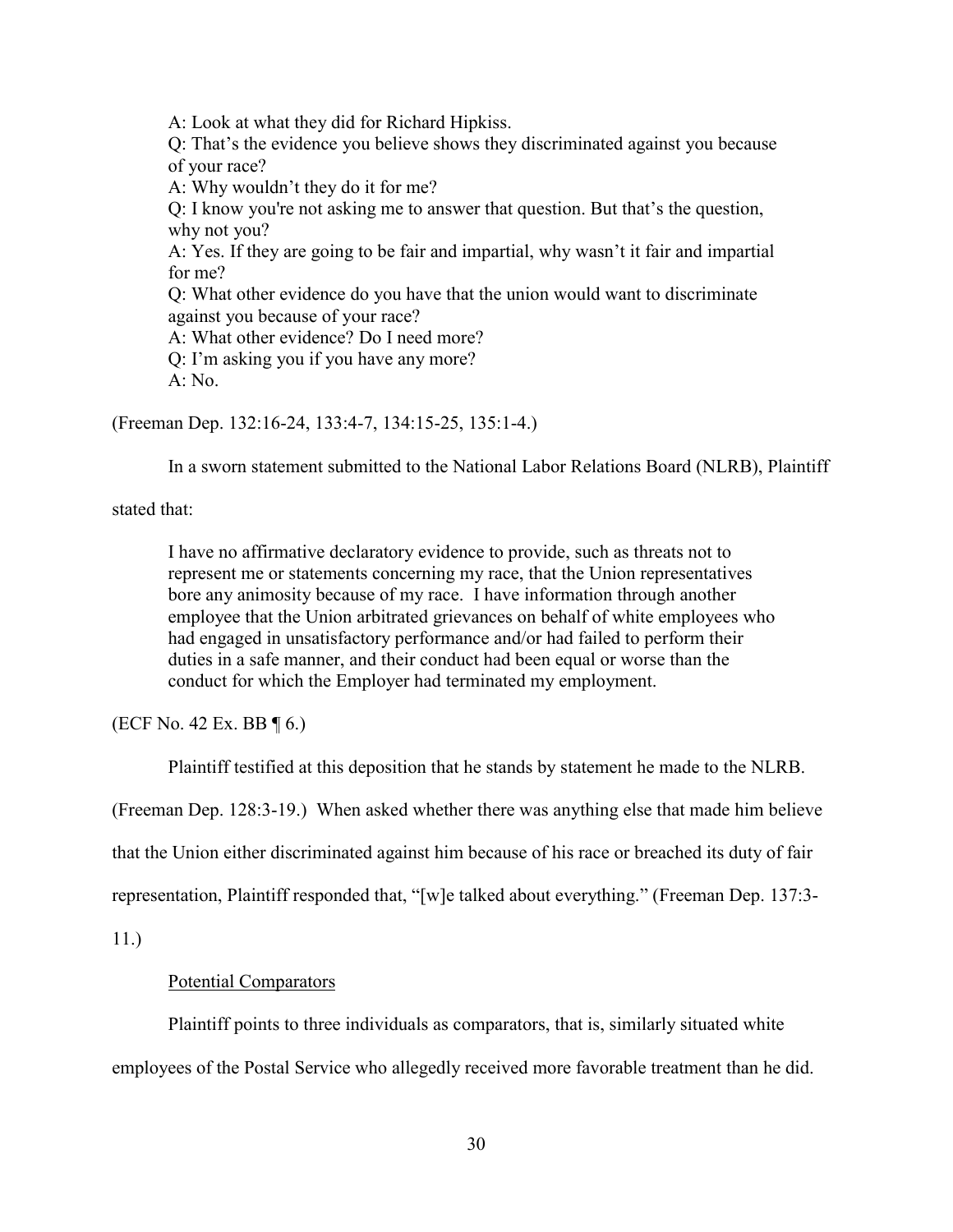> A: Look at what they did for Richard Hipkiss.
> Q: That's the evidence you believe shows they discriminated against you because of your race?
> A: Why wouldn't they do it for me?
> Q: I know you're not asking me to answer that question. But that's the question, why not you?
> A: Yes. If they are going to be fair and impartial, why wasn't it fair and impartial for me?
> Q: What other evidence do you have that the union would want to discriminate against you because of your race?
> A: What other evidence? Do I need more?
> Q: I'm asking you if you have any more?
> A: No.

(Freeman Dep. 132:16-24, 133:4-7, 134:15-25, 135:1-4.)

In a sworn statement submitted to the National Labor Relations Board (NLRB), Plaintiff stated that:

> I have no affirmative declaratory evidence to provide, such as threats not to represent me or statements concerning my race, that the Union representatives bore any animosity because of my race. I have information through another employee that the Union arbitrated grievances on behalf of white employees who had engaged in unsatisfactory performance and/or had failed to perform their duties in a safe manner, and their conduct had been equal or worse than the conduct for which the Employer had terminated my employment.

(ECF No. 42 Ex. BB ¶ 6.)

Plaintiff testified at this deposition that he stands by statement he made to the NLRB. (Freeman Dep. 128:3-19.) When asked whether there was anything else that made him believe that the Union either discriminated against him because of his race or breached its duty of fair representation, Plaintiff responded that, "[w]e talked about everything." (Freeman Dep. 137:3-11.)

Potential Comparators

Plaintiff points to three individuals as comparators, that is, similarly situated white employees of the Postal Service who allegedly received more favorable treatment than he did.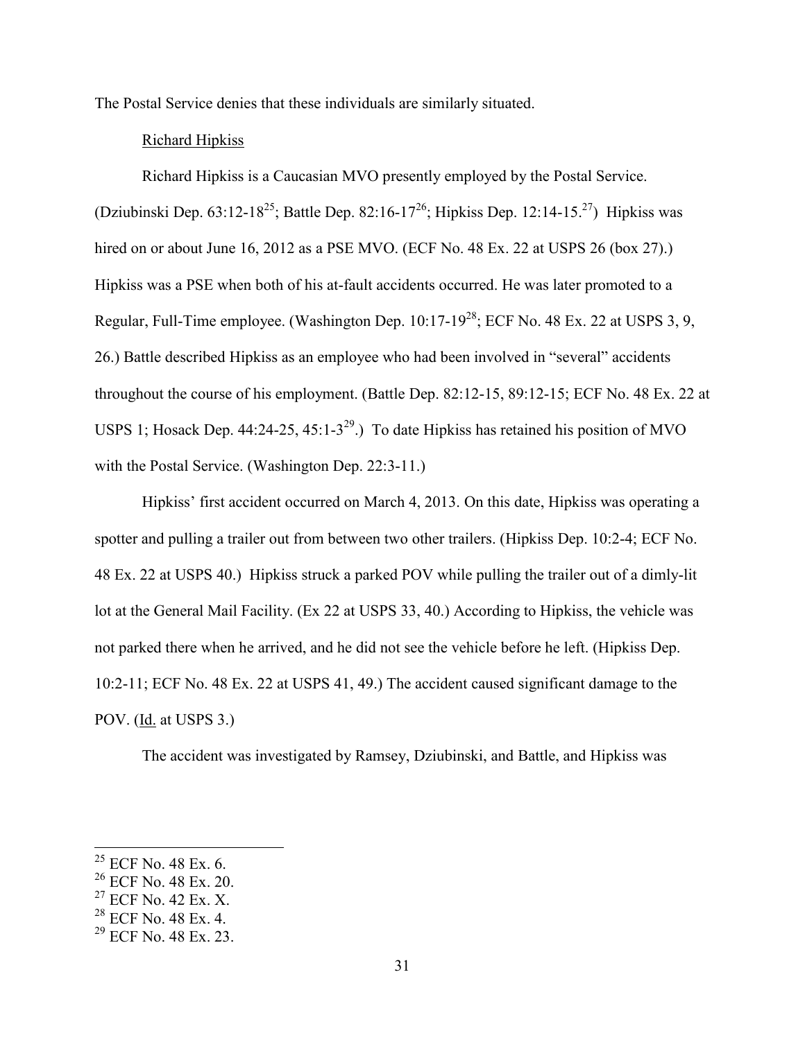The Postal Service denies that these individuals are similarly situated.

Richard Hipkiss

Richard Hipkiss is a Caucasian MVO presently employed by the Postal Service. (Dziubinski Dep. 63:12-18[25]; Battle Dep. 82:16-17[26]; Hipkiss Dep. 12:14-15.[27]) Hipkiss was hired on or about June 16, 2012 as a PSE MVO. (ECF No. 48 Ex. 22 at USPS 26 (box 27).) Hipkiss was a PSE when both of his at-fault accidents occurred. He was later promoted to a Regular, Full-Time employee. (Washington Dep. 10:17-19[28]; ECF No. 48 Ex. 22 at USPS 3, 9, 26.) Battle described Hipkiss as an employee who had been involved in "several" accidents throughout the course of his employment. (Battle Dep. 82:12-15, 89:12-15; ECF No. 48 Ex. 22 at USPS 1; Hosack Dep. 44:24-25, 45:1-3[29].) To date Hipkiss has retained his position of MVO with the Postal Service. (Washington Dep. 22:3-11.)

Hipkiss' first accident occurred on March 4, 2013. On this date, Hipkiss was operating a spotter and pulling a trailer out from between two other trailers. (Hipkiss Dep. 10:2-4; ECF No. 48 Ex. 22 at USPS 40.) Hipkiss struck a parked POV while pulling the trailer out of a dimly-lit lot at the General Mail Facility. (Ex 22 at USPS 33, 40.) According to Hipkiss, the vehicle was not parked there when he arrived, and he did not see the vehicle before he left. (Hipkiss Dep. 10:2-11; ECF No. 48 Ex. 22 at USPS 41, 49.) The accident caused significant damage to the POV. (Id. at USPS 3.)

The accident was investigated by Ramsey, Dziubinski, and Battle, and Hipkiss was

---

[25] ECF No. 48 Ex. 6.

[26] ECF No. 48 Ex. 20.

[27] ECF No. 42 Ex. X.

[28] ECF No. 48 Ex. 4.

[29] ECF No. 48 Ex. 23.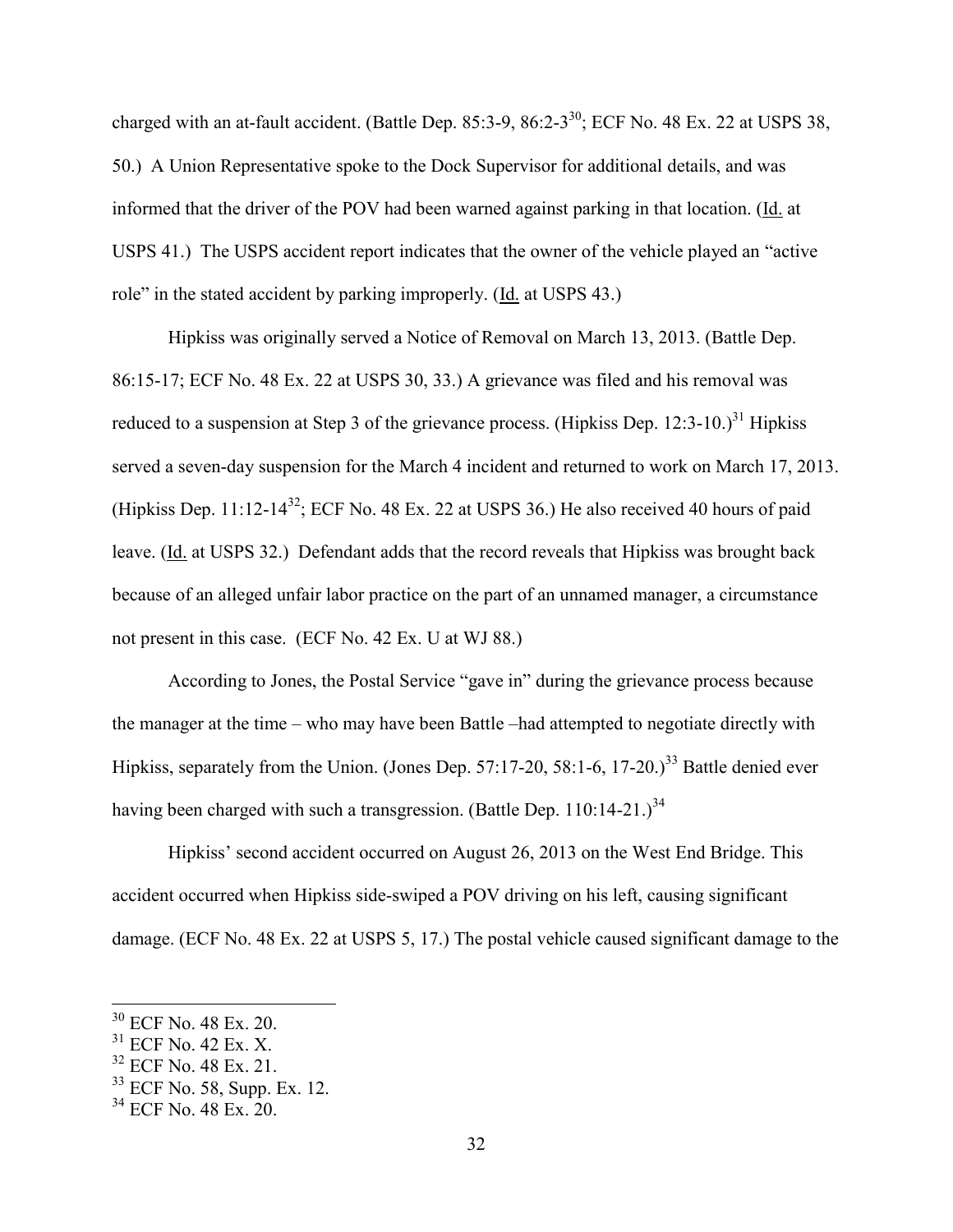charged with an at-fault accident. (Battle Dep. 85:3-9, 86:2-3[30]; ECF No. 48 Ex. 22 at USPS 38, 50.) A Union Representative spoke to the Dock Supervisor for additional details, and was informed that the driver of the POV had been warned against parking in that location. (Id. at USPS 41.) The USPS accident report indicates that the owner of the vehicle played an "active role" in the stated accident by parking improperly. (Id. at USPS 43.)

Hipkiss was originally served a Notice of Removal on March 13, 2013. (Battle Dep. 86:15-17; ECF No. 48 Ex. 22 at USPS 30, 33.) A grievance was filed and his removal was reduced to a suspension at Step 3 of the grievance process. (Hipkiss Dep. 12:3-10.)[31] Hipkiss served a seven-day suspension for the March 4 incident and returned to work on March 17, 2013. (Hipkiss Dep. 11:12-14[32]; ECF No. 48 Ex. 22 at USPS 36.) He also received 40 hours of paid leave. (Id. at USPS 32.) Defendant adds that the record reveals that Hipkiss was brought back because of an alleged unfair labor practice on the part of an unnamed manager, a circumstance not present in this case. (ECF No. 42 Ex. U at WJ 88.)

According to Jones, the Postal Service "gave in" during the grievance process because the manager at the time – who may have been Battle –had attempted to negotiate directly with Hipkiss, separately from the Union. (Jones Dep. 57:17-20, 58:1-6, 17-20.)[33] Battle denied ever having been charged with such a transgression. (Battle Dep. 110:14-21.)[34]

Hipkiss' second accident occurred on August 26, 2013 on the West End Bridge. This accident occurred when Hipkiss side-swiped a POV driving on his left, causing significant damage. (ECF No. 48 Ex. 22 at USPS 5, 17.) The postal vehicle caused significant damage to the

---

[30] ECF No. 48 Ex. 20.

[31] ECF No. 42 Ex. X.

[32] ECF No. 48 Ex. 21.

[33] ECF No. 58, Supp. Ex. 12.

[34] ECF No. 48 Ex. 20.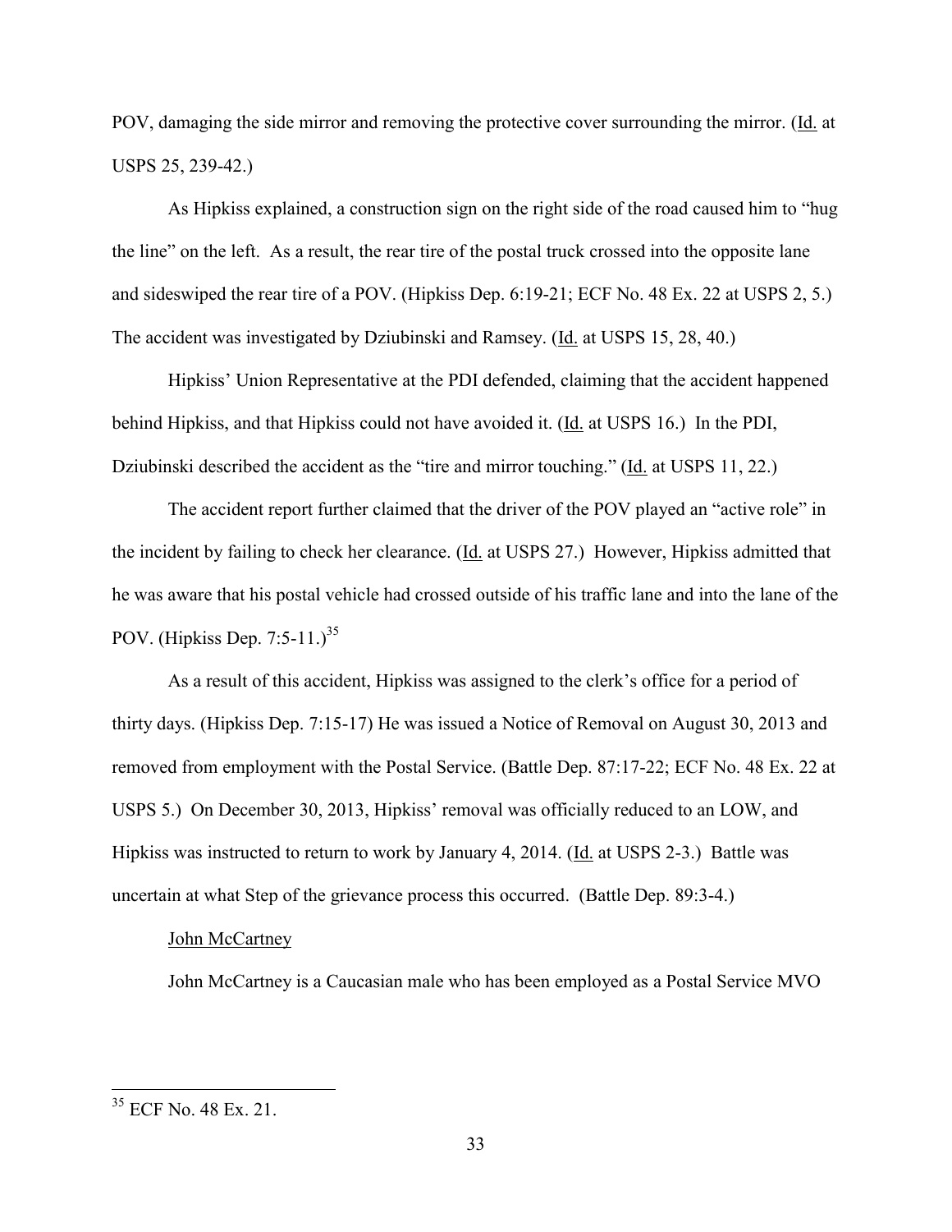POV, damaging the side mirror and removing the protective cover surrounding the mirror. (Id. at USPS 25, 239-42.)

As Hipkiss explained, a construction sign on the right side of the road caused him to "hug the line" on the left. As a result, the rear tire of the postal truck crossed into the opposite lane and sideswiped the rear tire of a POV. (Hipkiss Dep. 6:19-21; ECF No. 48 Ex. 22 at USPS 2, 5.) The accident was investigated by Dziubinski and Ramsey. (Id. at USPS 15, 28, 40.)

Hipkiss' Union Representative at the PDI defended, claiming that the accident happened behind Hipkiss, and that Hipkiss could not have avoided it. (Id. at USPS 16.) In the PDI, Dziubinski described the accident as the "tire and mirror touching." (Id. at USPS 11, 22.)

The accident report further claimed that the driver of the POV played an "active role" in the incident by failing to check her clearance. (Id. at USPS 27.) However, Hipkiss admitted that he was aware that his postal vehicle had crossed outside of his traffic lane and into the lane of the POV. (Hipkiss Dep. 7:5-11.)[35]

As a result of this accident, Hipkiss was assigned to the clerk's office for a period of thirty days. (Hipkiss Dep. 7:15-17) He was issued a Notice of Removal on August 30, 2013 and removed from employment with the Postal Service. (Battle Dep. 87:17-22; ECF No. 48 Ex. 22 at USPS 5.) On December 30, 2013, Hipkiss' removal was officially reduced to an LOW, and Hipkiss was instructed to return to work by January 4, 2014. (Id. at USPS 2-3.) Battle was uncertain at what Step of the grievance process this occurred. (Battle Dep. 89:3-4.)

John McCartney

John McCartney is a Caucasian male who has been employed as a Postal Service MVO

[35] ECF No. 48 Ex. 21.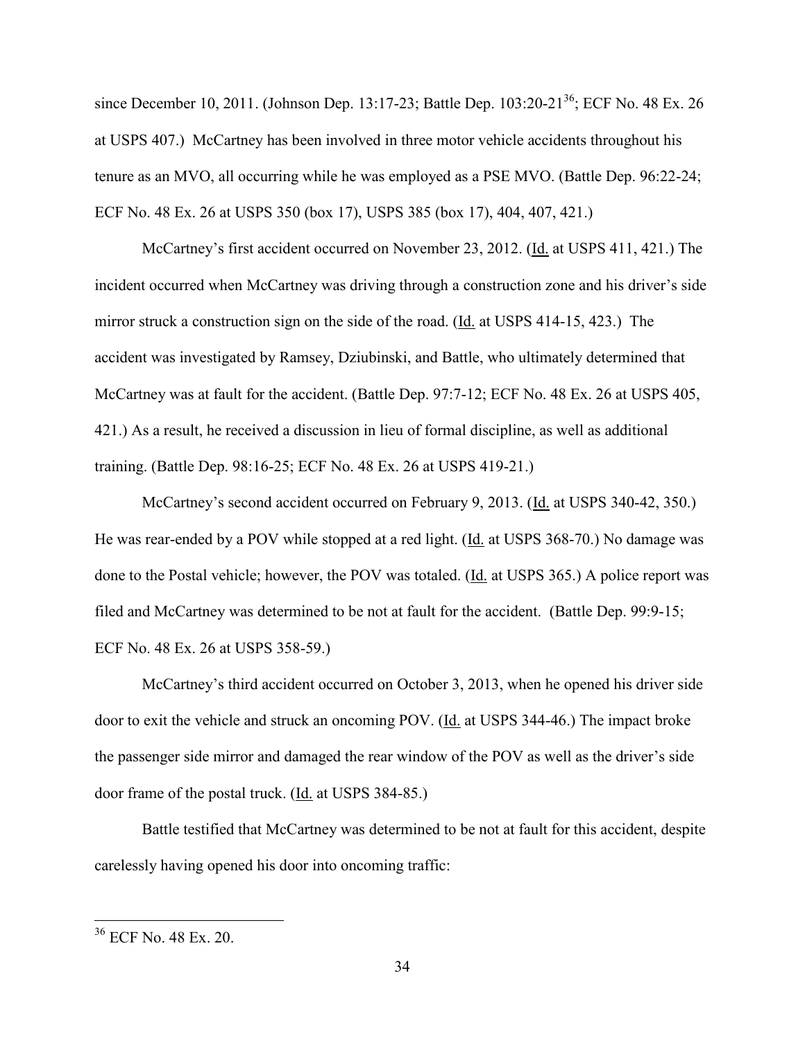since December 10, 2011. (Johnson Dep. 13:17-23; Battle Dep. 103:20-21[36]; ECF No. 48 Ex. 26 at USPS 407.) McCartney has been involved in three motor vehicle accidents throughout his tenure as an MVO, all occurring while he was employed as a PSE MVO. (Battle Dep. 96:22-24; ECF No. 48 Ex. 26 at USPS 350 (box 17), USPS 385 (box 17), 404, 407, 421.)

McCartney's first accident occurred on November 23, 2012. (Id. at USPS 411, 421.) The incident occurred when McCartney was driving through a construction zone and his driver's side mirror struck a construction sign on the side of the road. (Id. at USPS 414-15, 423.) The accident was investigated by Ramsey, Dziubinski, and Battle, who ultimately determined that McCartney was at fault for the accident. (Battle Dep. 97:7-12; ECF No. 48 Ex. 26 at USPS 405, 421.) As a result, he received a discussion in lieu of formal discipline, as well as additional training. (Battle Dep. 98:16-25; ECF No. 48 Ex. 26 at USPS 419-21.)

McCartney's second accident occurred on February 9, 2013. (Id. at USPS 340-42, 350.) He was rear-ended by a POV while stopped at a red light. (Id. at USPS 368-70.) No damage was done to the Postal vehicle; however, the POV was totaled. (Id. at USPS 365.) A police report was filed and McCartney was determined to be not at fault for the accident. (Battle Dep. 99:9-15; ECF No. 48 Ex. 26 at USPS 358-59.)

McCartney's third accident occurred on October 3, 2013, when he opened his driver side door to exit the vehicle and struck an oncoming POV. (Id. at USPS 344-46.) The impact broke the passenger side mirror and damaged the rear window of the POV as well as the driver's side door frame of the postal truck. (Id. at USPS 384-85.)

Battle testified that McCartney was determined to be not at fault for this accident, despite carelessly having opened his door into oncoming traffic:

---

[36] ECF No. 48 Ex. 20.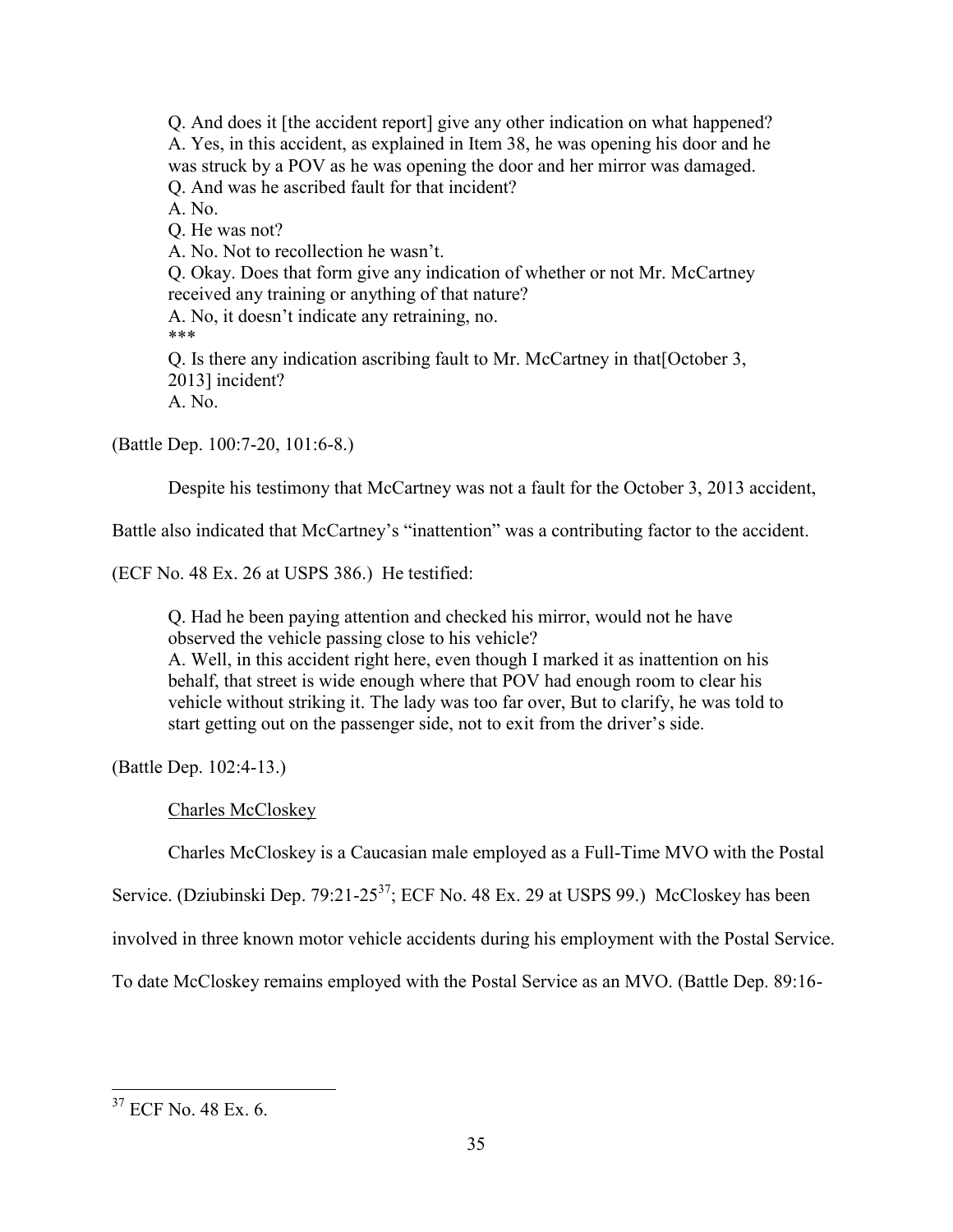> Q. And does it [the accident report] give any other indication on what happened?
> A. Yes, in this accident, as explained in Item 38, he was opening his door and he was struck by a POV as he was opening the door and her mirror was damaged.
> Q. And was he ascribed fault for that incident?
> A. No.
> Q. He was not?
> A. No. Not to recollection he wasn't.
> Q. Okay. Does that form give any indication of whether or not Mr. McCartney received any training or anything of that nature?
> A. No, it doesn't indicate any retraining, no.
> ***
> Q. Is there any indication ascribing fault to Mr. McCartney in that[October 3, 2013] incident?
> A. No.

(Battle Dep. 100:7-20, 101:6-8.)

Despite his testimony that McCartney was not a fault for the October 3, 2013 accident, Battle also indicated that McCartney's "inattention" was a contributing factor to the accident. (ECF No. 48 Ex. 26 at USPS 386.) He testified:

> Q. Had he been paying attention and checked his mirror, would not he have observed the vehicle passing close to his vehicle?
> A. Well, in this accident right here, even though I marked it as inattention on his behalf, that street is wide enough where that POV had enough room to clear his vehicle without striking it. The lady was too far over, But to clarify, he was told to start getting out on the passenger side, not to exit from the driver's side.

(Battle Dep. 102:4-13.)

<u>Charles McCloskey</u>

Charles McCloskey is a Caucasian male employed as a Full-Time MVO with the Postal Service. (Dziubinski Dep. 79:21-25[37]; ECF No. 48 Ex. 29 at USPS 99.) McCloskey has been involved in three known motor vehicle accidents during his employment with the Postal Service. To date McCloskey remains employed with the Postal Service as an MVO. (Battle Dep. 89:16-

---

[37] ECF No. 48 Ex. 6.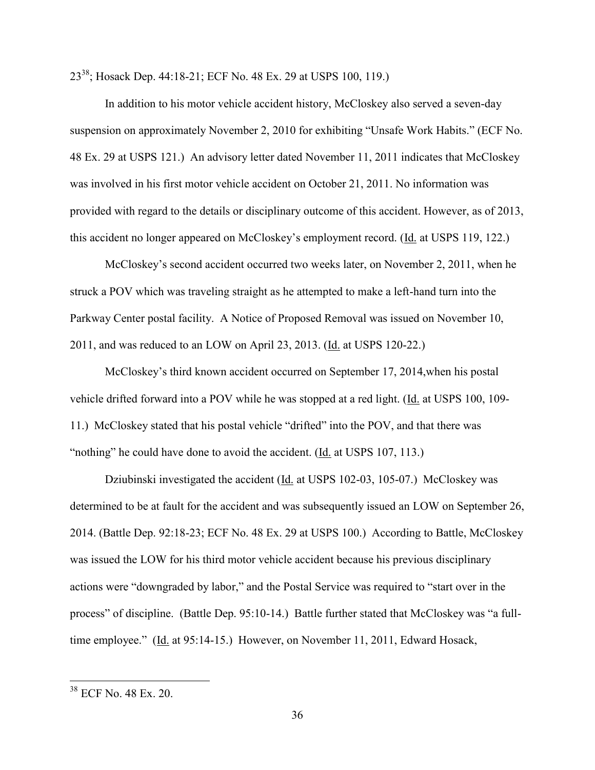23[38]; Hosack Dep. 44:18-21; ECF No. 48 Ex. 29 at USPS 100, 119.)

In addition to his motor vehicle accident history, McCloskey also served a seven-day suspension on approximately November 2, 2010 for exhibiting "Unsafe Work Habits." (ECF No. 48 Ex. 29 at USPS 121.) An advisory letter dated November 11, 2011 indicates that McCloskey was involved in his first motor vehicle accident on October 21, 2011. No information was provided with regard to the details or disciplinary outcome of this accident. However, as of 2013, this accident no longer appeared on McCloskey's employment record. (Id. at USPS 119, 122.)

McCloskey's second accident occurred two weeks later, on November 2, 2011, when he struck a POV which was traveling straight as he attempted to make a left-hand turn into the Parkway Center postal facility. A Notice of Proposed Removal was issued on November 10, 2011, and was reduced to an LOW on April 23, 2013. (Id. at USPS 120-22.)

McCloskey's third known accident occurred on September 17, 2014,when his postal vehicle drifted forward into a POV while he was stopped at a red light. (Id. at USPS 100, 109-11.) McCloskey stated that his postal vehicle "drifted" into the POV, and that there was "nothing" he could have done to avoid the accident. (Id. at USPS 107, 113.)

Dziubinski investigated the accident (Id. at USPS 102-03, 105-07.) McCloskey was determined to be at fault for the accident and was subsequently issued an LOW on September 26, 2014. (Battle Dep. 92:18-23; ECF No. 48 Ex. 29 at USPS 100.) According to Battle, McCloskey was issued the LOW for his third motor vehicle accident because his previous disciplinary actions were "downgraded by labor," and the Postal Service was required to "start over in the process" of discipline. (Battle Dep. 95:10-14.) Battle further stated that McCloskey was "a full-time employee." (Id. at 95:14-15.) However, on November 11, 2011, Edward Hosack,

---

[38] ECF No. 48 Ex. 20.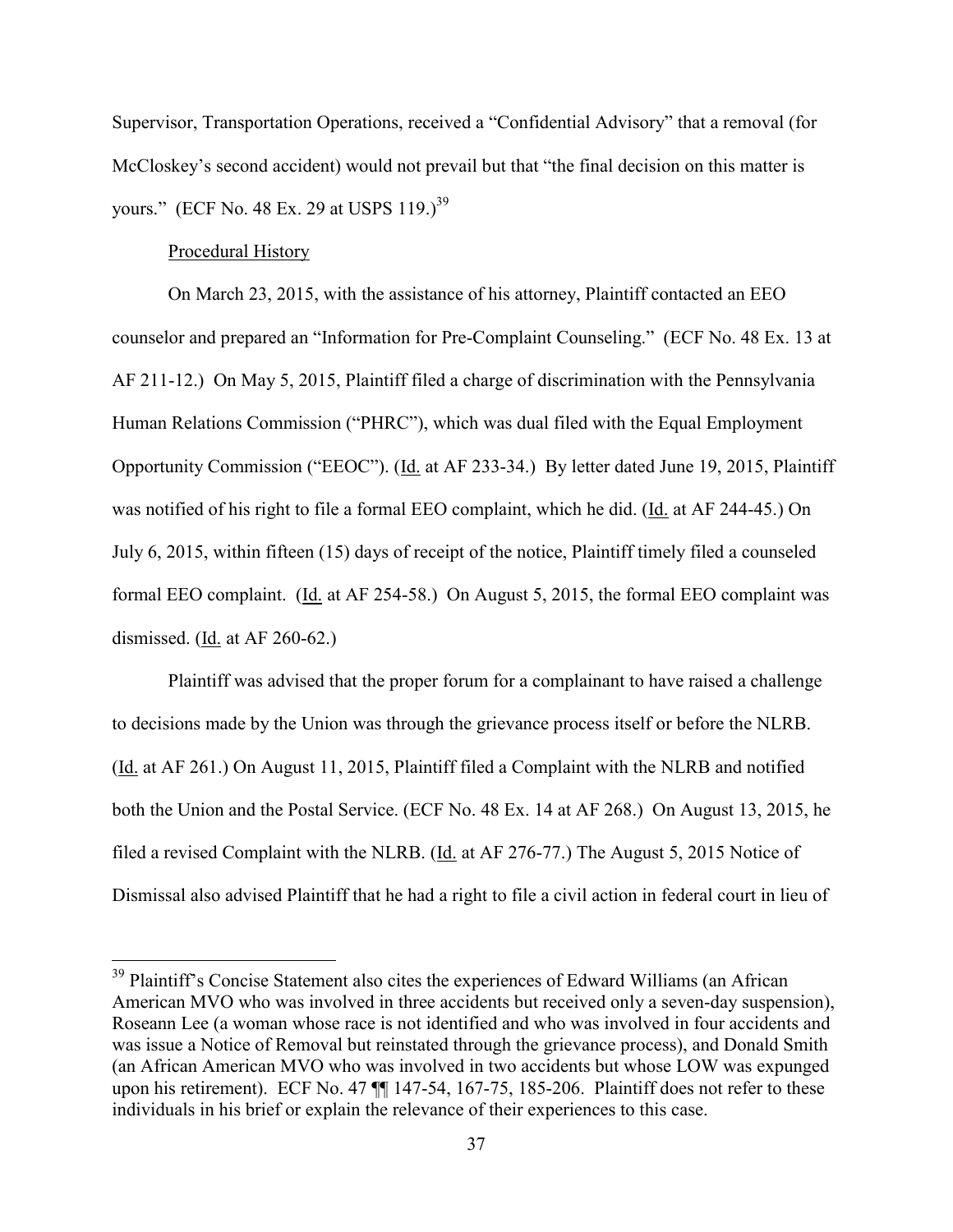Supervisor, Transportation Operations, received a "Confidential Advisory" that a removal (for McCloskey's second accident) would not prevail but that "the final decision on this matter is yours." (ECF No. 48 Ex. 29 at USPS 119.)[39]

Procedural History

On March 23, 2015, with the assistance of his attorney, Plaintiff contacted an EEO counselor and prepared an "Information for Pre-Complaint Counseling." (ECF No. 48 Ex. 13 at AF 211-12.) On May 5, 2015, Plaintiff filed a charge of discrimination with the Pennsylvania Human Relations Commission ("PHRC"), which was dual filed with the Equal Employment Opportunity Commission ("EEOC"). (Id. at AF 233-34.) By letter dated June 19, 2015, Plaintiff was notified of his right to file a formal EEO complaint, which he did. (Id. at AF 244-45.) On July 6, 2015, within fifteen (15) days of receipt of the notice, Plaintiff timely filed a counseled formal EEO complaint. (Id. at AF 254-58.) On August 5, 2015, the formal EEO complaint was dismissed. (Id. at AF 260-62.)

Plaintiff was advised that the proper forum for a complainant to have raised a challenge to decisions made by the Union was through the grievance process itself or before the NLRB. (Id. at AF 261.) On August 11, 2015, Plaintiff filed a Complaint with the NLRB and notified both the Union and the Postal Service. (ECF No. 48 Ex. 14 at AF 268.) On August 13, 2015, he filed a revised Complaint with the NLRB. (Id. at AF 276-77.) The August 5, 2015 Notice of Dismissal also advised Plaintiff that he had a right to file a civil action in federal court in lieu of

---

[39] Plaintiff's Concise Statement also cites the experiences of Edward Williams (an African American MVO who was involved in three accidents but received only a seven-day suspension), Roseann Lee (a woman whose race is not identified and who was involved in four accidents and was issue a Notice of Removal but reinstated through the grievance process), and Donald Smith (an African American MVO who was involved in two accidents but whose LOW was expunged upon his retirement). ECF No. 47 ¶¶ 147-54, 167-75, 185-206. Plaintiff does not refer to these individuals in his brief or explain the relevance of their experiences to this case.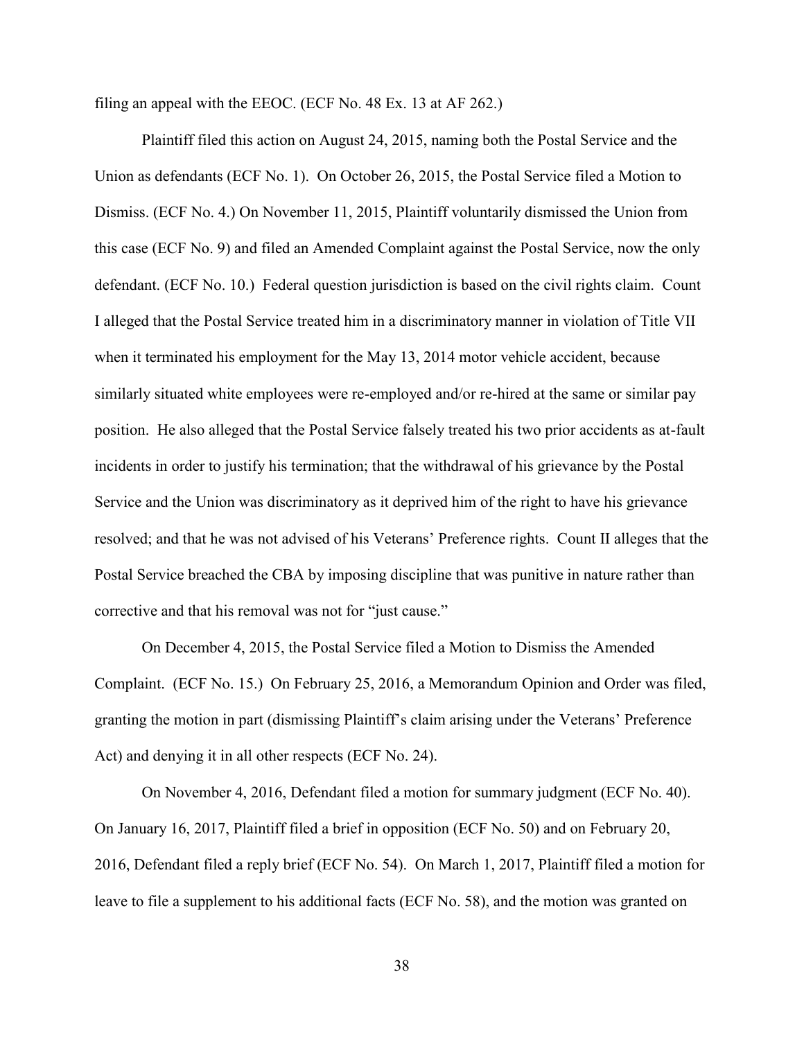filing an appeal with the EEOC. (ECF No. 48 Ex. 13 at AF 262.)

Plaintiff filed this action on August 24, 2015, naming both the Postal Service and the Union as defendants (ECF No. 1). On October 26, 2015, the Postal Service filed a Motion to Dismiss. (ECF No. 4.) On November 11, 2015, Plaintiff voluntarily dismissed the Union from this case (ECF No. 9) and filed an Amended Complaint against the Postal Service, now the only defendant. (ECF No. 10.) Federal question jurisdiction is based on the civil rights claim. Count I alleged that the Postal Service treated him in a discriminatory manner in violation of Title VII when it terminated his employment for the May 13, 2014 motor vehicle accident, because similarly situated white employees were re-employed and/or re-hired at the same or similar pay position. He also alleged that the Postal Service falsely treated his two prior accidents as at-fault incidents in order to justify his termination; that the withdrawal of his grievance by the Postal Service and the Union was discriminatory as it deprived him of the right to have his grievance resolved; and that he was not advised of his Veterans' Preference rights. Count II alleges that the Postal Service breached the CBA by imposing discipline that was punitive in nature rather than corrective and that his removal was not for "just cause."

On December 4, 2015, the Postal Service filed a Motion to Dismiss the Amended Complaint. (ECF No. 15.) On February 25, 2016, a Memorandum Opinion and Order was filed, granting the motion in part (dismissing Plaintiff's claim arising under the Veterans' Preference Act) and denying it in all other respects (ECF No. 24).

On November 4, 2016, Defendant filed a motion for summary judgment (ECF No. 40). On January 16, 2017, Plaintiff filed a brief in opposition (ECF No. 50) and on February 20, 2016, Defendant filed a reply brief (ECF No. 54). On March 1, 2017, Plaintiff filed a motion for leave to file a supplement to his additional facts (ECF No. 58), and the motion was granted on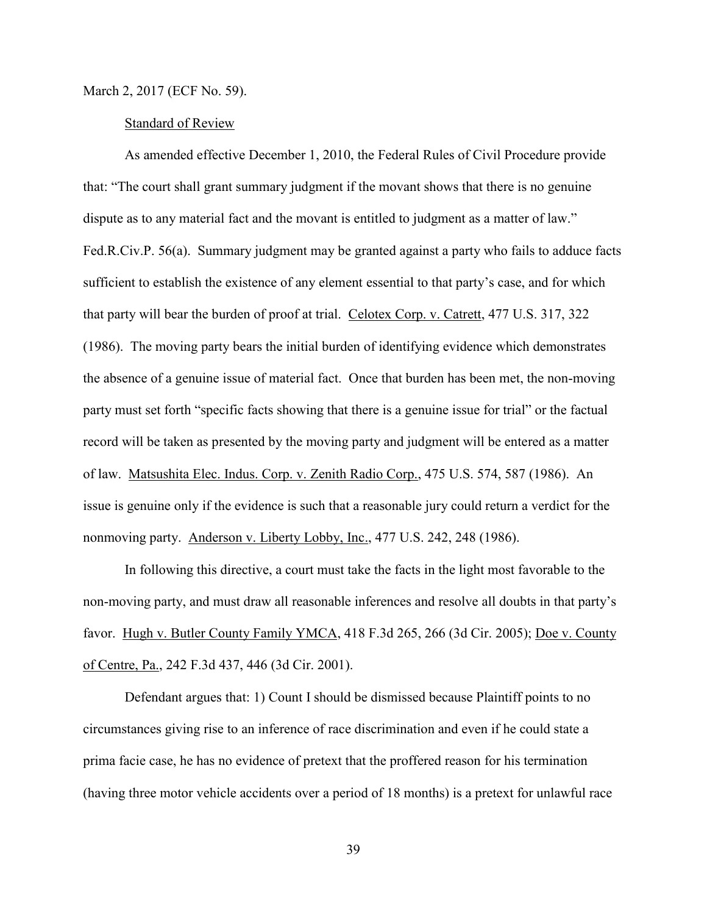March 2, 2017 (ECF No. 59).

Standard of Review

As amended effective December 1, 2010, the Federal Rules of Civil Procedure provide that: "The court shall grant summary judgment if the movant shows that there is no genuine dispute as to any material fact and the movant is entitled to judgment as a matter of law." Fed.R.Civ.P. 56(a). Summary judgment may be granted against a party who fails to adduce facts sufficient to establish the existence of any element essential to that party's case, and for which that party will bear the burden of proof at trial. Celotex Corp. v. Catrett, 477 U.S. 317, 322 (1986). The moving party bears the initial burden of identifying evidence which demonstrates the absence of a genuine issue of material fact. Once that burden has been met, the non-moving party must set forth "specific facts showing that there is a genuine issue for trial" or the factual record will be taken as presented by the moving party and judgment will be entered as a matter of law. Matsushita Elec. Indus. Corp. v. Zenith Radio Corp., 475 U.S. 574, 587 (1986). An issue is genuine only if the evidence is such that a reasonable jury could return a verdict for the nonmoving party. Anderson v. Liberty Lobby, Inc., 477 U.S. 242, 248 (1986).

In following this directive, a court must take the facts in the light most favorable to the non-moving party, and must draw all reasonable inferences and resolve all doubts in that party's favor. Hugh v. Butler County Family YMCA, 418 F.3d 265, 266 (3d Cir. 2005); Doe v. County of Centre, Pa., 242 F.3d 437, 446 (3d Cir. 2001).

Defendant argues that: 1) Count I should be dismissed because Plaintiff points to no circumstances giving rise to an inference of race discrimination and even if he could state a prima facie case, he has no evidence of pretext that the proffered reason for his termination (having three motor vehicle accidents over a period of 18 months) is a pretext for unlawful race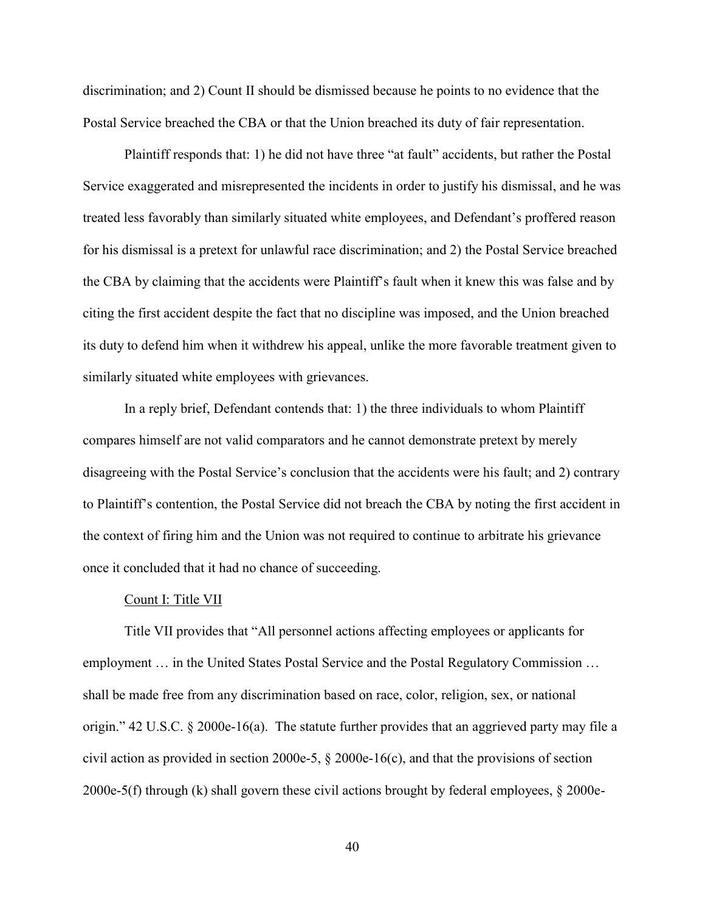discrimination; and 2) Count II should be dismissed because he points to no evidence that the Postal Service breached the CBA or that the Union breached its duty of fair representation.

Plaintiff responds that: 1) he did not have three "at fault" accidents, but rather the Postal Service exaggerated and misrepresented the incidents in order to justify his dismissal, and he was treated less favorably than similarly situated white employees, and Defendant's proffered reason for his dismissal is a pretext for unlawful race discrimination; and 2) the Postal Service breached the CBA by claiming that the accidents were Plaintiff's fault when it knew this was false and by citing the first accident despite the fact that no discipline was imposed, and the Union breached its duty to defend him when it withdrew his appeal, unlike the more favorable treatment given to similarly situated white employees with grievances.

In a reply brief, Defendant contends that: 1) the three individuals to whom Plaintiff compares himself are not valid comparators and he cannot demonstrate pretext by merely disagreeing with the Postal Service's conclusion that the accidents were his fault; and 2) contrary to Plaintiff's contention, the Postal Service did not breach the CBA by noting the first accident in the context of firing him and the Union was not required to continue to arbitrate his grievance once it concluded that it had no chance of succeeding.

Count I: Title VII

Title VII provides that "All personnel actions affecting employees or applicants for employment … in the United States Postal Service and the Postal Regulatory Commission … shall be made free from any discrimination based on race, color, religion, sex, or national origin." 42 U.S.C. § 2000e-16(a). The statute further provides that an aggrieved party may file a civil action as provided in section 2000e-5, § 2000e-16(c), and that the provisions of section 2000e-5(f) through (k) shall govern these civil actions brought by federal employees, § 2000e-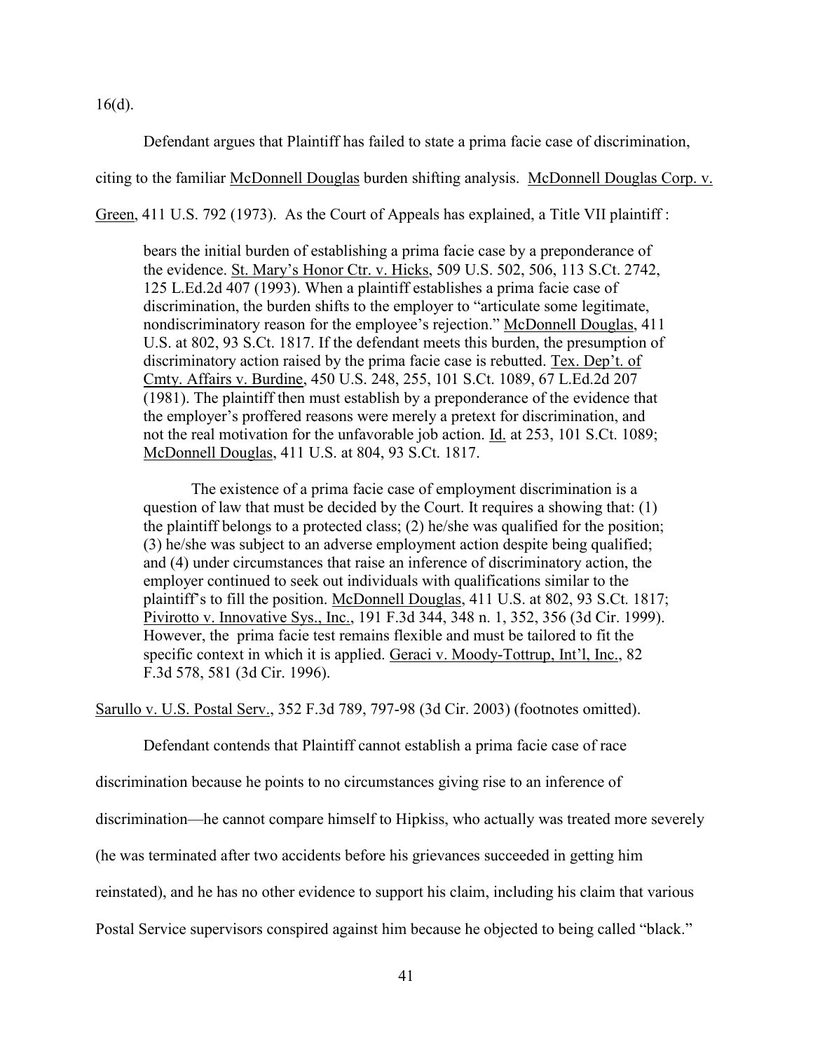16(d).

Defendant argues that Plaintiff has failed to state a prima facie case of discrimination, citing to the familiar McDonnell Douglas burden shifting analysis. McDonnell Douglas Corp. v. Green, 411 U.S. 792 (1973). As the Court of Appeals has explained, a Title VII plaintiff :

> bears the initial burden of establishing a prima facie case by a preponderance of the evidence. St. Mary's Honor Ctr. v. Hicks, 509 U.S. 502, 506, 113 S.Ct. 2742, 125 L.Ed.2d 407 (1993). When a plaintiff establishes a prima facie case of discrimination, the burden shifts to the employer to "articulate some legitimate, nondiscriminatory reason for the employee's rejection." McDonnell Douglas, 411 U.S. at 802, 93 S.Ct. 1817. If the defendant meets this burden, the presumption of discriminatory action raised by the prima facie case is rebutted. Tex. Dep't. of Cmty. Affairs v. Burdine, 450 U.S. 248, 255, 101 S.Ct. 1089, 67 L.Ed.2d 207 (1981). The plaintiff then must establish by a preponderance of the evidence that the employer's proffered reasons were merely a pretext for discrimination, and not the real motivation for the unfavorable job action. Id. at 253, 101 S.Ct. 1089; McDonnell Douglas, 411 U.S. at 804, 93 S.Ct. 1817.
>
> The existence of a prima facie case of employment discrimination is a question of law that must be decided by the Court. It requires a showing that: (1) the plaintiff belongs to a protected class; (2) he/she was qualified for the position; (3) he/she was subject to an adverse employment action despite being qualified; and (4) under circumstances that raise an inference of discriminatory action, the employer continued to seek out individuals with qualifications similar to the plaintiff's to fill the position. McDonnell Douglas, 411 U.S. at 802, 93 S.Ct. 1817; Pivirotto v. Innovative Sys., Inc., 191 F.3d 344, 348 n. 1, 352, 356 (3d Cir. 1999). However, the prima facie test remains flexible and must be tailored to fit the specific context in which it is applied. Geraci v. Moody-Tottrup, Int'l, Inc., 82 F.3d 578, 581 (3d Cir. 1996).

Sarullo v. U.S. Postal Serv., 352 F.3d 789, 797-98 (3d Cir. 2003) (footnotes omitted).

Defendant contends that Plaintiff cannot establish a prima facie case of race discrimination because he points to no circumstances giving rise to an inference of discrimination—he cannot compare himself to Hipkiss, who actually was treated more severely (he was terminated after two accidents before his grievances succeeded in getting him reinstated), and he has no other evidence to support his claim, including his claim that various Postal Service supervisors conspired against him because he objected to being called "black."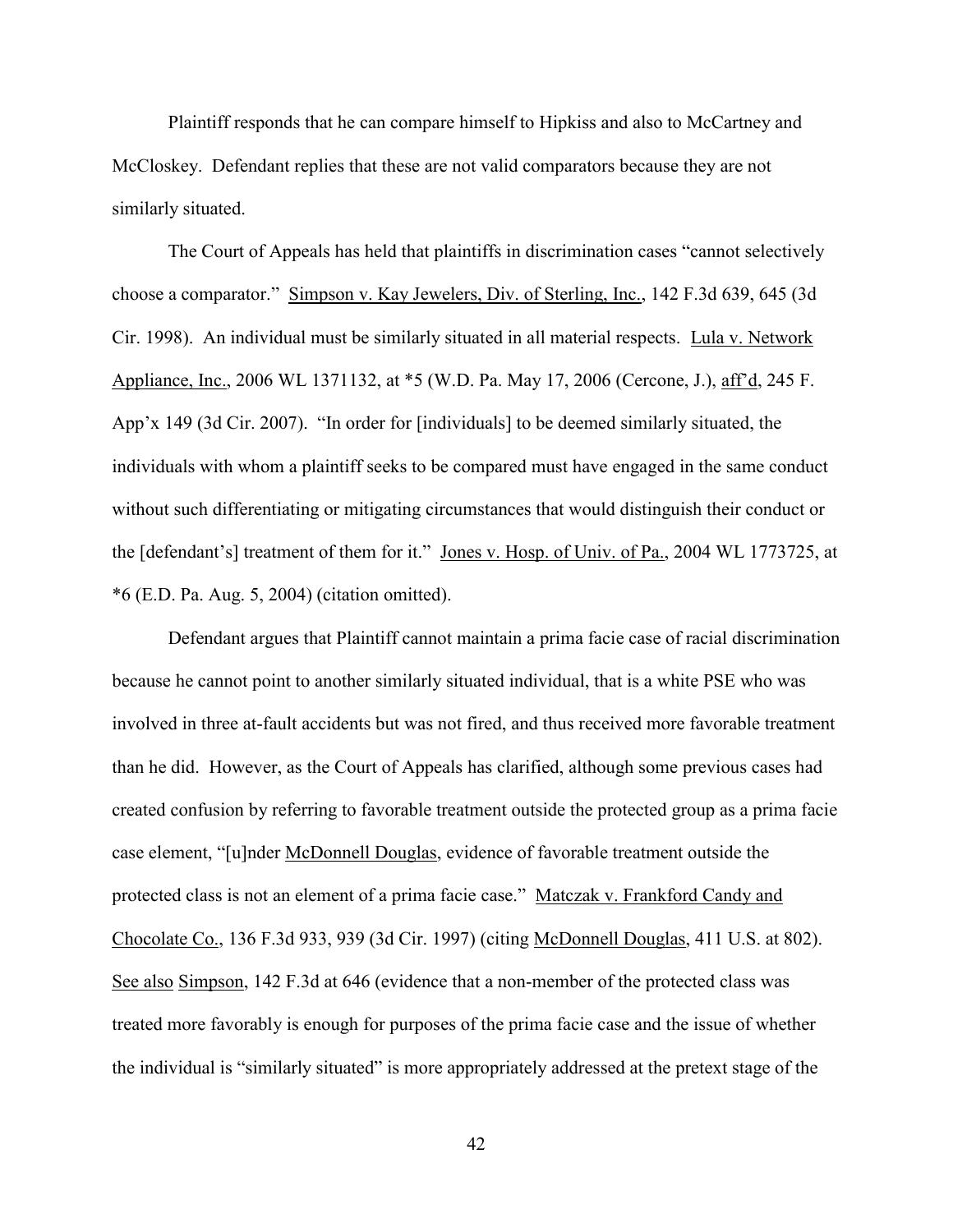Plaintiff responds that he can compare himself to Hipkiss and also to McCartney and McCloskey. Defendant replies that these are not valid comparators because they are not similarly situated.

The Court of Appeals has held that plaintiffs in discrimination cases "cannot selectively choose a comparator." Simpson v. Kay Jewelers, Div. of Sterling, Inc., 142 F.3d 639, 645 (3d Cir. 1998). An individual must be similarly situated in all material respects. Lula v. Network Appliance, Inc., 2006 WL 1371132, at *5 (W.D. Pa. May 17, 2006 (Cercone, J.), aff'd, 245 F. App'x 149 (3d Cir. 2007). "In order for [individuals] to be deemed similarly situated, the individuals with whom a plaintiff seeks to be compared must have engaged in the same conduct without such differentiating or mitigating circumstances that would distinguish their conduct or the [defendant's] treatment of them for it." Jones v. Hosp. of Univ. of Pa., 2004 WL 1773725, at *6 (E.D. Pa. Aug. 5, 2004) (citation omitted).

Defendant argues that Plaintiff cannot maintain a prima facie case of racial discrimination because he cannot point to another similarly situated individual, that is a white PSE who was involved in three at-fault accidents but was not fired, and thus received more favorable treatment than he did. However, as the Court of Appeals has clarified, although some previous cases had created confusion by referring to favorable treatment outside the protected group as a prima facie case element, "[u]nder McDonnell Douglas, evidence of favorable treatment outside the protected class is not an element of a prima facie case." Matczak v. Frankford Candy and Chocolate Co., 136 F.3d 933, 939 (3d Cir. 1997) (citing McDonnell Douglas, 411 U.S. at 802). See also Simpson, 142 F.3d at 646 (evidence that a non-member of the protected class was treated more favorably is enough for purposes of the prima facie case and the issue of whether the individual is "similarly situated" is more appropriately addressed at the pretext stage of the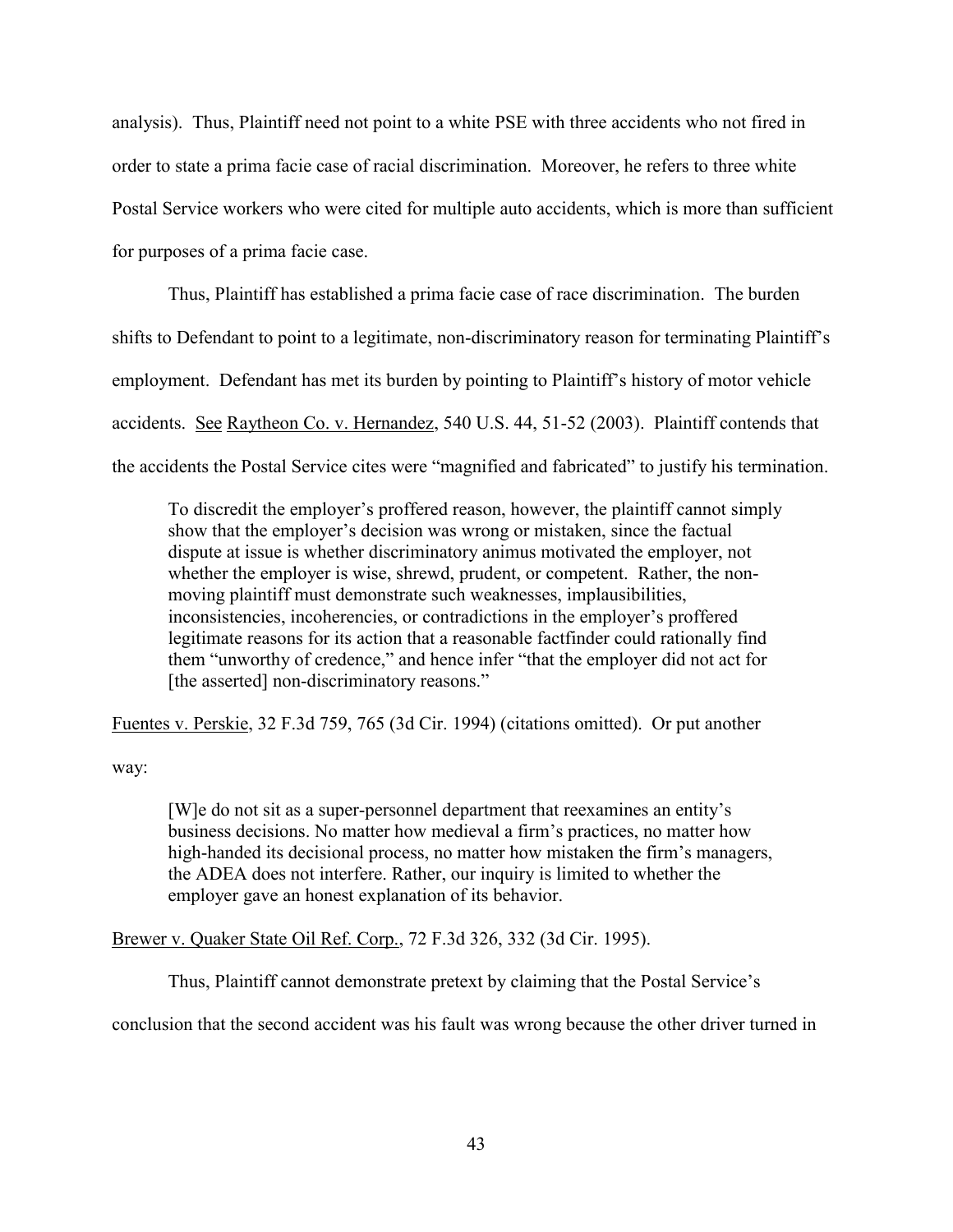analysis). Thus, Plaintiff need not point to a white PSE with three accidents who not fired in order to state a prima facie case of racial discrimination. Moreover, he refers to three white Postal Service workers who were cited for multiple auto accidents, which is more than sufficient for purposes of a prima facie case.

Thus, Plaintiff has established a prima facie case of race discrimination. The burden shifts to Defendant to point to a legitimate, non-discriminatory reason for terminating Plaintiff's employment. Defendant has met its burden by pointing to Plaintiff's history of motor vehicle accidents. See Raytheon Co. v. Hernandez, 540 U.S. 44, 51-52 (2003). Plaintiff contends that the accidents the Postal Service cites were "magnified and fabricated" to justify his termination.

> To discredit the employer's proffered reason, however, the plaintiff cannot simply show that the employer's decision was wrong or mistaken, since the factual dispute at issue is whether discriminatory animus motivated the employer, not whether the employer is wise, shrewd, prudent, or competent. Rather, the non-moving plaintiff must demonstrate such weaknesses, implausibilities, inconsistencies, incoherencies, or contradictions in the employer's proffered legitimate reasons for its action that a reasonable factfinder could rationally find them "unworthy of credence," and hence infer "that the employer did not act for [the asserted] non-discriminatory reasons."

Fuentes v. Perskie, 32 F.3d 759, 765 (3d Cir. 1994) (citations omitted). Or put another way:

> [W]e do not sit as a super-personnel department that reexamines an entity's business decisions. No matter how medieval a firm's practices, no matter how high-handed its decisional process, no matter how mistaken the firm's managers, the ADEA does not interfere. Rather, our inquiry is limited to whether the employer gave an honest explanation of its behavior.

Brewer v. Quaker State Oil Ref. Corp., 72 F.3d 326, 332 (3d Cir. 1995).

Thus, Plaintiff cannot demonstrate pretext by claiming that the Postal Service's conclusion that the second accident was his fault was wrong because the other driver turned in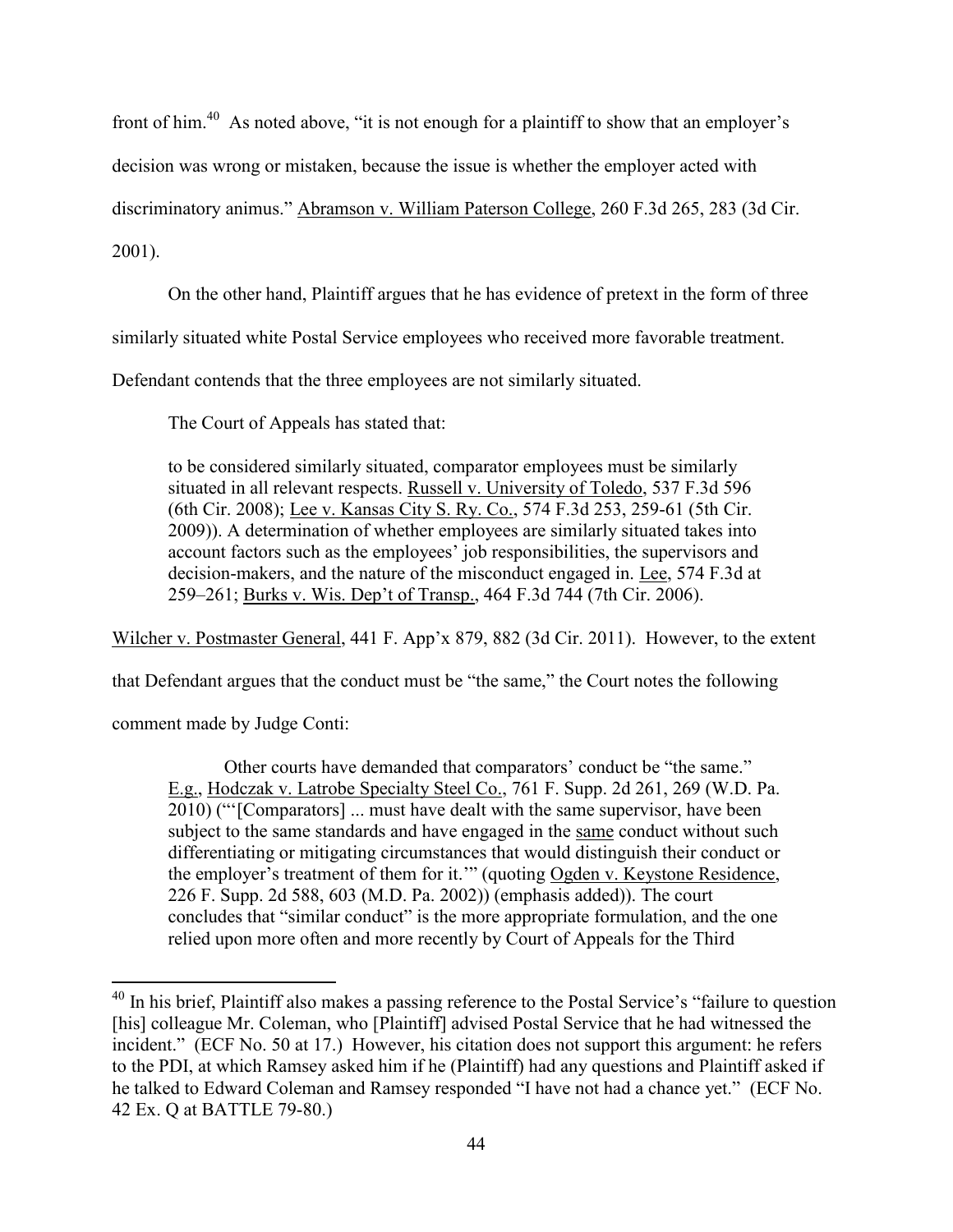front of him.[40] As noted above, "it is not enough for a plaintiff to show that an employer's decision was wrong or mistaken, because the issue is whether the employer acted with discriminatory animus." Abramson v. William Paterson College, 260 F.3d 265, 283 (3d Cir. 2001).

On the other hand, Plaintiff argues that he has evidence of pretext in the form of three similarly situated white Postal Service employees who received more favorable treatment. Defendant contends that the three employees are not similarly situated.

The Court of Appeals has stated that:

> to be considered similarly situated, comparator employees must be similarly situated in all relevant respects. Russell v. University of Toledo, 537 F.3d 596 (6th Cir. 2008); Lee v. Kansas City S. Ry. Co., 574 F.3d 253, 259-61 (5th Cir. 2009)). A determination of whether employees are similarly situated takes into account factors such as the employees' job responsibilities, the supervisors and decision-makers, and the nature of the misconduct engaged in. Lee, 574 F.3d at 259–261; Burks v. Wis. Dep't of Transp., 464 F.3d 744 (7th Cir. 2006).

Wilcher v. Postmaster General, 441 F. App'x 879, 882 (3d Cir. 2011). However, to the extent that Defendant argues that the conduct must be "the same," the Court notes the following comment made by Judge Conti:

> Other courts have demanded that comparators' conduct be "the same." E.g., Hodczak v. Latrobe Specialty Steel Co., 761 F. Supp. 2d 261, 269 (W.D. Pa. 2010) ("'[Comparators] ... must have dealt with the same supervisor, have been subject to the same standards and have engaged in the same conduct without such differentiating or mitigating circumstances that would distinguish their conduct or the employer's treatment of them for it.'" (quoting Ogden v. Keystone Residence, 226 F. Supp. 2d 588, 603 (M.D. Pa. 2002)) (emphasis added)). The court concludes that "similar conduct" is the more appropriate formulation, and the one relied upon more often and more recently by Court of Appeals for the Third

[40] In his brief, Plaintiff also makes a passing reference to the Postal Service's "failure to question [his] colleague Mr. Coleman, who [Plaintiff] advised Postal Service that he had witnessed the incident." (ECF No. 50 at 17.) However, his citation does not support this argument: he refers to the PDI, at which Ramsey asked him if he (Plaintiff) had any questions and Plaintiff asked if he talked to Edward Coleman and Ramsey responded "I have not had a chance yet." (ECF No. 42 Ex. Q at BATTLE 79-80.)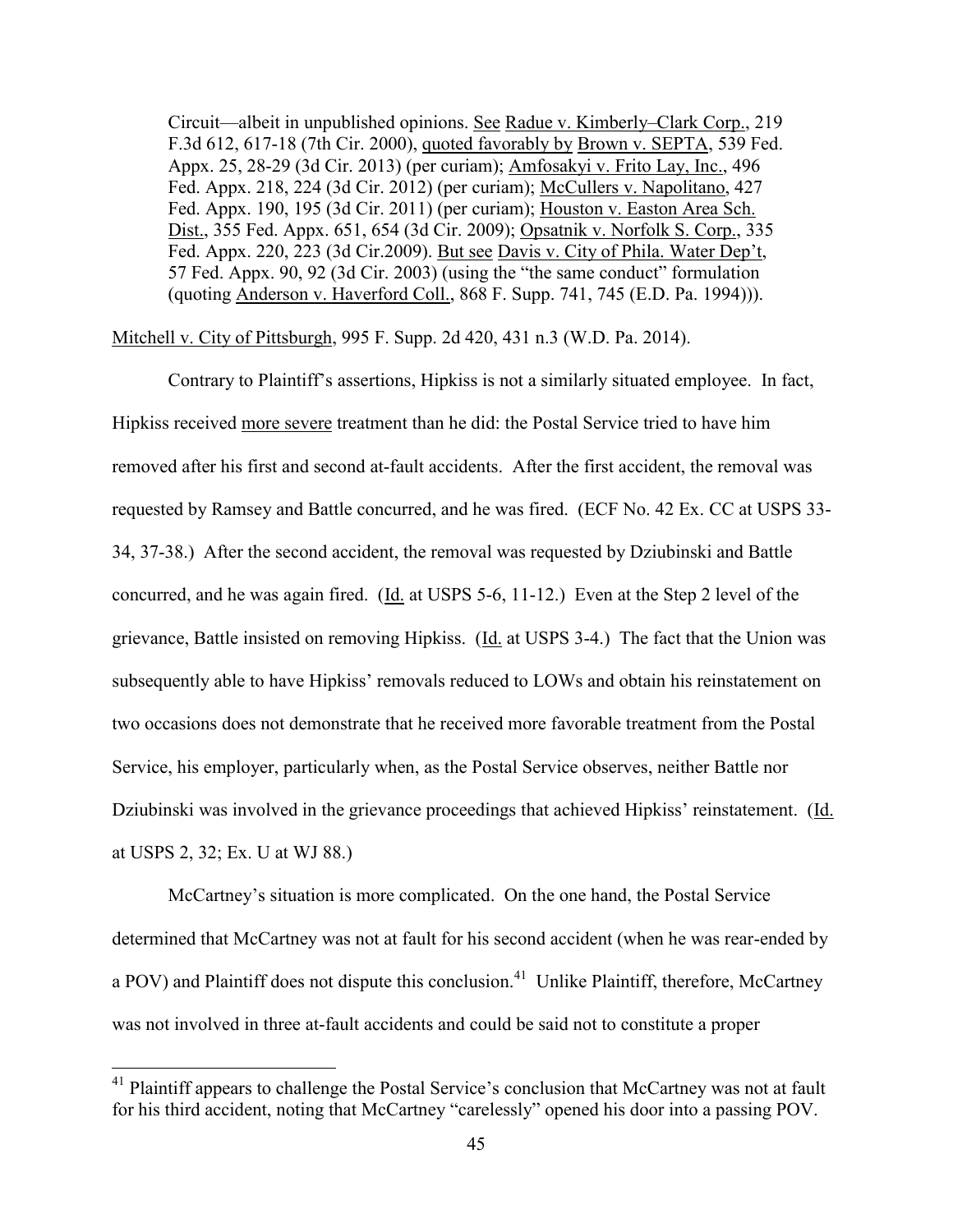> Circuit—albeit in unpublished opinions. See Radue v. Kimberly–Clark Corp., 219 F.3d 612, 617-18 (7th Cir. 2000), quoted favorably by Brown v. SEPTA, 539 Fed. Appx. 25, 28-29 (3d Cir. 2013) (per curiam); Amfosakyi v. Frito Lay, Inc., 496 Fed. Appx. 218, 224 (3d Cir. 2012) (per curiam); McCullers v. Napolitano, 427 Fed. Appx. 190, 195 (3d Cir. 2011) (per curiam); Houston v. Easton Area Sch. Dist., 355 Fed. Appx. 651, 654 (3d Cir. 2009); Opsatnik v. Norfolk S. Corp., 335 Fed. Appx. 220, 223 (3d Cir.2009). But see Davis v. City of Phila. Water Dep't, 57 Fed. Appx. 90, 92 (3d Cir. 2003) (using the "the same conduct" formulation (quoting Anderson v. Haverford Coll., 868 F. Supp. 741, 745 (E.D. Pa. 1994))).

Mitchell v. City of Pittsburgh, 995 F. Supp. 2d 420, 431 n.3 (W.D. Pa. 2014).

Contrary to Plaintiff's assertions, Hipkiss is not a similarly situated employee. In fact, Hipkiss received more severe treatment than he did: the Postal Service tried to have him removed after his first and second at-fault accidents. After the first accident, the removal was requested by Ramsey and Battle concurred, and he was fired. (ECF No. 42 Ex. CC at USPS 33-34, 37-38.) After the second accident, the removal was requested by Dziubinski and Battle concurred, and he was again fired. (Id. at USPS 5-6, 11-12.) Even at the Step 2 level of the grievance, Battle insisted on removing Hipkiss. (Id. at USPS 3-4.) The fact that the Union was subsequently able to have Hipkiss' removals reduced to LOWs and obtain his reinstatement on two occasions does not demonstrate that he received more favorable treatment from the Postal Service, his employer, particularly when, as the Postal Service observes, neither Battle nor Dziubinski was involved in the grievance proceedings that achieved Hipkiss' reinstatement. (Id. at USPS 2, 32; Ex. U at WJ 88.)

McCartney's situation is more complicated. On the one hand, the Postal Service determined that McCartney was not at fault for his second accident (when he was rear-ended by a POV) and Plaintiff does not dispute this conclusion.[41] Unlike Plaintiff, therefore, McCartney was not involved in three at-fault accidents and could be said not to constitute a proper

---

[41] Plaintiff appears to challenge the Postal Service's conclusion that McCartney was not at fault for his third accident, noting that McCartney "carelessly" opened his door into a passing POV.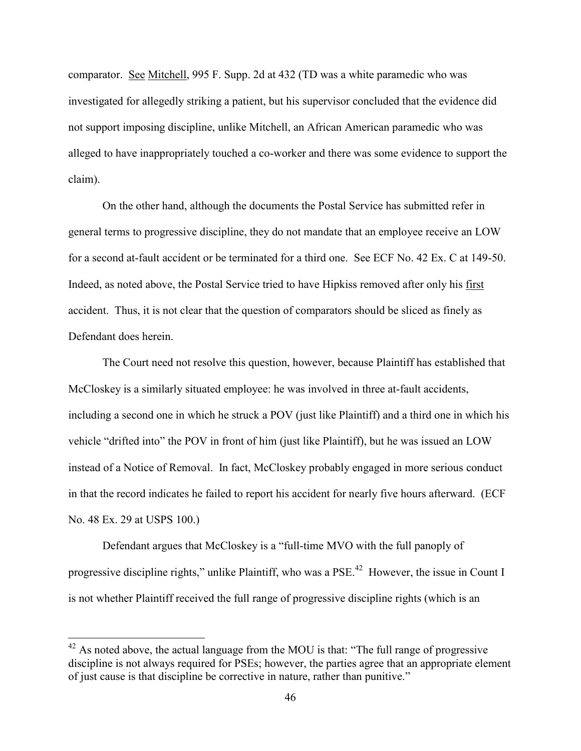comparator. See Mitchell, 995 F. Supp. 2d at 432 (TD was a white paramedic who was investigated for allegedly striking a patient, but his supervisor concluded that the evidence did not support imposing discipline, unlike Mitchell, an African American paramedic who was alleged to have inappropriately touched a co-worker and there was some evidence to support the claim).

On the other hand, although the documents the Postal Service has submitted refer in general terms to progressive discipline, they do not mandate that an employee receive an LOW for a second at-fault accident or be terminated for a third one. See ECF No. 42 Ex. C at 149-50. Indeed, as noted above, the Postal Service tried to have Hipkiss removed after only his first accident. Thus, it is not clear that the question of comparators should be sliced as finely as Defendant does herein.

The Court need not resolve this question, however, because Plaintiff has established that McCloskey is a similarly situated employee: he was involved in three at-fault accidents, including a second one in which he struck a POV (just like Plaintiff) and a third one in which his vehicle "drifted into" the POV in front of him (just like Plaintiff), but he was issued an LOW instead of a Notice of Removal. In fact, McCloskey probably engaged in more serious conduct in that the record indicates he failed to report his accident for nearly five hours afterward. (ECF No. 48 Ex. 29 at USPS 100.)

Defendant argues that McCloskey is a "full-time MVO with the full panoply of progressive discipline rights," unlike Plaintiff, who was a PSE.[42] However, the issue in Count I is not whether Plaintiff received the full range of progressive discipline rights (which is an

---

[42] As noted above, the actual language from the MOU is that: "The full range of progressive discipline is not always required for PSEs; however, the parties agree that an appropriate element of just cause is that discipline be corrective in nature, rather than punitive."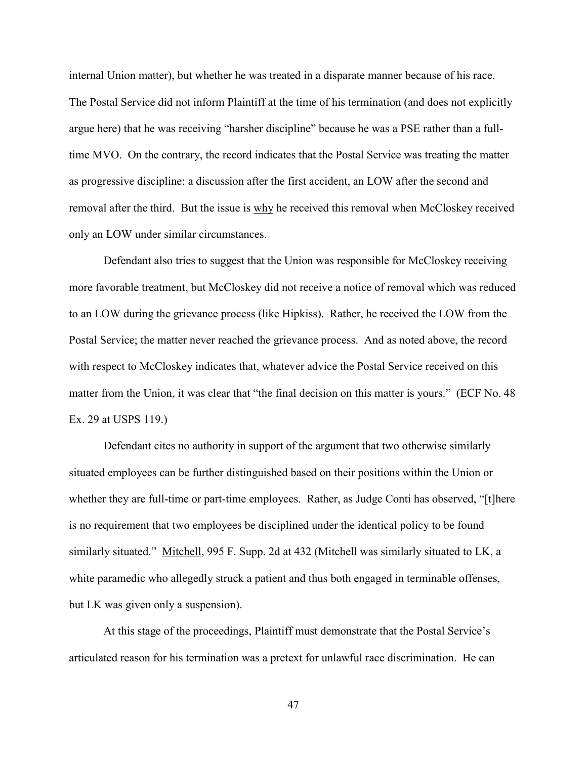internal Union matter), but whether he was treated in a disparate manner because of his race. The Postal Service did not inform Plaintiff at the time of his termination (and does not explicitly argue here) that he was receiving "harsher discipline" because he was a PSE rather than a full-time MVO. On the contrary, the record indicates that the Postal Service was treating the matter as progressive discipline: a discussion after the first accident, an LOW after the second and removal after the third. But the issue is why he received this removal when McCloskey received only an LOW under similar circumstances.

Defendant also tries to suggest that the Union was responsible for McCloskey receiving more favorable treatment, but McCloskey did not receive a notice of removal which was reduced to an LOW during the grievance process (like Hipkiss). Rather, he received the LOW from the Postal Service; the matter never reached the grievance process. And as noted above, the record with respect to McCloskey indicates that, whatever advice the Postal Service received on this matter from the Union, it was clear that "the final decision on this matter is yours." (ECF No. 48 Ex. 29 at USPS 119.)

Defendant cites no authority in support of the argument that two otherwise similarly situated employees can be further distinguished based on their positions within the Union or whether they are full-time or part-time employees. Rather, as Judge Conti has observed, "[t]here is no requirement that two employees be disciplined under the identical policy to be found similarly situated." Mitchell, 995 F. Supp. 2d at 432 (Mitchell was similarly situated to LK, a white paramedic who allegedly struck a patient and thus both engaged in terminable offenses, but LK was given only a suspension).

At this stage of the proceedings, Plaintiff must demonstrate that the Postal Service's articulated reason for his termination was a pretext for unlawful race discrimination. He can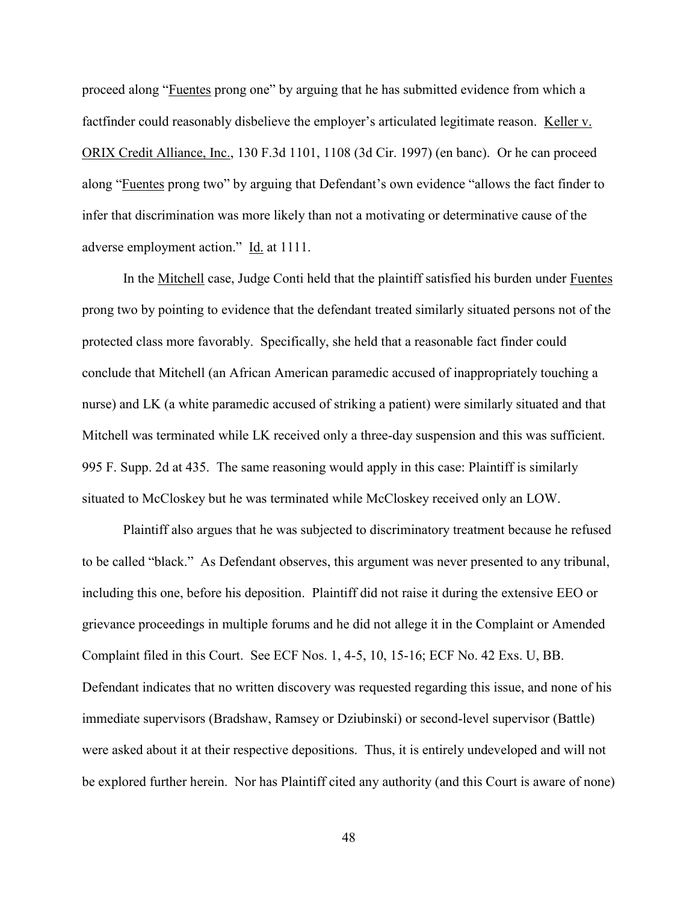proceed along "Fuentes prong one" by arguing that he has submitted evidence from which a factfinder could reasonably disbelieve the employer's articulated legitimate reason. Keller v. ORIX Credit Alliance, Inc., 130 F.3d 1101, 1108 (3d Cir. 1997) (en banc). Or he can proceed along "Fuentes prong two" by arguing that Defendant's own evidence "allows the fact finder to infer that discrimination was more likely than not a motivating or determinative cause of the adverse employment action." Id. at 1111.

In the Mitchell case, Judge Conti held that the plaintiff satisfied his burden under Fuentes prong two by pointing to evidence that the defendant treated similarly situated persons not of the protected class more favorably. Specifically, she held that a reasonable fact finder could conclude that Mitchell (an African American paramedic accused of inappropriately touching a nurse) and LK (a white paramedic accused of striking a patient) were similarly situated and that Mitchell was terminated while LK received only a three-day suspension and this was sufficient. 995 F. Supp. 2d at 435. The same reasoning would apply in this case: Plaintiff is similarly situated to McCloskey but he was terminated while McCloskey received only an LOW.

Plaintiff also argues that he was subjected to discriminatory treatment because he refused to be called "black." As Defendant observes, this argument was never presented to any tribunal, including this one, before his deposition. Plaintiff did not raise it during the extensive EEO or grievance proceedings in multiple forums and he did not allege it in the Complaint or Amended Complaint filed in this Court. See ECF Nos. 1, 4-5, 10, 15-16; ECF No. 42 Exs. U, BB. Defendant indicates that no written discovery was requested regarding this issue, and none of his immediate supervisors (Bradshaw, Ramsey or Dziubinski) or second-level supervisor (Battle) were asked about it at their respective depositions. Thus, it is entirely undeveloped and will not be explored further herein. Nor has Plaintiff cited any authority (and this Court is aware of none)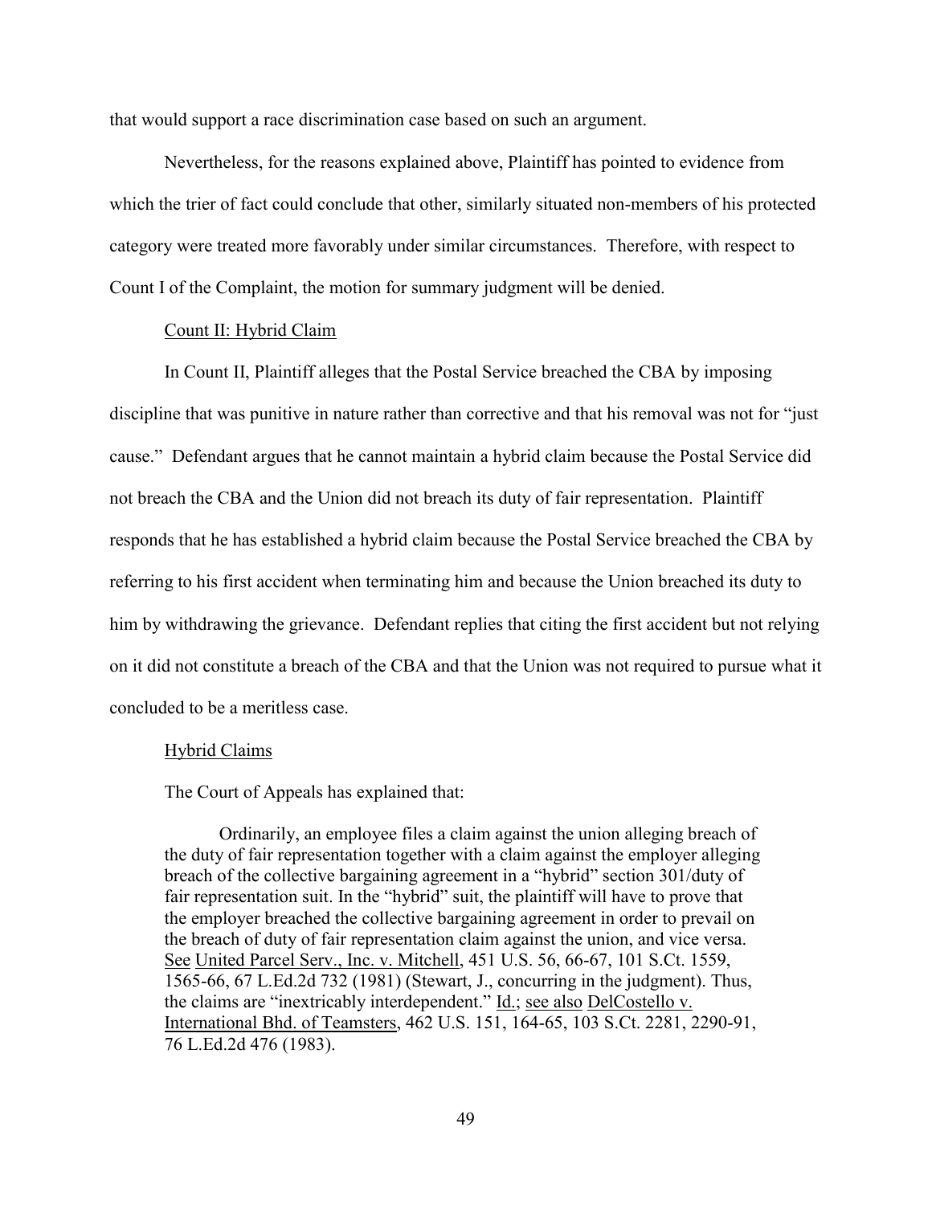that would support a race discrimination case based on such an argument.

Nevertheless, for the reasons explained above, Plaintiff has pointed to evidence from which the trier of fact could conclude that other, similarly situated non-members of his protected category were treated more favorably under similar circumstances. Therefore, with respect to Count I of the Complaint, the motion for summary judgment will be denied.

Count II: Hybrid Claim

In Count II, Plaintiff alleges that the Postal Service breached the CBA by imposing discipline that was punitive in nature rather than corrective and that his removal was not for "just cause." Defendant argues that he cannot maintain a hybrid claim because the Postal Service did not breach the CBA and the Union did not breach its duty of fair representation. Plaintiff responds that he has established a hybrid claim because the Postal Service breached the CBA by referring to his first accident when terminating him and because the Union breached its duty to him by withdrawing the grievance. Defendant replies that citing the first accident but not relying on it did not constitute a breach of the CBA and that the Union was not required to pursue what it concluded to be a meritless case.

Hybrid Claims

The Court of Appeals has explained that:

> Ordinarily, an employee files a claim against the union alleging breach of the duty of fair representation together with a claim against the employer alleging breach of the collective bargaining agreement in a "hybrid" section 301/duty of fair representation suit. In the "hybrid" suit, the plaintiff will have to prove that the employer breached the collective bargaining agreement in order to prevail on the breach of duty of fair representation claim against the union, and vice versa. See United Parcel Serv., Inc. v. Mitchell, 451 U.S. 56, 66-67, 101 S.Ct. 1559, 1565-66, 67 L.Ed.2d 732 (1981) (Stewart, J., concurring in the judgment). Thus, the claims are "inextricably interdependent." Id.; see also DelCostello v. International Bhd. of Teamsters, 462 U.S. 151, 164-65, 103 S.Ct. 2281, 2290-91, 76 L.Ed.2d 476 (1983).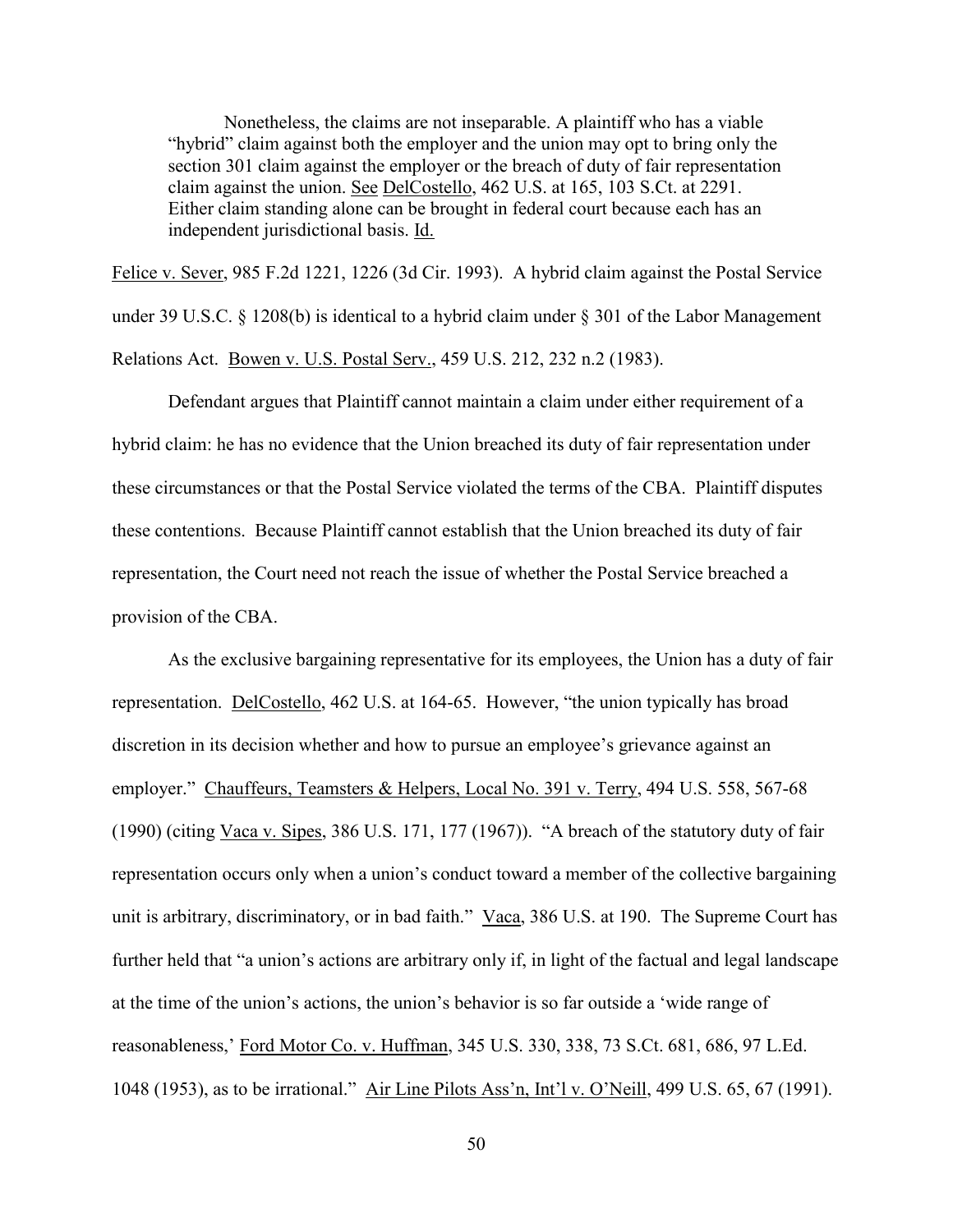> Nonetheless, the claims are not inseparable. A plaintiff who has a viable "hybrid" claim against both the employer and the union may opt to bring only the section 301 claim against the employer or the breach of duty of fair representation claim against the union. See DelCostello, 462 U.S. at 165, 103 S.Ct. at 2291. Either claim standing alone can be brought in federal court because each has an independent jurisdictional basis. Id.

Felice v. Sever, 985 F.2d 1221, 1226 (3d Cir. 1993). A hybrid claim against the Postal Service under 39 U.S.C. § 1208(b) is identical to a hybrid claim under § 301 of the Labor Management Relations Act. Bowen v. U.S. Postal Serv., 459 U.S. 212, 232 n.2 (1983).

Defendant argues that Plaintiff cannot maintain a claim under either requirement of a hybrid claim: he has no evidence that the Union breached its duty of fair representation under these circumstances or that the Postal Service violated the terms of the CBA. Plaintiff disputes these contentions. Because Plaintiff cannot establish that the Union breached its duty of fair representation, the Court need not reach the issue of whether the Postal Service breached a provision of the CBA.

As the exclusive bargaining representative for its employees, the Union has a duty of fair representation. DelCostello, 462 U.S. at 164-65. However, "the union typically has broad discretion in its decision whether and how to pursue an employee's grievance against an employer." Chauffeurs, Teamsters & Helpers, Local No. 391 v. Terry, 494 U.S. 558, 567-68 (1990) (citing Vaca v. Sipes, 386 U.S. 171, 177 (1967)). "A breach of the statutory duty of fair representation occurs only when a union's conduct toward a member of the collective bargaining unit is arbitrary, discriminatory, or in bad faith." Vaca, 386 U.S. at 190. The Supreme Court has further held that "a union's actions are arbitrary only if, in light of the factual and legal landscape at the time of the union's actions, the union's behavior is so far outside a 'wide range of reasonableness,' Ford Motor Co. v. Huffman, 345 U.S. 330, 338, 73 S.Ct. 681, 686, 97 L.Ed. 1048 (1953), as to be irrational." Air Line Pilots Ass'n, Int'l v. O'Neill, 499 U.S. 65, 67 (1991).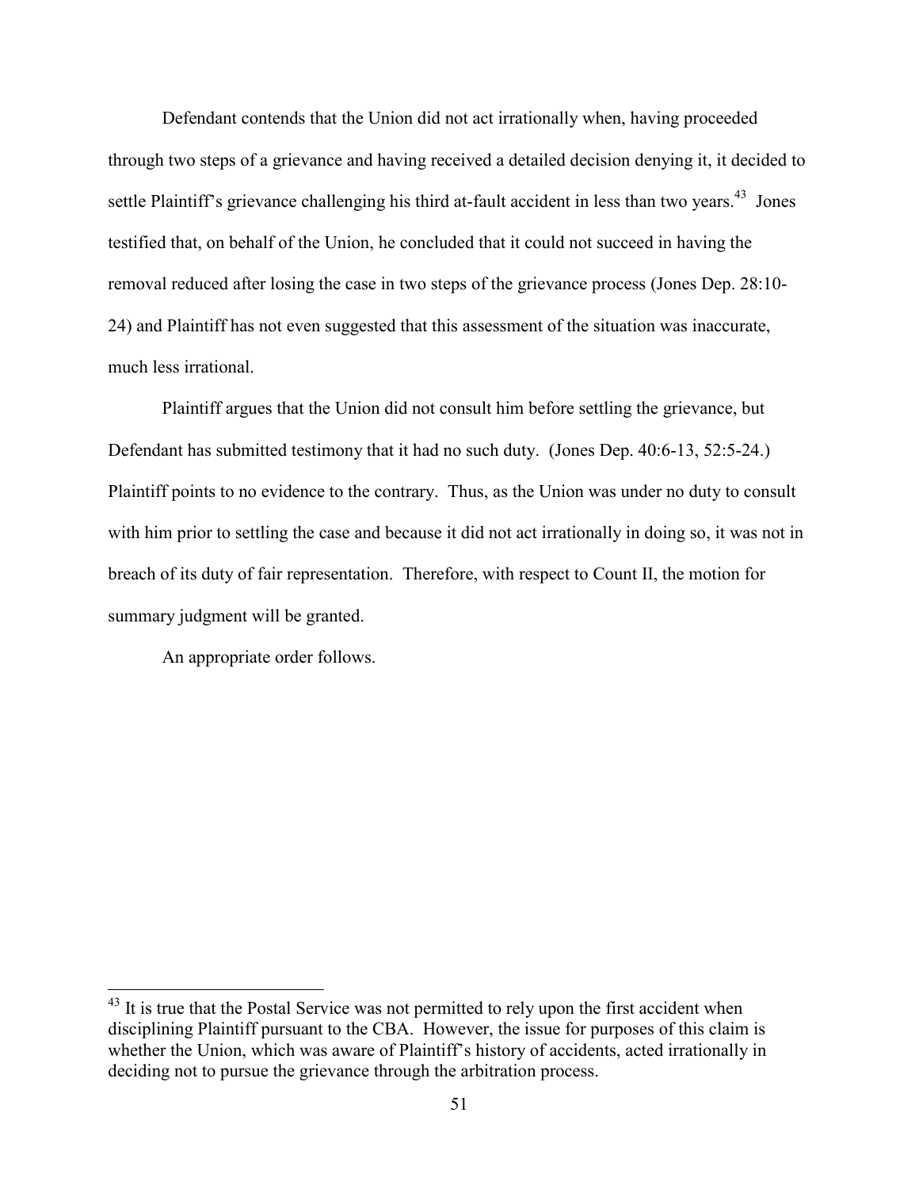Defendant contends that the Union did not act irrationally when, having proceeded through two steps of a grievance and having received a detailed decision denying it, it decided to settle Plaintiff's grievance challenging his third at-fault accident in less than two years.[43] Jones testified that, on behalf of the Union, he concluded that it could not succeed in having the removal reduced after losing the case in two steps of the grievance process (Jones Dep. 28:10-24) and Plaintiff has not even suggested that this assessment of the situation was inaccurate, much less irrational.

Plaintiff argues that the Union did not consult him before settling the grievance, but Defendant has submitted testimony that it had no such duty. (Jones Dep. 40:6-13, 52:5-24.) Plaintiff points to no evidence to the contrary. Thus, as the Union was under no duty to consult with him prior to settling the case and because it did not act irrationally in doing so, it was not in breach of its duty of fair representation. Therefore, with respect to Count II, the motion for summary judgment will be granted.

An appropriate order follows.

[43] It is true that the Postal Service was not permitted to rely upon the first accident when disciplining Plaintiff pursuant to the CBA. However, the issue for purposes of this claim is whether the Union, which was aware of Plaintiff's history of accidents, acted irrationally in deciding not to pursue the grievance through the arbitration process.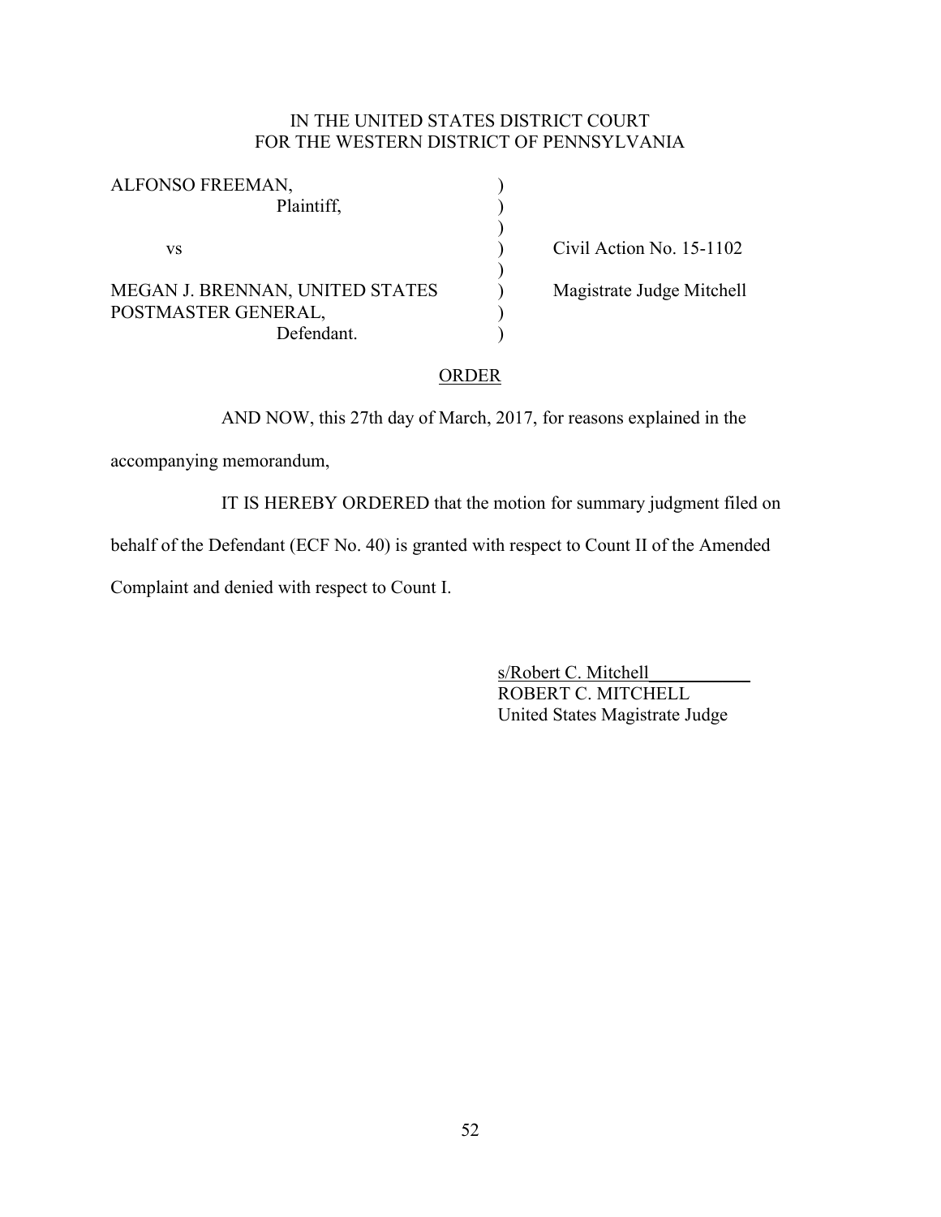IN THE UNITED STATES DISTRICT COURT
FOR THE WESTERN DISTRICT OF PENNSYLVANIA

| | | |
|---|---|---|
| ALFONSO FREEMAN, Plaintiff, | ) | |
| vs | ) | Civil Action No. 15-1102 |
| MEGAN J. BRENNAN, UNITED STATES POSTMASTER GENERAL, Defendant. | ) | Magistrate Judge Mitchell |

ORDER

AND NOW, this 27th day of March, 2017, for reasons explained in the accompanying memorandum,

IT IS HEREBY ORDERED that the motion for summary judgment filed on behalf of the Defendant (ECF No. 40) is granted with respect to Count II of the Amended Complaint and denied with respect to Count I.

s/Robert C. Mitchell
ROBERT C. MITCHELL
United States Magistrate Judge